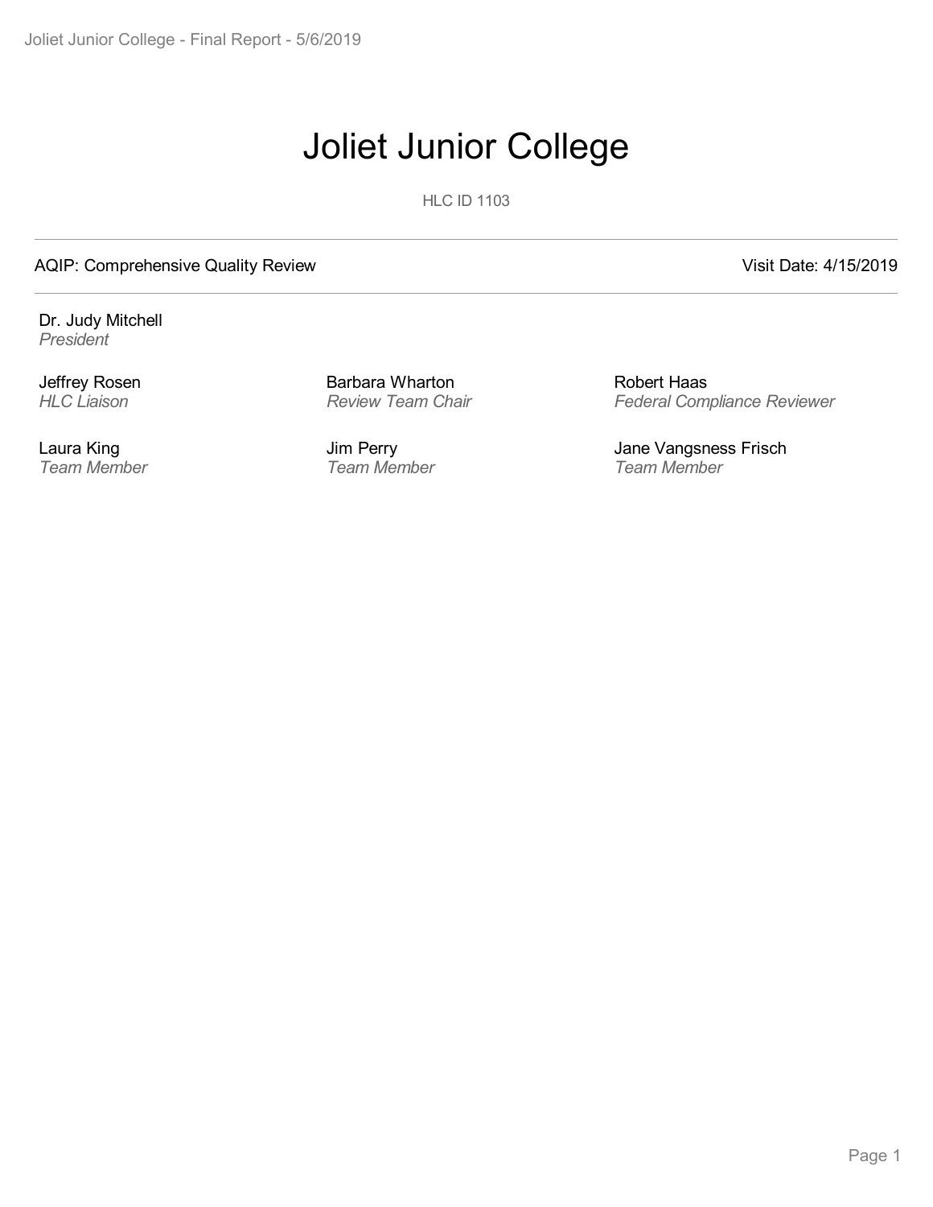# Joliet Junior College

HLC ID 1103

AQIP: Comprehensive Quality Review

Visit Date: 4/15/2019

Dr. Judy Mitchell
*President*

Jeffrey Rosen
*HLC Liaison*

Barbara Wharton
*Review Team Chair*

Robert Haas
*Federal Compliance Reviewer*

Laura King
*Team Member*

Jim Perry
*Team Member*

Jane Vangsness Frisch
*Team Member*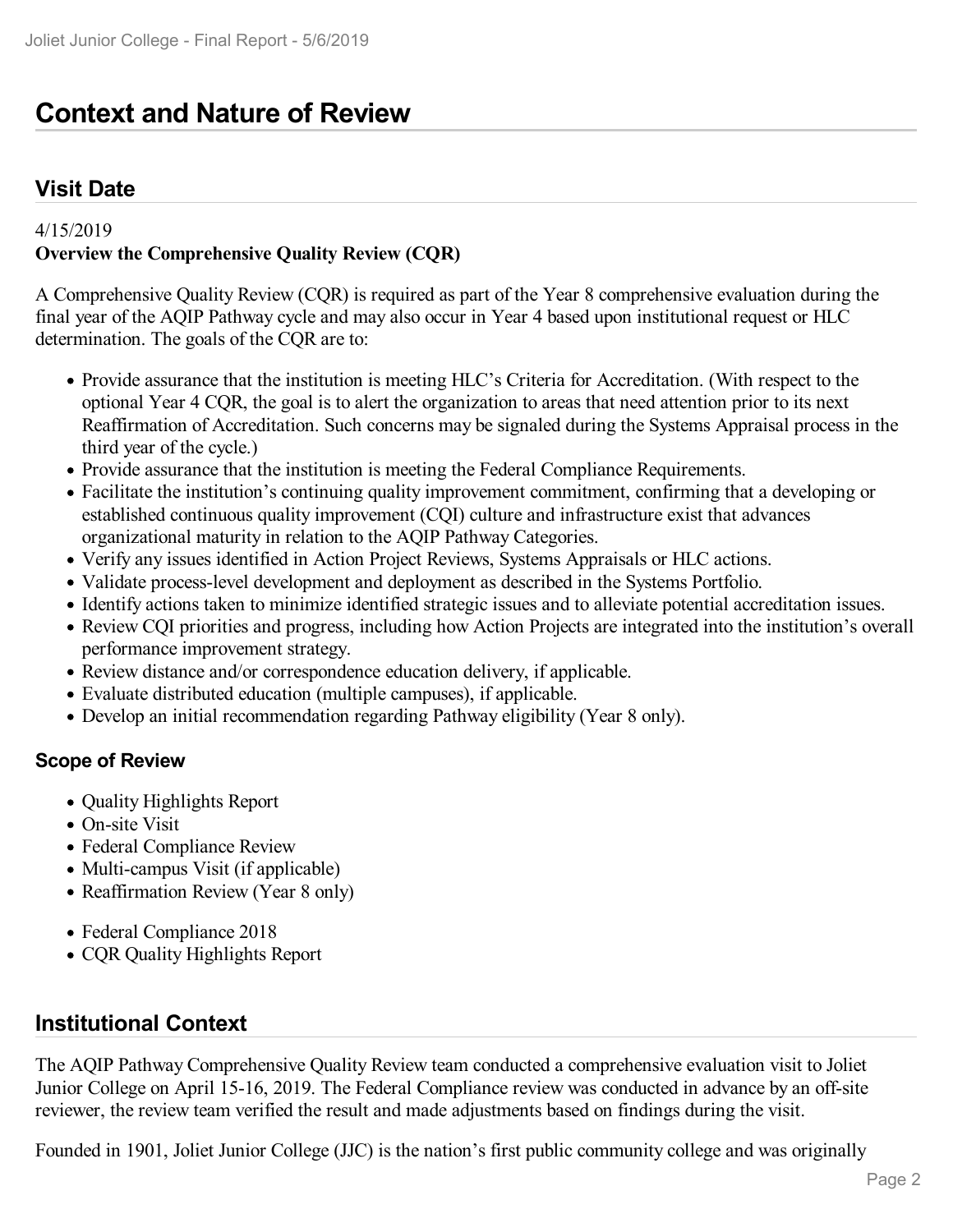# Context and Nature of Review

## Visit Date

4/15/2019

**Overview the Comprehensive Quality Review (CQR)**

A Comprehensive Quality Review (CQR) is required as part of the Year 8 comprehensive evaluation during the final year of the AQIP Pathway cycle and may also occur in Year 4 based upon institutional request or HLC determination. The goals of the CQR are to:

- Provide assurance that the institution is meeting HLC's Criteria for Accreditation. (With respect to the optional Year 4 CQR, the goal is to alert the organization to areas that need attention prior to its next Reaffirmation of Accreditation. Such concerns may be signaled during the Systems Appraisal process in the third year of the cycle.)
- Provide assurance that the institution is meeting the Federal Compliance Requirements.
- Facilitate the institution's continuing quality improvement commitment, confirming that a developing or established continuous quality improvement (CQI) culture and infrastructure exist that advances organizational maturity in relation to the AQIP Pathway Categories.
- Verify any issues identified in Action Project Reviews, Systems Appraisals or HLC actions.
- Validate process-level development and deployment as described in the Systems Portfolio.
- Identify actions taken to minimize identified strategic issues and to alleviate potential accreditation issues.
- Review CQI priorities and progress, including how Action Projects are integrated into the institution's overall performance improvement strategy.
- Review distance and/or correspondence education delivery, if applicable.
- Evaluate distributed education (multiple campuses), if applicable.
- Develop an initial recommendation regarding Pathway eligibility (Year 8 only).

### Scope of Review

- Quality Highlights Report
- On-site Visit
- Federal Compliance Review
- Multi-campus Visit (if applicable)
- Reaffirmation Review (Year 8 only)

- Federal Compliance 2018
- CQR Quality Highlights Report

## Institutional Context

The AQIP Pathway Comprehensive Quality Review team conducted a comprehensive evaluation visit to Joliet Junior College on April 15-16, 2019. The Federal Compliance review was conducted in advance by an off-site reviewer, the review team verified the result and made adjustments based on findings during the visit.

Founded in 1901, Joliet Junior College (JJC) is the nation's first public community college and was originally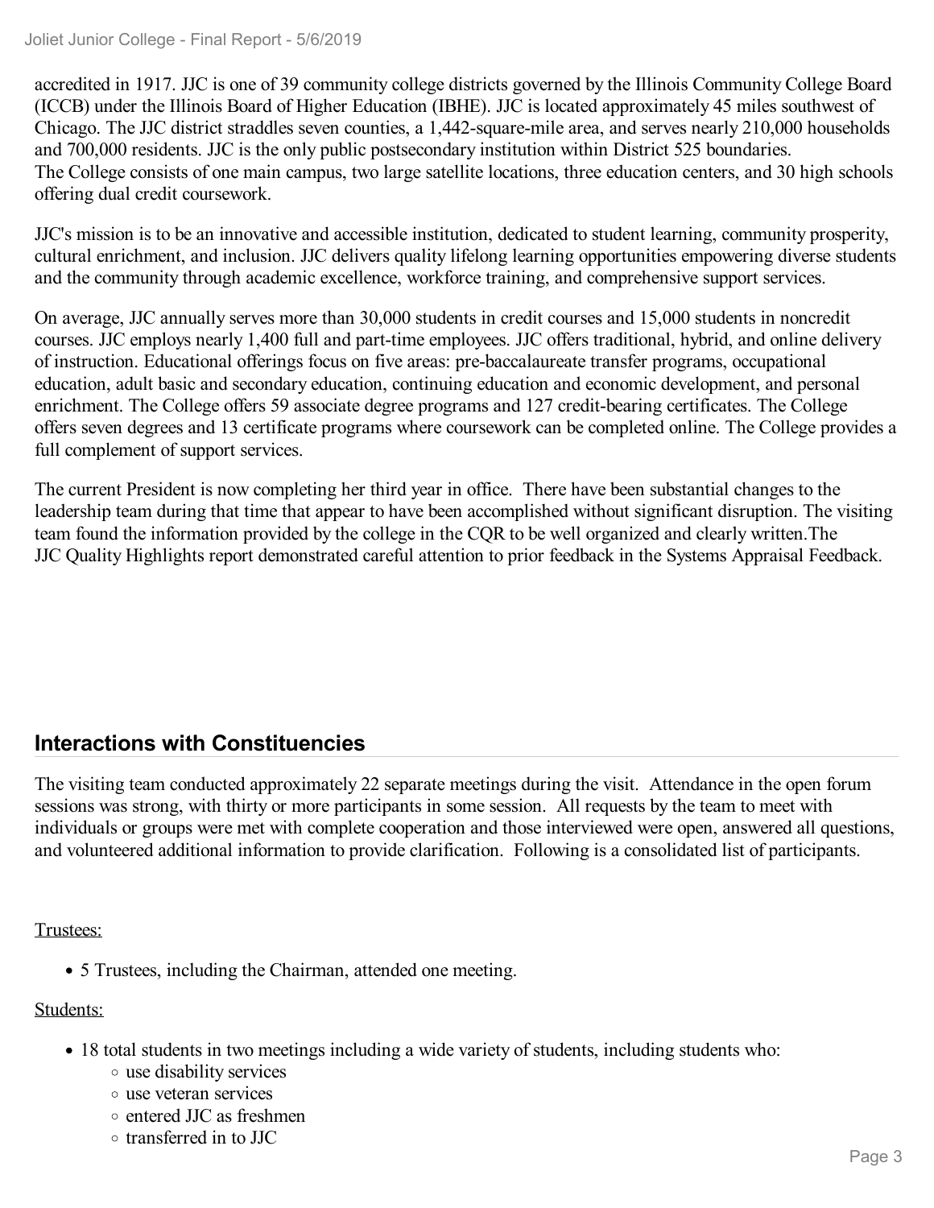accredited in 1917. JJC is one of 39 community college districts governed by the Illinois Community College Board (ICCB) under the Illinois Board of Higher Education (IBHE). JJC is located approximately 45 miles southwest of Chicago. The JJC district straddles seven counties, a 1,442-square-mile area, and serves nearly 210,000 households and 700,000 residents. JJC is the only public postsecondary institution within District 525 boundaries. The College consists of one main campus, two large satellite locations, three education centers, and 30 high schools offering dual credit coursework.

JJC's mission is to be an innovative and accessible institution, dedicated to student learning, community prosperity, cultural enrichment, and inclusion. JJC delivers quality lifelong learning opportunities empowering diverse students and the community through academic excellence, workforce training, and comprehensive support services.

On average, JJC annually serves more than 30,000 students in credit courses and 15,000 students in noncredit courses. JJC employs nearly 1,400 full and part-time employees. JJC offers traditional, hybrid, and online delivery of instruction. Educational offerings focus on five areas: pre-baccalaureate transfer programs, occupational education, adult basic and secondary education, continuing education and economic development, and personal enrichment. The College offers 59 associate degree programs and 127 credit-bearing certificates. The College offers seven degrees and 13 certificate programs where coursework can be completed online. The College provides a full complement of support services.

The current President is now completing her third year in office. There have been substantial changes to the leadership team during that time that appear to have been accomplished without significant disruption. The visiting team found the information provided by the college in the CQR to be well organized and clearly written.The JJC Quality Highlights report demonstrated careful attention to prior feedback in the Systems Appraisal Feedback.

## Interactions with Constituencies

The visiting team conducted approximately 22 separate meetings during the visit. Attendance in the open forum sessions was strong, with thirty or more participants in some session. All requests by the team to meet with individuals or groups were met with complete cooperation and those interviewed were open, answered all questions, and volunteered additional information to provide clarification. Following is a consolidated list of participants.

Trustees:

- 5 Trustees, including the Chairman, attended one meeting.

Students:

- 18 total students in two meetings including a wide variety of students, including students who:
  - use disability services
  - use veteran services
  - entered JJC as freshmen
  - transferred in to JJC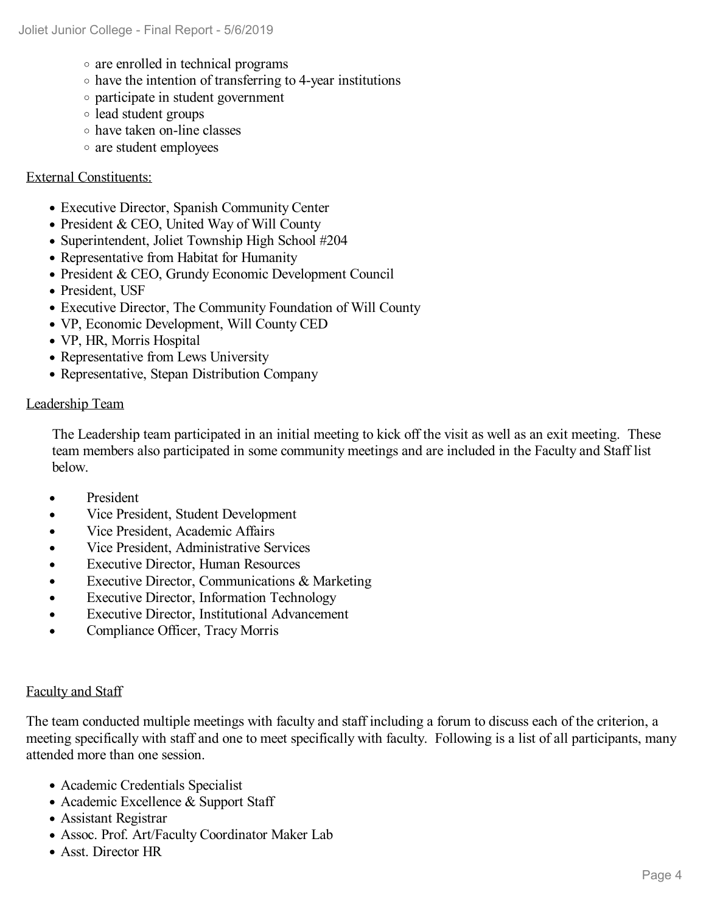- are enrolled in technical programs
- have the intention of transferring to 4-year institutions
- participate in student government
- lead student groups
- have taken on-line classes
- are student employees

External Constituents:

- Executive Director, Spanish Community Center
- President & CEO, United Way of Will County
- Superintendent, Joliet Township High School #204
- Representative from Habitat for Humanity
- President & CEO, Grundy Economic Development Council
- President, USF
- Executive Director, The Community Foundation of Will County
- VP, Economic Development, Will County CED
- VP, HR, Morris Hospital
- Representative from Lews University
- Representative, Stepan Distribution Company

Leadership Team

The Leadership team participated in an initial meeting to kick off the visit as well as an exit meeting. These team members also participated in some community meetings and are included in the Faculty and Staff list below.

- President
- Vice President, Student Development
- Vice President, Academic Affairs
- Vice President, Administrative Services
- Executive Director, Human Resources
- Executive Director, Communications & Marketing
- Executive Director, Information Technology
- Executive Director, Institutional Advancement
- Compliance Officer, Tracy Morris

Faculty and Staff

The team conducted multiple meetings with faculty and staff including a forum to discuss each of the criterion, a meeting specifically with staff and one to meet specifically with faculty. Following is a list of all participants, many attended more than one session.

- Academic Credentials Specialist
- Academic Excellence & Support Staff
- Assistant Registrar
- Assoc. Prof. Art/Faculty Coordinator Maker Lab
- Asst. Director HR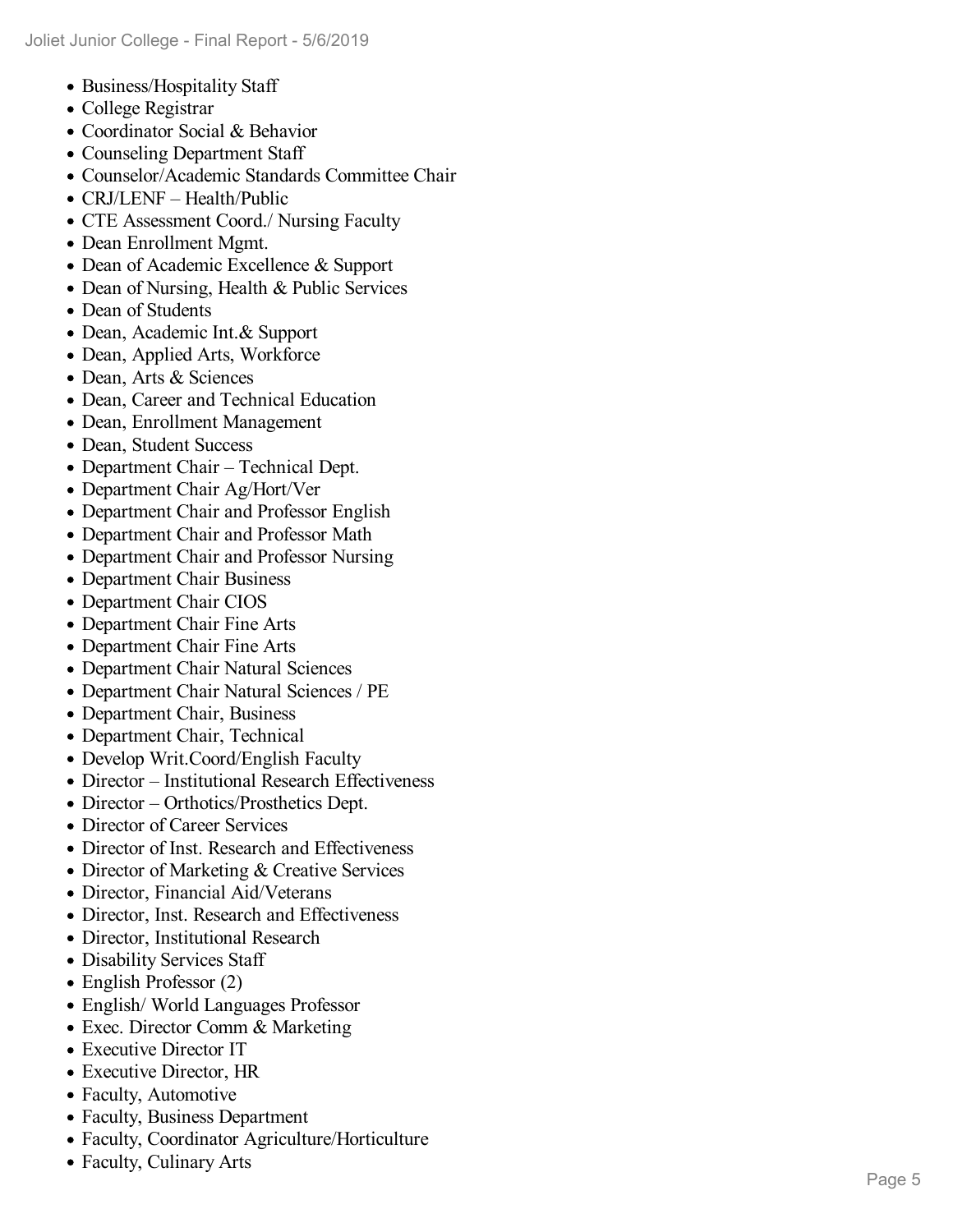- Business/Hospitality Staff
- College Registrar
- Coordinator Social & Behavior
- Counseling Department Staff
- Counselor/Academic Standards Committee Chair
- CRJ/LENF – Health/Public
- CTE Assessment Coord./ Nursing Faculty
- Dean Enrollment Mgmt.
- Dean of Academic Excellence & Support
- Dean of Nursing, Health & Public Services
- Dean of Students
- Dean, Academic Int.& Support
- Dean, Applied Arts, Workforce
- Dean, Arts & Sciences
- Dean, Career and Technical Education
- Dean, Enrollment Management
- Dean, Student Success
- Department Chair – Technical Dept.
- Department Chair Ag/Hort/Ver
- Department Chair and Professor English
- Department Chair and Professor Math
- Department Chair and Professor Nursing
- Department Chair Business
- Department Chair CIOS
- Department Chair Fine Arts
- Department Chair Fine Arts
- Department Chair Natural Sciences
- Department Chair Natural Sciences / PE
- Department Chair, Business
- Department Chair, Technical
- Develop Writ.Coord/English Faculty
- Director – Institutional Research Effectiveness
- Director – Orthotics/Prosthetics Dept.
- Director of Career Services
- Director of Inst. Research and Effectiveness
- Director of Marketing & Creative Services
- Director, Financial Aid/Veterans
- Director, Inst. Research and Effectiveness
- Director, Institutional Research
- Disability Services Staff
- English Professor (2)
- English/ World Languages Professor
- Exec. Director Comm & Marketing
- Executive Director IT
- Executive Director, HR
- Faculty, Automotive
- Faculty, Business Department
- Faculty, Coordinator Agriculture/Horticulture
- Faculty, Culinary Arts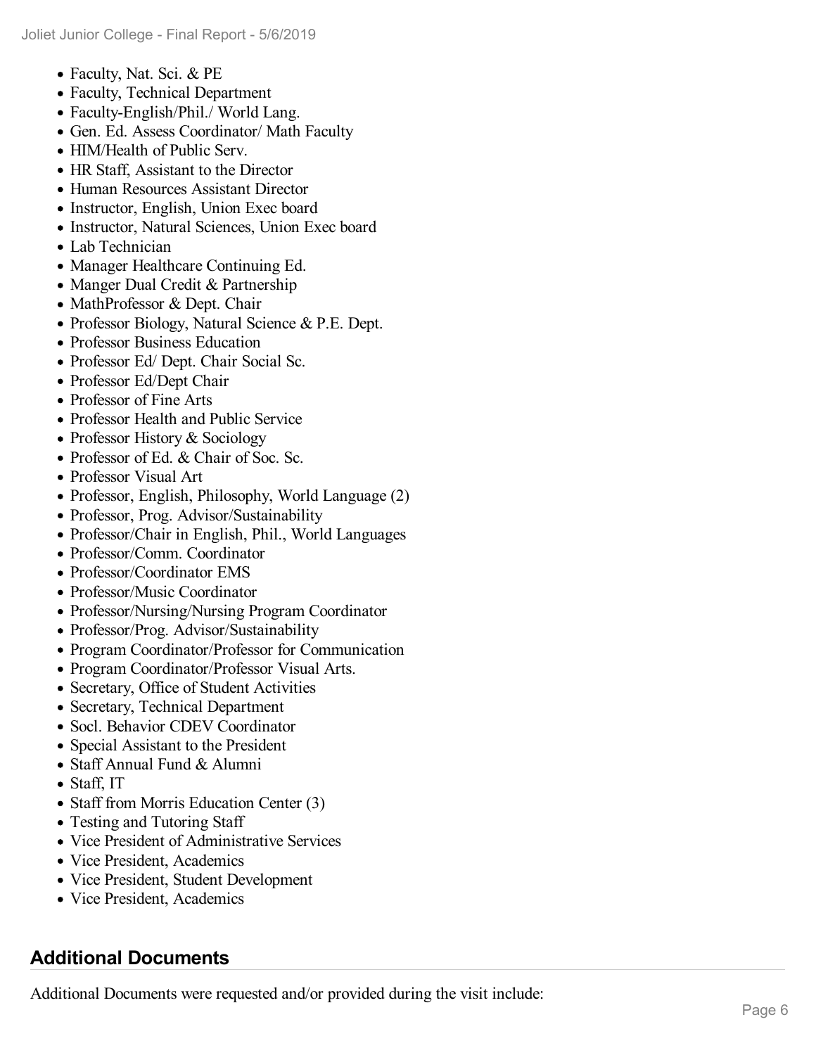- Faculty, Nat. Sci. & PE
- Faculty, Technical Department
- Faculty-English/Phil./ World Lang.
- Gen. Ed. Assess Coordinator/ Math Faculty
- HIM/Health of Public Serv.
- HR Staff, Assistant to the Director
- Human Resources Assistant Director
- Instructor, English, Union Exec board
- Instructor, Natural Sciences, Union Exec board
- Lab Technician
- Manager Healthcare Continuing Ed.
- Manger Dual Credit & Partnership
- MathProfessor & Dept. Chair
- Professor Biology, Natural Science & P.E. Dept.
- Professor Business Education
- Professor Ed/ Dept. Chair Social Sc.
- Professor Ed/Dept Chair
- Professor of Fine Arts
- Professor Health and Public Service
- Professor History & Sociology
- Professor of Ed. & Chair of Soc. Sc.
- Professor Visual Art
- Professor, English, Philosophy, World Language (2)
- Professor, Prog. Advisor/Sustainability
- Professor/Chair in English, Phil., World Languages
- Professor/Comm. Coordinator
- Professor/Coordinator EMS
- Professor/Music Coordinator
- Professor/Nursing/Nursing Program Coordinator
- Professor/Prog. Advisor/Sustainability
- Program Coordinator/Professor for Communication
- Program Coordinator/Professor Visual Arts.
- Secretary, Office of Student Activities
- Secretary, Technical Department
- Socl. Behavior CDEV Coordinator
- Special Assistant to the President
- Staff Annual Fund & Alumni
- Staff, IT
- Staff from Morris Education Center (3)
- Testing and Tutoring Staff
- Vice President of Administrative Services
- Vice President, Academics
- Vice President, Student Development
- Vice President, Academics

## Additional Documents

Additional Documents were requested and/or provided during the visit include: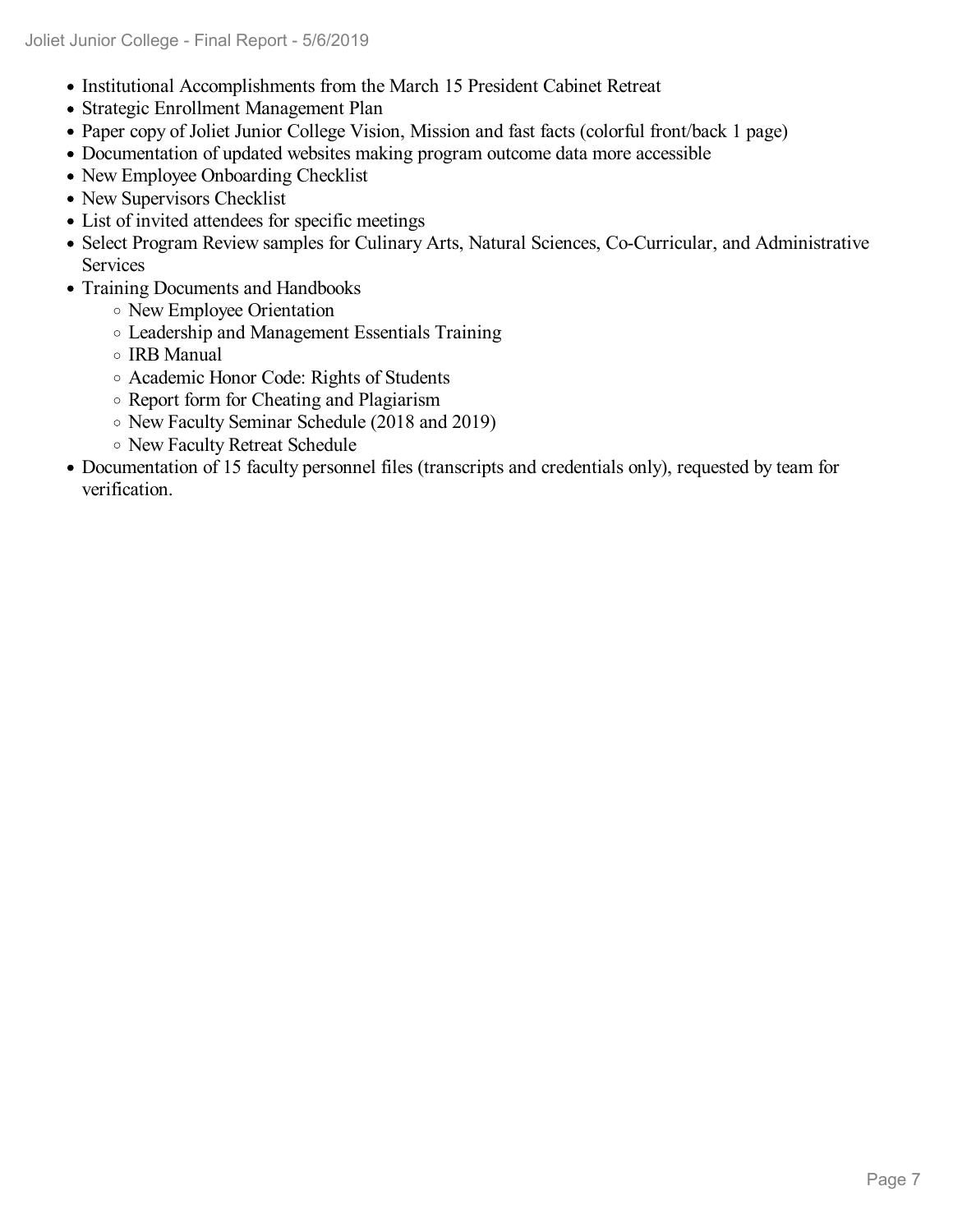- Institutional Accomplishments from the March 15 President Cabinet Retreat
- Strategic Enrollment Management Plan
- Paper copy of Joliet Junior College Vision, Mission and fast facts (colorful front/back 1 page)
- Documentation of updated websites making program outcome data more accessible
- New Employee Onboarding Checklist
- New Supervisors Checklist
- List of invited attendees for specific meetings
- Select Program Review samples for Culinary Arts, Natural Sciences, Co-Curricular, and Administrative Services
- Training Documents and Handbooks
  - New Employee Orientation
  - Leadership and Management Essentials Training
  - IRB Manual
  - Academic Honor Code: Rights of Students
  - Report form for Cheating and Plagiarism
  - New Faculty Seminar Schedule (2018 and 2019)
  - New Faculty Retreat Schedule
- Documentation of 15 faculty personnel files (transcripts and credentials only), requested by team for verification.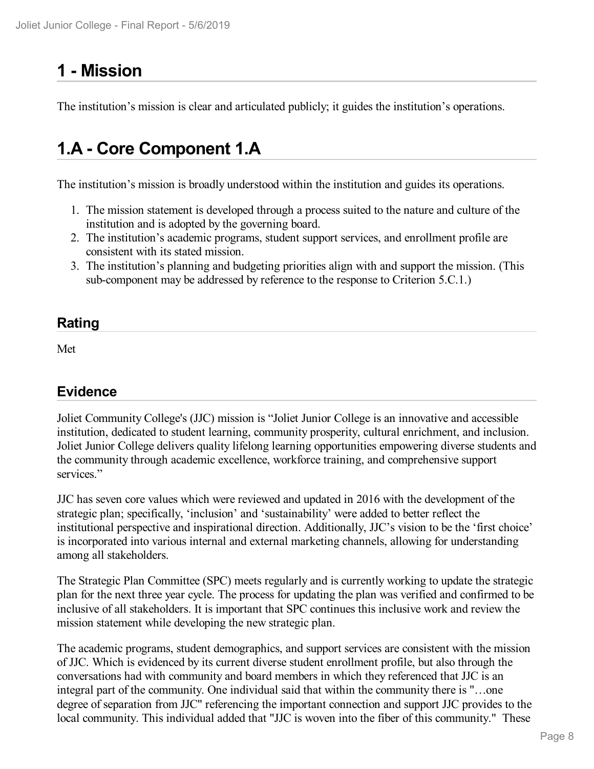# 1 - Mission

The institution's mission is clear and articulated publicly; it guides the institution's operations.

# 1.A - Core Component 1.A

The institution's mission is broadly understood within the institution and guides its operations.

1. The mission statement is developed through a process suited to the nature and culture of the institution and is adopted by the governing board.
2. The institution's academic programs, student support services, and enrollment profile are consistent with its stated mission.
3. The institution's planning and budgeting priorities align with and support the mission. (This sub-component may be addressed by reference to the response to Criterion 5.C.1.)

## Rating

Met

## Evidence

Joliet Community College's (JJC) mission is "Joliet Junior College is an innovative and accessible institution, dedicated to student learning, community prosperity, cultural enrichment, and inclusion. Joliet Junior College delivers quality lifelong learning opportunities empowering diverse students and the community through academic excellence, workforce training, and comprehensive support services."

JJC has seven core values which were reviewed and updated in 2016 with the development of the strategic plan; specifically, 'inclusion' and 'sustainability' were added to better reflect the institutional perspective and inspirational direction. Additionally, JJC's vision to be the 'first choice' is incorporated into various internal and external marketing channels, allowing for understanding among all stakeholders.

The Strategic Plan Committee (SPC) meets regularly and is currently working to update the strategic plan for the next three year cycle. The process for updating the plan was verified and confirmed to be inclusive of all stakeholders. It is important that SPC continues this inclusive work and review the mission statement while developing the new strategic plan.

The academic programs, student demographics, and support services are consistent with the mission of JJC. Which is evidenced by its current diverse student enrollment profile, but also through the conversations had with community and board members in which they referenced that JJC is an integral part of the community. One individual said that within the community there is "…one degree of separation from JJC" referencing the important connection and support JJC provides to the local community. This individual added that "JJC is woven into the fiber of this community." These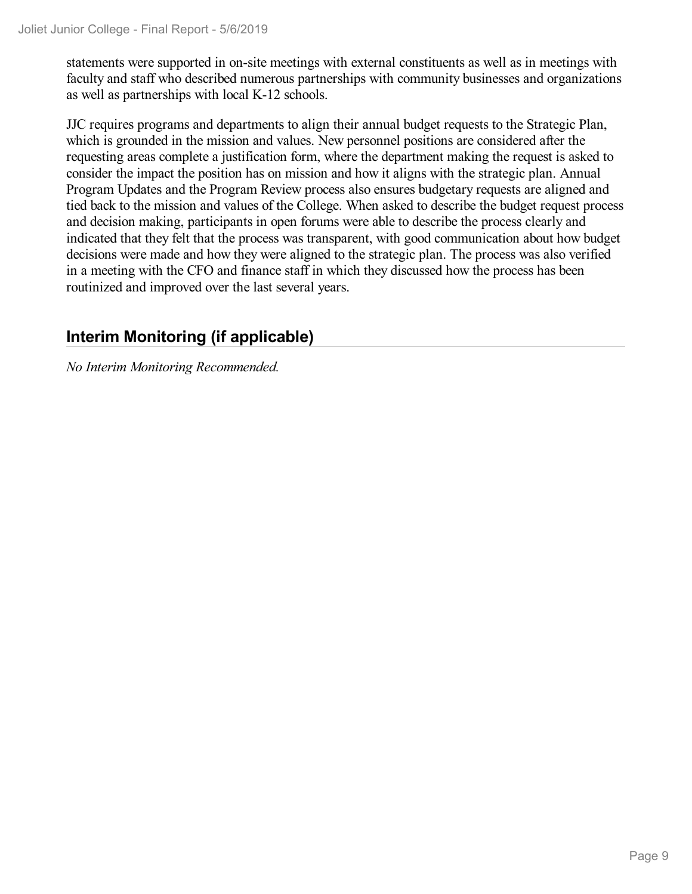statements were supported in on-site meetings with external constituents as well as in meetings with faculty and staff who described numerous partnerships with community businesses and organizations as well as partnerships with local K-12 schools.

JJC requires programs and departments to align their annual budget requests to the Strategic Plan, which is grounded in the mission and values. New personnel positions are considered after the requesting areas complete a justification form, where the department making the request is asked to consider the impact the position has on mission and how it aligns with the strategic plan. Annual Program Updates and the Program Review process also ensures budgetary requests are aligned and tied back to the mission and values of the College. When asked to describe the budget request process and decision making, participants in open forums were able to describe the process clearly and indicated that they felt that the process was transparent, with good communication about how budget decisions were made and how they were aligned to the strategic plan. The process was also verified in a meeting with the CFO and finance staff in which they discussed how the process has been routinized and improved over the last several years.

## Interim Monitoring (if applicable)

*No Interim Monitoring Recommended.*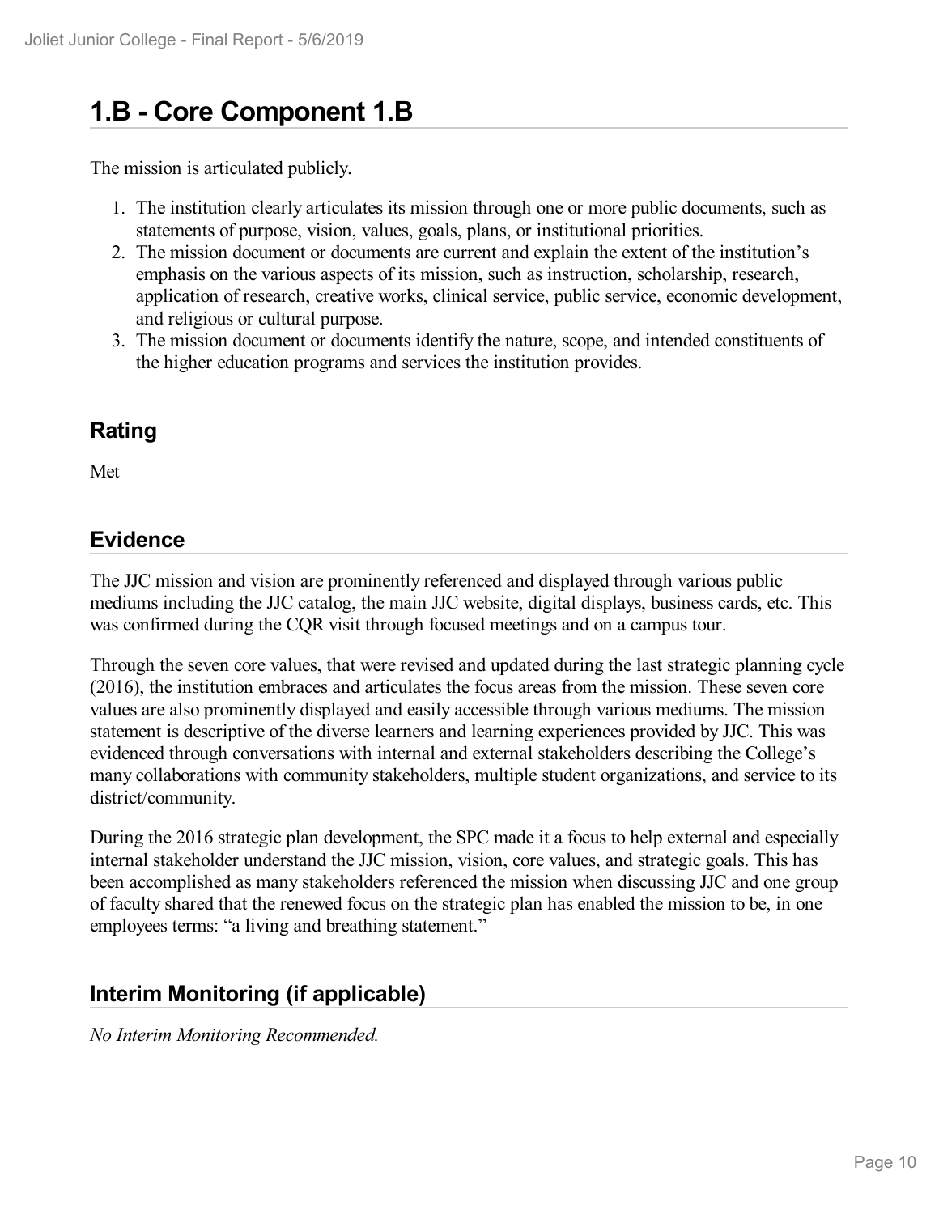# 1.B - Core Component 1.B

The mission is articulated publicly.

1. The institution clearly articulates its mission through one or more public documents, such as statements of purpose, vision, values, goals, plans, or institutional priorities.
2. The mission document or documents are current and explain the extent of the institution's emphasis on the various aspects of its mission, such as instruction, scholarship, research, application of research, creative works, clinical service, public service, economic development, and religious or cultural purpose.
3. The mission document or documents identify the nature, scope, and intended constituents of the higher education programs and services the institution provides.

## Rating

Met

## Evidence

The JJC mission and vision are prominently referenced and displayed through various public mediums including the JJC catalog, the main JJC website, digital displays, business cards, etc. This was confirmed during the CQR visit through focused meetings and on a campus tour.

Through the seven core values, that were revised and updated during the last strategic planning cycle (2016), the institution embraces and articulates the focus areas from the mission. These seven core values are also prominently displayed and easily accessible through various mediums. The mission statement is descriptive of the diverse learners and learning experiences provided by JJC. This was evidenced through conversations with internal and external stakeholders describing the College's many collaborations with community stakeholders, multiple student organizations, and service to its district/community.

During the 2016 strategic plan development, the SPC made it a focus to help external and especially internal stakeholder understand the JJC mission, vision, core values, and strategic goals. This has been accomplished as many stakeholders referenced the mission when discussing JJC and one group of faculty shared that the renewed focus on the strategic plan has enabled the mission to be, in one employees terms: "a living and breathing statement."

## Interim Monitoring (if applicable)

*No Interim Monitoring Recommended.*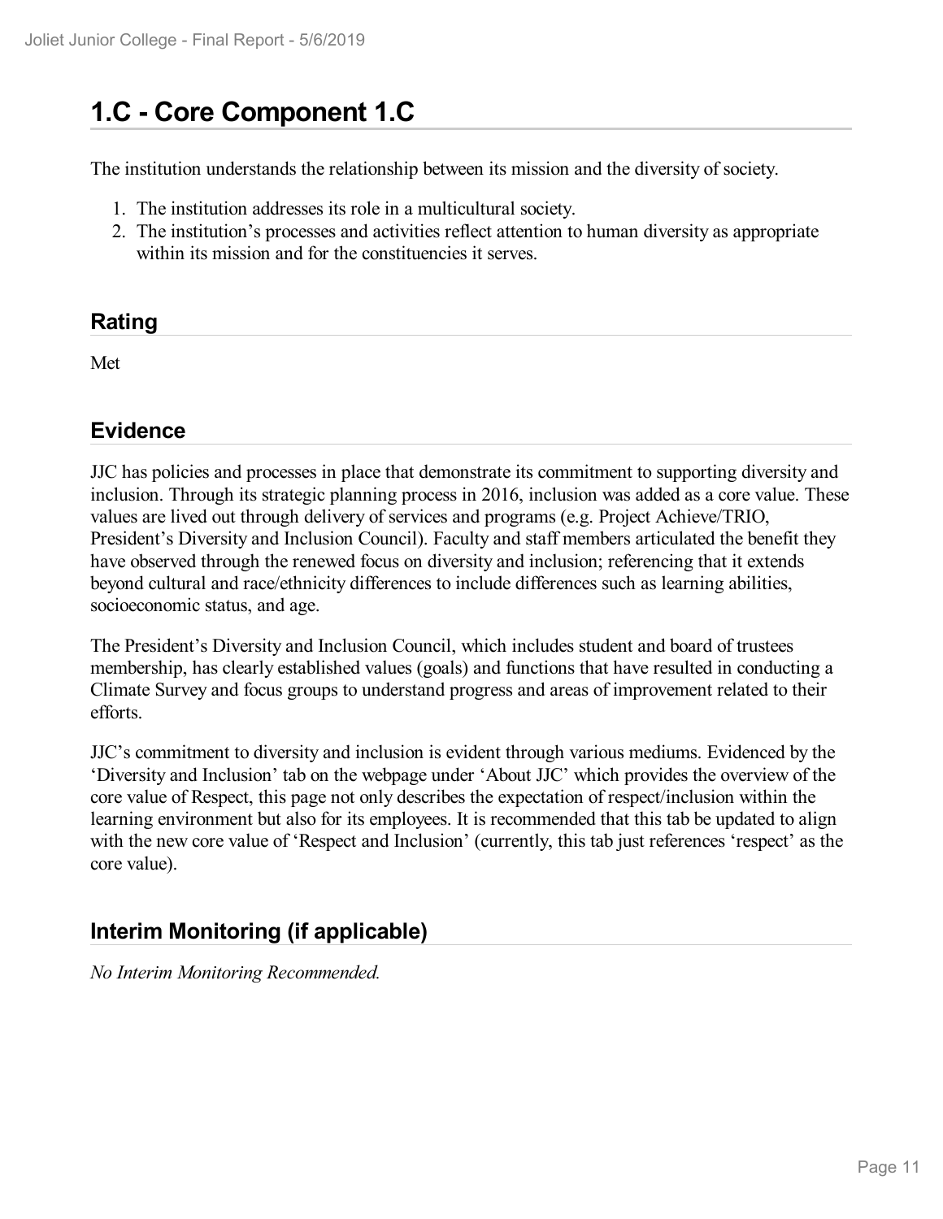# 1.C - Core Component 1.C

The institution understands the relationship between its mission and the diversity of society.

1. The institution addresses its role in a multicultural society.
2. The institution's processes and activities reflect attention to human diversity as appropriate within its mission and for the constituencies it serves.

## Rating

Met

## Evidence

JJC has policies and processes in place that demonstrate its commitment to supporting diversity and inclusion. Through its strategic planning process in 2016, inclusion was added as a core value. These values are lived out through delivery of services and programs (e.g. Project Achieve/TRIO, President's Diversity and Inclusion Council). Faculty and staff members articulated the benefit they have observed through the renewed focus on diversity and inclusion; referencing that it extends beyond cultural and race/ethnicity differences to include differences such as learning abilities, socioeconomic status, and age.

The President's Diversity and Inclusion Council, which includes student and board of trustees membership, has clearly established values (goals) and functions that have resulted in conducting a Climate Survey and focus groups to understand progress and areas of improvement related to their efforts.

JJC's commitment to diversity and inclusion is evident through various mediums. Evidenced by the 'Diversity and Inclusion' tab on the webpage under 'About JJC' which provides the overview of the core value of Respect, this page not only describes the expectation of respect/inclusion within the learning environment but also for its employees. It is recommended that this tab be updated to align with the new core value of 'Respect and Inclusion' (currently, this tab just references 'respect' as the core value).

## Interim Monitoring (if applicable)

*No Interim Monitoring Recommended.*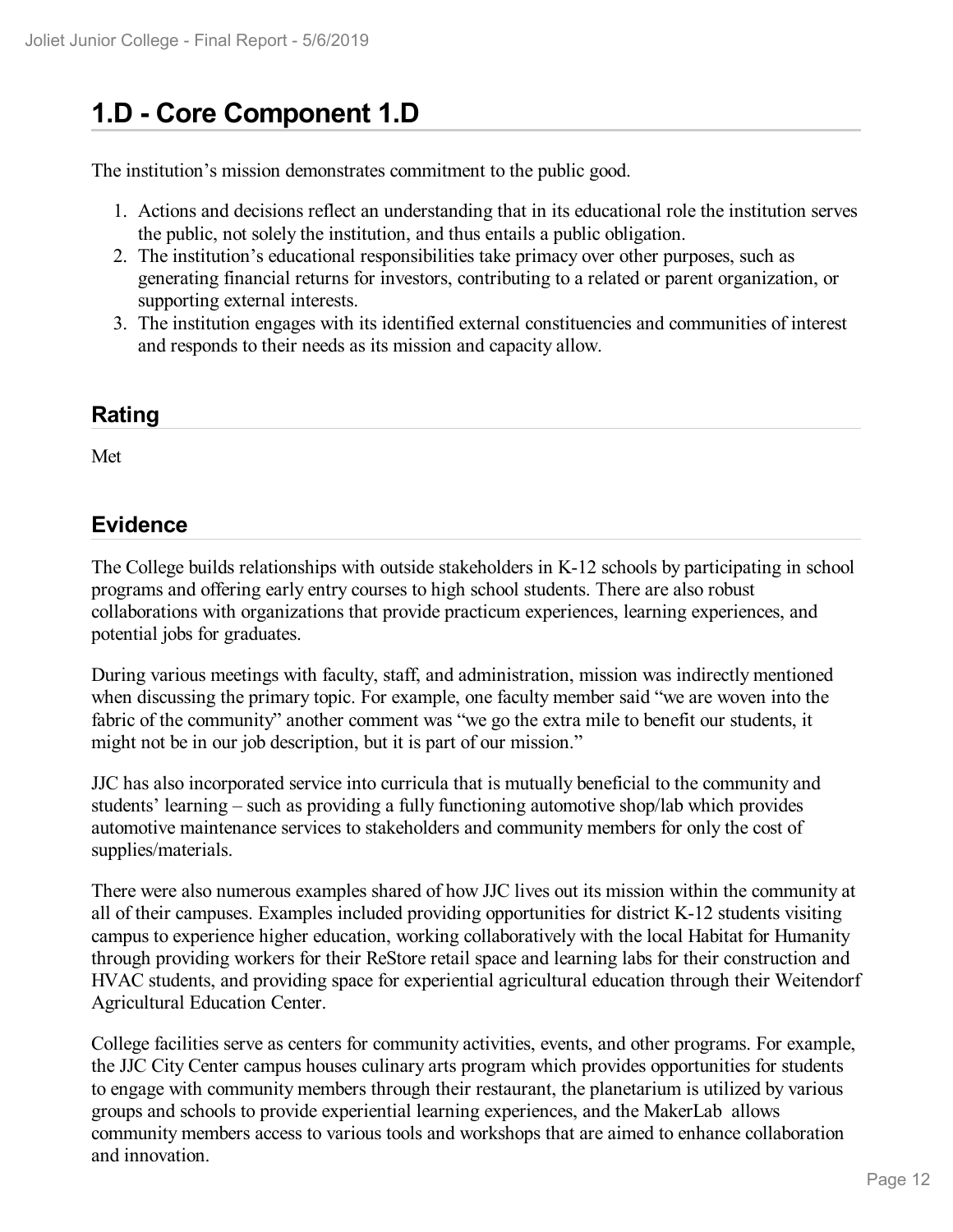# 1.D - Core Component 1.D

The institution's mission demonstrates commitment to the public good.

1. Actions and decisions reflect an understanding that in its educational role the institution serves the public, not solely the institution, and thus entails a public obligation.
2. The institution's educational responsibilities take primacy over other purposes, such as generating financial returns for investors, contributing to a related or parent organization, or supporting external interests.
3. The institution engages with its identified external constituencies and communities of interest and responds to their needs as its mission and capacity allow.

## Rating

Met

## Evidence

The College builds relationships with outside stakeholders in K-12 schools by participating in school programs and offering early entry courses to high school students. There are also robust collaborations with organizations that provide practicum experiences, learning experiences, and potential jobs for graduates.

During various meetings with faculty, staff, and administration, mission was indirectly mentioned when discussing the primary topic. For example, one faculty member said "we are woven into the fabric of the community" another comment was "we go the extra mile to benefit our students, it might not be in our job description, but it is part of our mission."

JJC has also incorporated service into curricula that is mutually beneficial to the community and students' learning – such as providing a fully functioning automotive shop/lab which provides automotive maintenance services to stakeholders and community members for only the cost of supplies/materials.

There were also numerous examples shared of how JJC lives out its mission within the community at all of their campuses. Examples included providing opportunities for district K-12 students visiting campus to experience higher education, working collaboratively with the local Habitat for Humanity through providing workers for their ReStore retail space and learning labs for their construction and HVAC students, and providing space for experiential agricultural education through their Weitendorf Agricultural Education Center.

College facilities serve as centers for community activities, events, and other programs. For example, the JJC City Center campus houses culinary arts program which provides opportunities for students to engage with community members through their restaurant, the planetarium is utilized by various groups and schools to provide experiential learning experiences, and the MakerLab allows community members access to various tools and workshops that are aimed to enhance collaboration and innovation.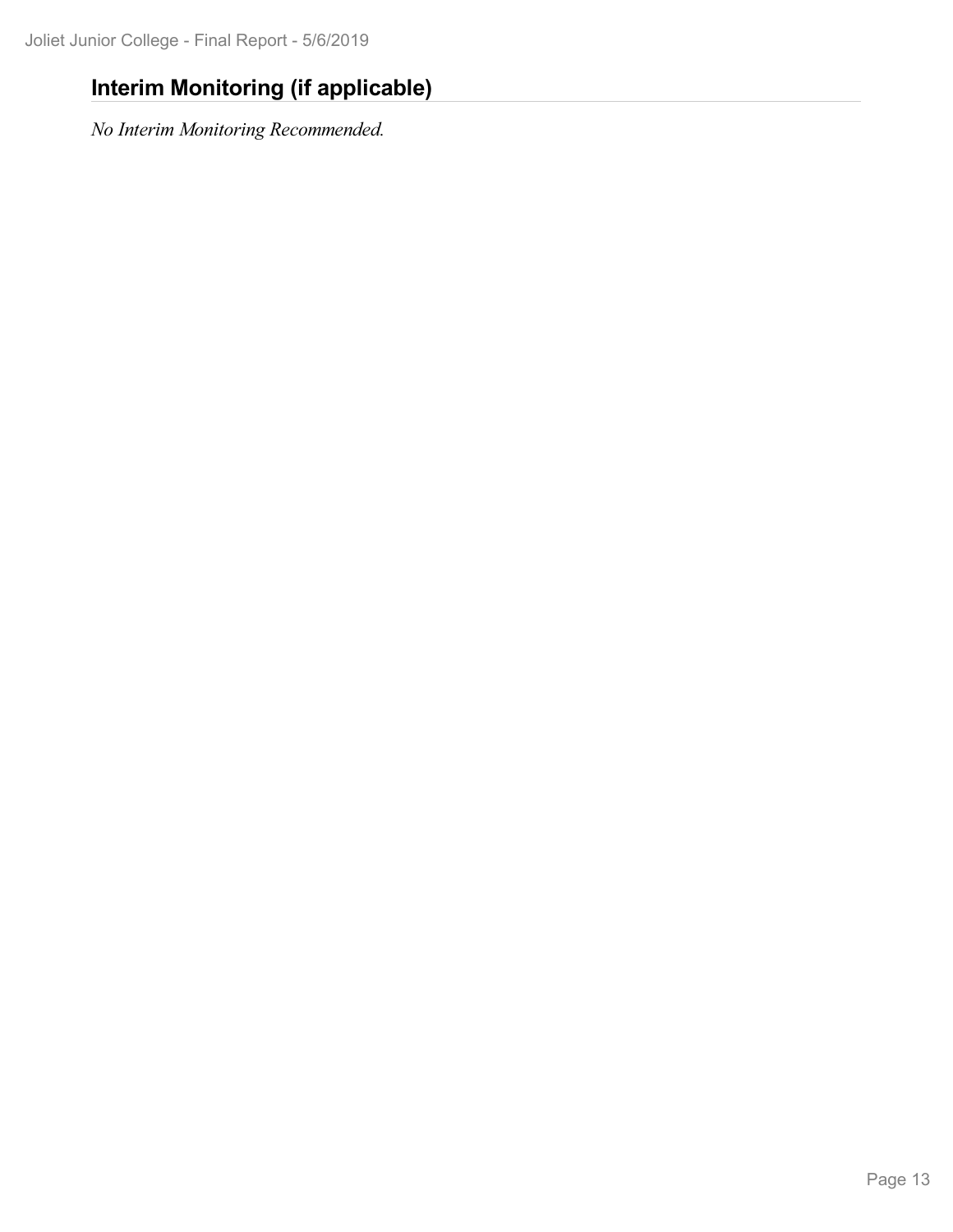## Interim Monitoring (if applicable)

*No Interim Monitoring Recommended.*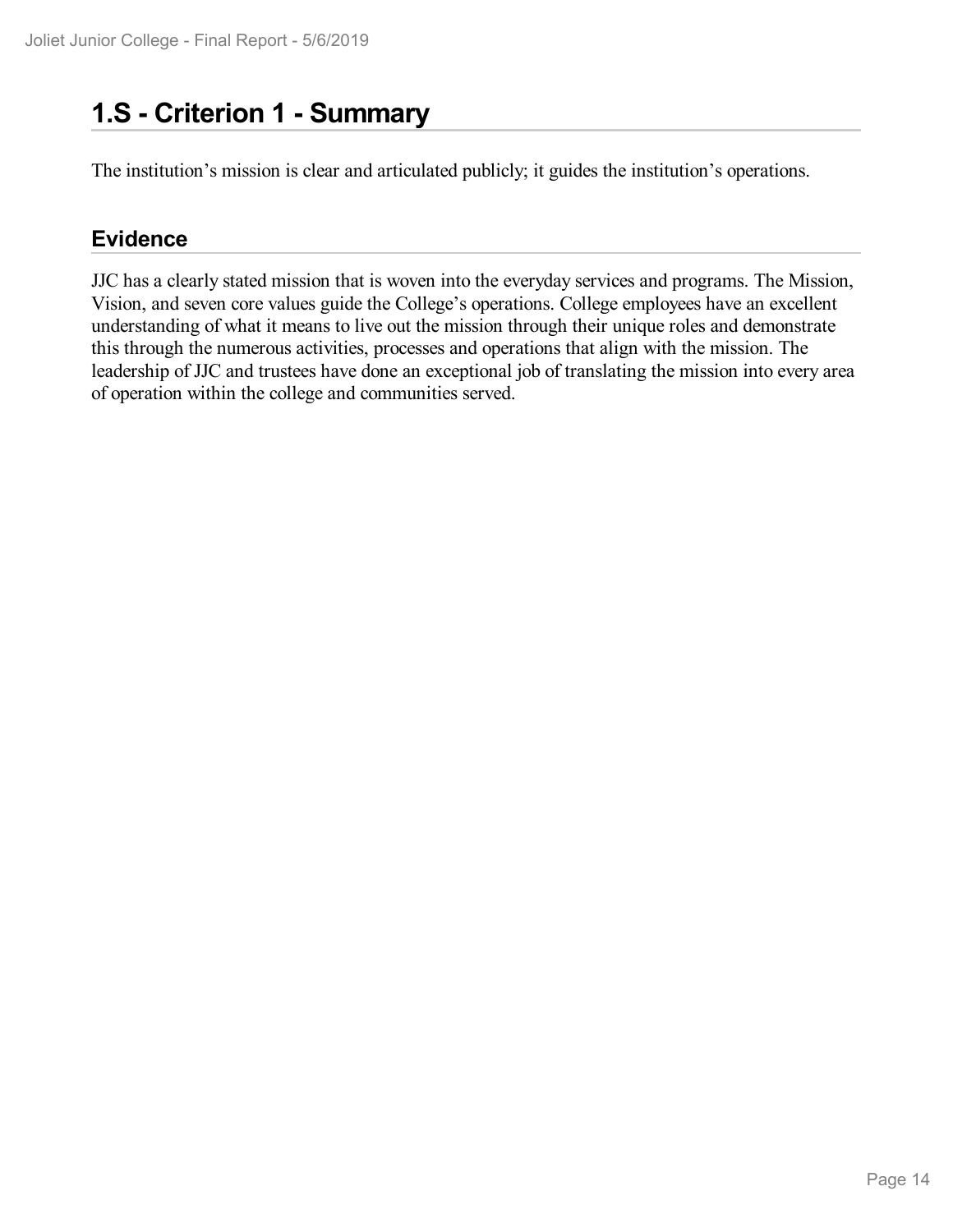# 1.S - Criterion 1 - Summary

The institution's mission is clear and articulated publicly; it guides the institution's operations.

## Evidence

JJC has a clearly stated mission that is woven into the everyday services and programs. The Mission, Vision, and seven core values guide the College's operations. College employees have an excellent understanding of what it means to live out the mission through their unique roles and demonstrate this through the numerous activities, processes and operations that align with the mission. The leadership of JJC and trustees have done an exceptional job of translating the mission into every area of operation within the college and communities served.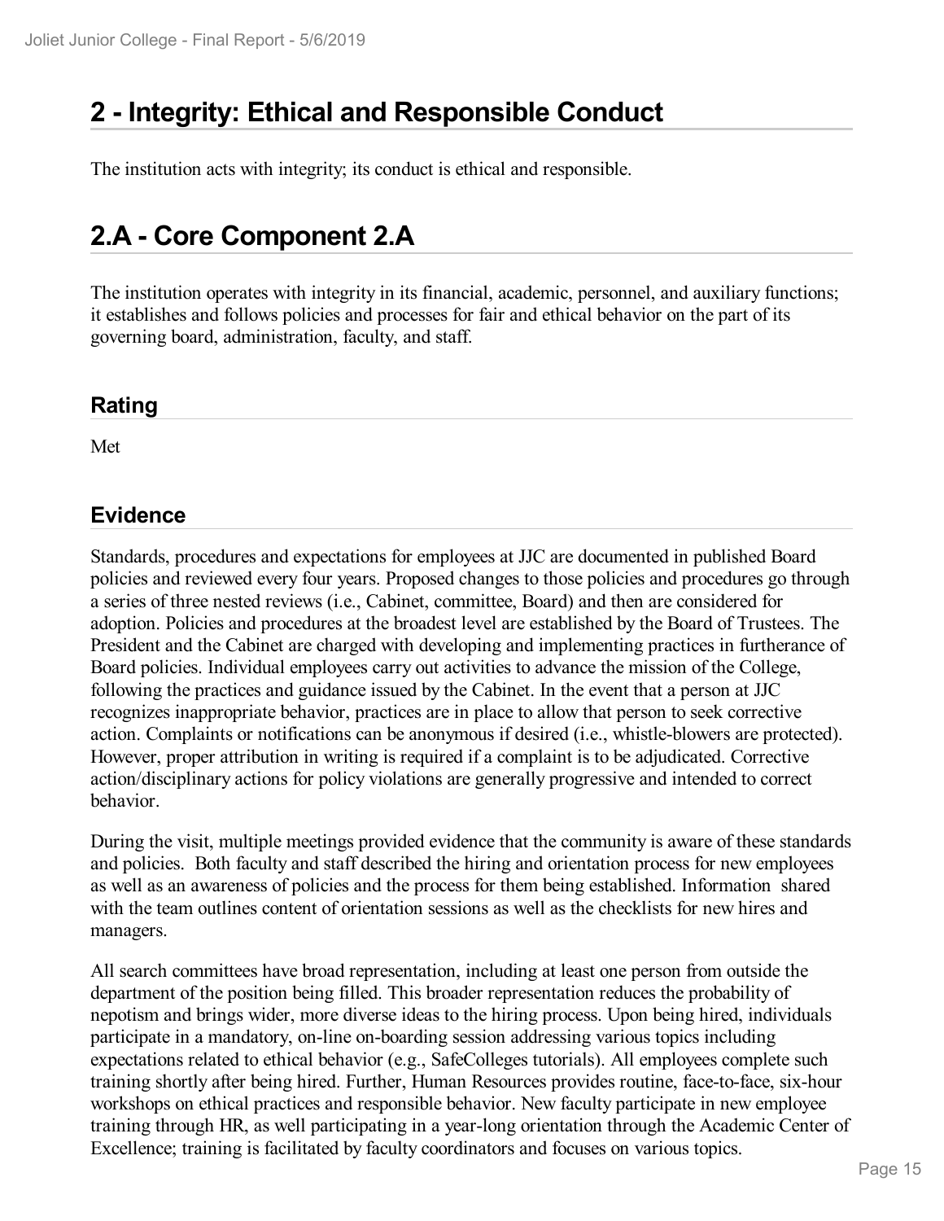# 2 - Integrity: Ethical and Responsible Conduct

The institution acts with integrity; its conduct is ethical and responsible.

# 2.A - Core Component 2.A

The institution operates with integrity in its financial, academic, personnel, and auxiliary functions; it establishes and follows policies and processes for fair and ethical behavior on the part of its governing board, administration, faculty, and staff.

## Rating

Met

## Evidence

Standards, procedures and expectations for employees at JJC are documented in published Board policies and reviewed every four years. Proposed changes to those policies and procedures go through a series of three nested reviews (i.e., Cabinet, committee, Board) and then are considered for adoption. Policies and procedures at the broadest level are established by the Board of Trustees. The President and the Cabinet are charged with developing and implementing practices in furtherance of Board policies. Individual employees carry out activities to advance the mission of the College, following the practices and guidance issued by the Cabinet. In the event that a person at JJC recognizes inappropriate behavior, practices are in place to allow that person to seek corrective action. Complaints or notifications can be anonymous if desired (i.e., whistle-blowers are protected). However, proper attribution in writing is required if a complaint is to be adjudicated. Corrective action/disciplinary actions for policy violations are generally progressive and intended to correct behavior.

During the visit, multiple meetings provided evidence that the community is aware of these standards and policies. Both faculty and staff described the hiring and orientation process for new employees as well as an awareness of policies and the process for them being established. Information shared with the team outlines content of orientation sessions as well as the checklists for new hires and managers.

All search committees have broad representation, including at least one person from outside the department of the position being filled. This broader representation reduces the probability of nepotism and brings wider, more diverse ideas to the hiring process. Upon being hired, individuals participate in a mandatory, on-line on-boarding session addressing various topics including expectations related to ethical behavior (e.g., SafeColleges tutorials). All employees complete such training shortly after being hired. Further, Human Resources provides routine, face-to-face, six-hour workshops on ethical practices and responsible behavior. New faculty participate in new employee training through HR, as well participating in a year-long orientation through the Academic Center of Excellence; training is facilitated by faculty coordinators and focuses on various topics.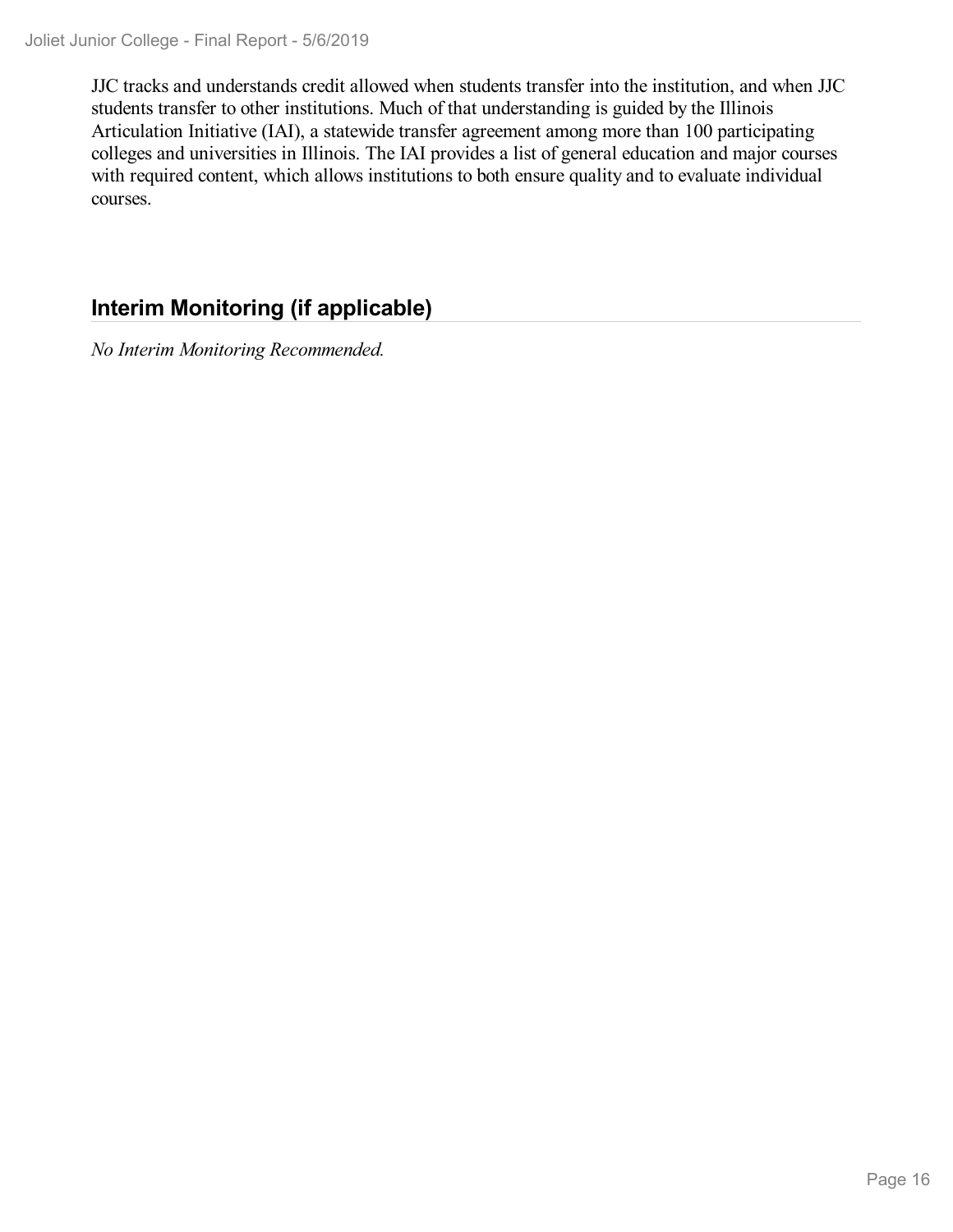JJC tracks and understands credit allowed when students transfer into the institution, and when JJC students transfer to other institutions. Much of that understanding is guided by the Illinois Articulation Initiative (IAI), a statewide transfer agreement among more than 100 participating colleges and universities in Illinois. The IAI provides a list of general education and major courses with required content, which allows institutions to both ensure quality and to evaluate individual courses.

## Interim Monitoring (if applicable)

*No Interim Monitoring Recommended.*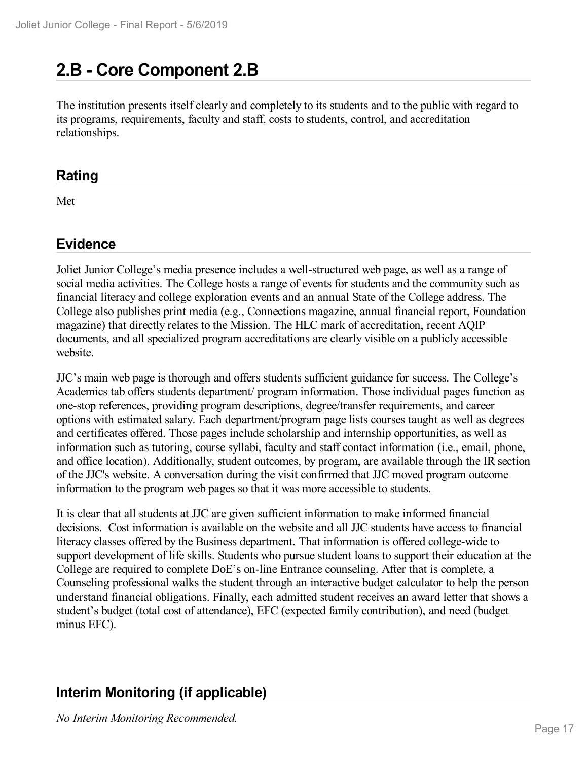## 2.B - Core Component 2.B

The institution presents itself clearly and completely to its students and to the public with regard to its programs, requirements, faculty and staff, costs to students, control, and accreditation relationships.

### Rating

Met

### Evidence

Joliet Junior College's media presence includes a well-structured web page, as well as a range of social media activities. The College hosts a range of events for students and the community such as financial literacy and college exploration events and an annual State of the College address. The College also publishes print media (e.g., Connections magazine, annual financial report, Foundation magazine) that directly relates to the Mission. The HLC mark of accreditation, recent AQIP documents, and all specialized program accreditations are clearly visible on a publicly accessible website.

JJC's main web page is thorough and offers students sufficient guidance for success. The College's Academics tab offers students department/ program information. Those individual pages function as one-stop references, providing program descriptions, degree/transfer requirements, and career options with estimated salary. Each department/program page lists courses taught as well as degrees and certificates offered. Those pages include scholarship and internship opportunities, as well as information such as tutoring, course syllabi, faculty and staff contact information (i.e., email, phone, and office location). Additionally, student outcomes, by program, are available through the IR section of the JJC's website. A conversation during the visit confirmed that JJC moved program outcome information to the program web pages so that it was more accessible to students.

It is clear that all students at JJC are given sufficient information to make informed financial decisions. Cost information is available on the website and all JJC students have access to financial literacy classes offered by the Business department. That information is offered college-wide to support development of life skills. Students who pursue student loans to support their education at the College are required to complete DoE's on-line Entrance counseling. After that is complete, a Counseling professional walks the student through an interactive budget calculator to help the person understand financial obligations. Finally, each admitted student receives an award letter that shows a student's budget (total cost of attendance), EFC (expected family contribution), and need (budget minus EFC).

### Interim Monitoring (if applicable)

*No Interim Monitoring Recommended.*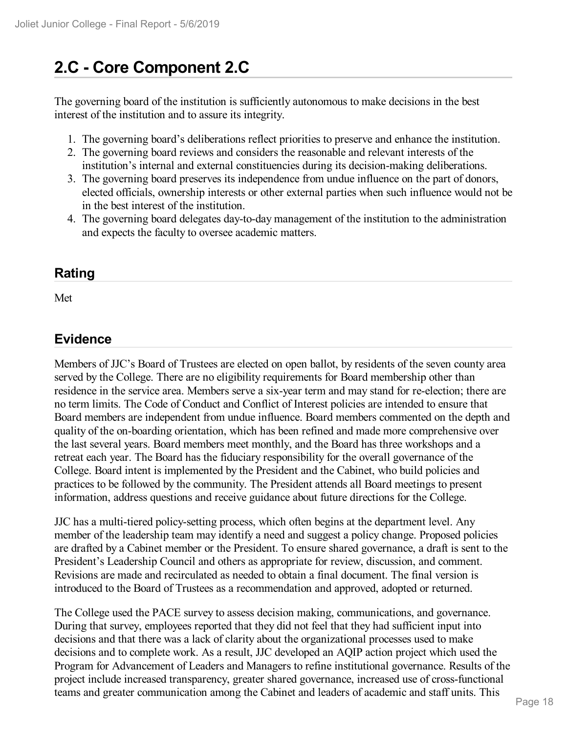# 2.C - Core Component 2.C

The governing board of the institution is sufficiently autonomous to make decisions in the best interest of the institution and to assure its integrity.

1. The governing board's deliberations reflect priorities to preserve and enhance the institution.
2. The governing board reviews and considers the reasonable and relevant interests of the institution's internal and external constituencies during its decision-making deliberations.
3. The governing board preserves its independence from undue influence on the part of donors, elected officials, ownership interests or other external parties when such influence would not be in the best interest of the institution.
4. The governing board delegates day-to-day management of the institution to the administration and expects the faculty to oversee academic matters.

## Rating

Met

## Evidence

Members of JJC's Board of Trustees are elected on open ballot, by residents of the seven county area served by the College. There are no eligibility requirements for Board membership other than residence in the service area. Members serve a six-year term and may stand for re-election; there are no term limits. The Code of Conduct and Conflict of Interest policies are intended to ensure that Board members are independent from undue influence. Board members commented on the depth and quality of the on-boarding orientation, which has been refined and made more comprehensive over the last several years. Board members meet monthly, and the Board has three workshops and a retreat each year. The Board has the fiduciary responsibility for the overall governance of the College. Board intent is implemented by the President and the Cabinet, who build policies and practices to be followed by the community. The President attends all Board meetings to present information, address questions and receive guidance about future directions for the College.

JJC has a multi-tiered policy-setting process, which often begins at the department level. Any member of the leadership team may identify a need and suggest a policy change. Proposed policies are drafted by a Cabinet member or the President. To ensure shared governance, a draft is sent to the President's Leadership Council and others as appropriate for review, discussion, and comment. Revisions are made and recirculated as needed to obtain a final document. The final version is introduced to the Board of Trustees as a recommendation and approved, adopted or returned.

The College used the PACE survey to assess decision making, communications, and governance. During that survey, employees reported that they did not feel that they had sufficient input into decisions and that there was a lack of clarity about the organizational processes used to make decisions and to complete work. As a result, JJC developed an AQIP action project which used the Program for Advancement of Leaders and Managers to refine institutional governance. Results of the project include increased transparency, greater shared governance, increased use of cross-functional teams and greater communication among the Cabinet and leaders of academic and staff units. This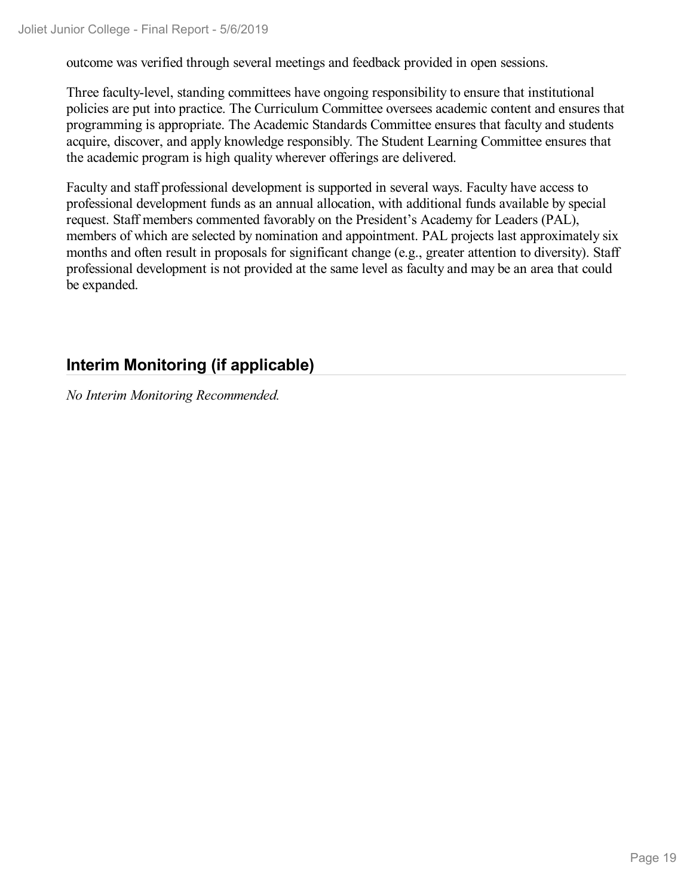outcome was verified through several meetings and feedback provided in open sessions.

Three faculty-level, standing committees have ongoing responsibility to ensure that institutional policies are put into practice. The Curriculum Committee oversees academic content and ensures that programming is appropriate. The Academic Standards Committee ensures that faculty and students acquire, discover, and apply knowledge responsibly. The Student Learning Committee ensures that the academic program is high quality wherever offerings are delivered.

Faculty and staff professional development is supported in several ways. Faculty have access to professional development funds as an annual allocation, with additional funds available by special request. Staff members commented favorably on the President's Academy for Leaders (PAL), members of which are selected by nomination and appointment. PAL projects last approximately six months and often result in proposals for significant change (e.g., greater attention to diversity). Staff professional development is not provided at the same level as faculty and may be an area that could be expanded.

## Interim Monitoring (if applicable)

*No Interim Monitoring Recommended.*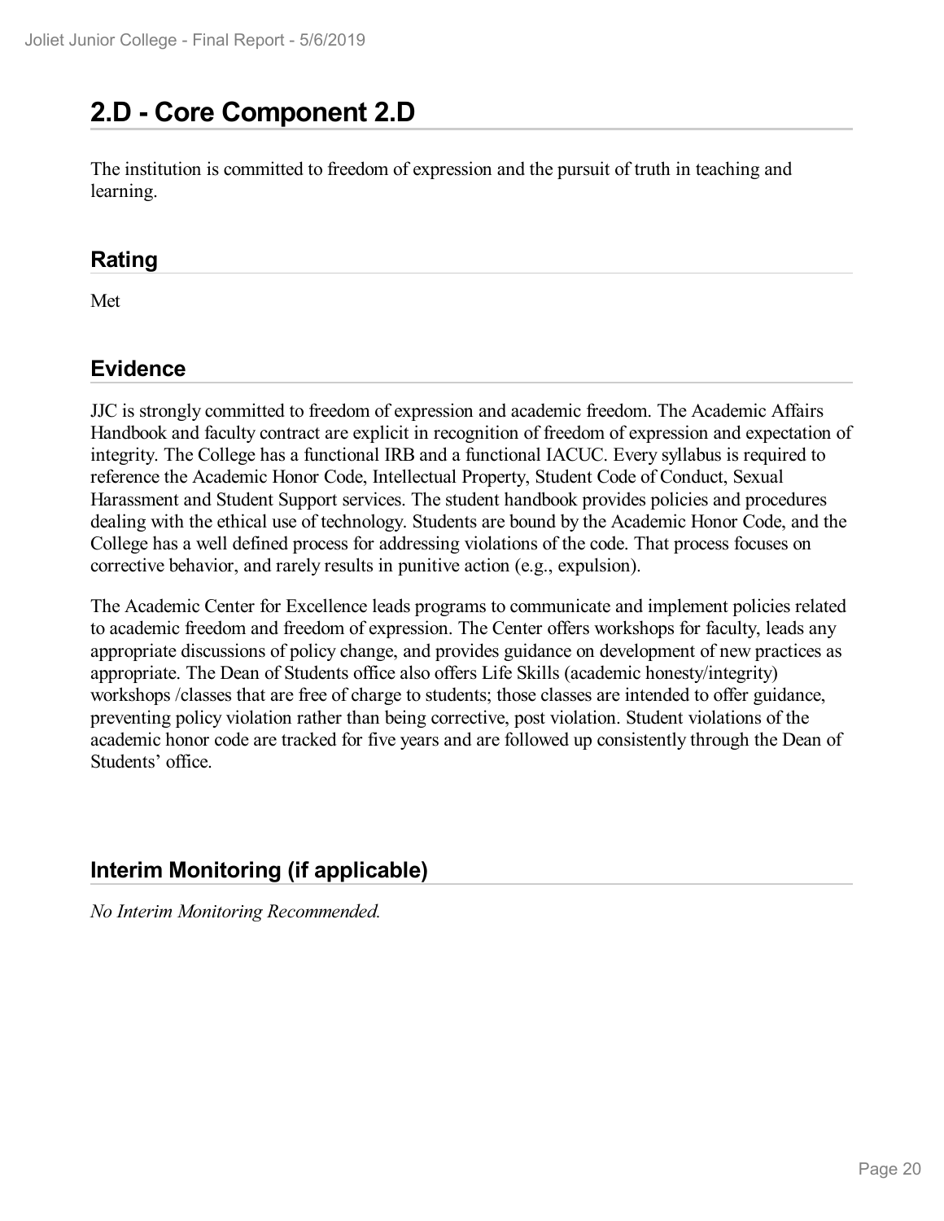## 2.D - Core Component 2.D

The institution is committed to freedom of expression and the pursuit of truth in teaching and learning.

### Rating

Met

### Evidence

JJC is strongly committed to freedom of expression and academic freedom. The Academic Affairs Handbook and faculty contract are explicit in recognition of freedom of expression and expectation of integrity. The College has a functional IRB and a functional IACUC. Every syllabus is required to reference the Academic Honor Code, Intellectual Property, Student Code of Conduct, Sexual Harassment and Student Support services. The student handbook provides policies and procedures dealing with the ethical use of technology. Students are bound by the Academic Honor Code, and the College has a well defined process for addressing violations of the code. That process focuses on corrective behavior, and rarely results in punitive action (e.g., expulsion).

The Academic Center for Excellence leads programs to communicate and implement policies related to academic freedom and freedom of expression. The Center offers workshops for faculty, leads any appropriate discussions of policy change, and provides guidance on development of new practices as appropriate. The Dean of Students office also offers Life Skills (academic honesty/integrity) workshops /classes that are free of charge to students; those classes are intended to offer guidance, preventing policy violation rather than being corrective, post violation. Student violations of the academic honor code are tracked for five years and are followed up consistently through the Dean of Students' office.

### Interim Monitoring (if applicable)

*No Interim Monitoring Recommended.*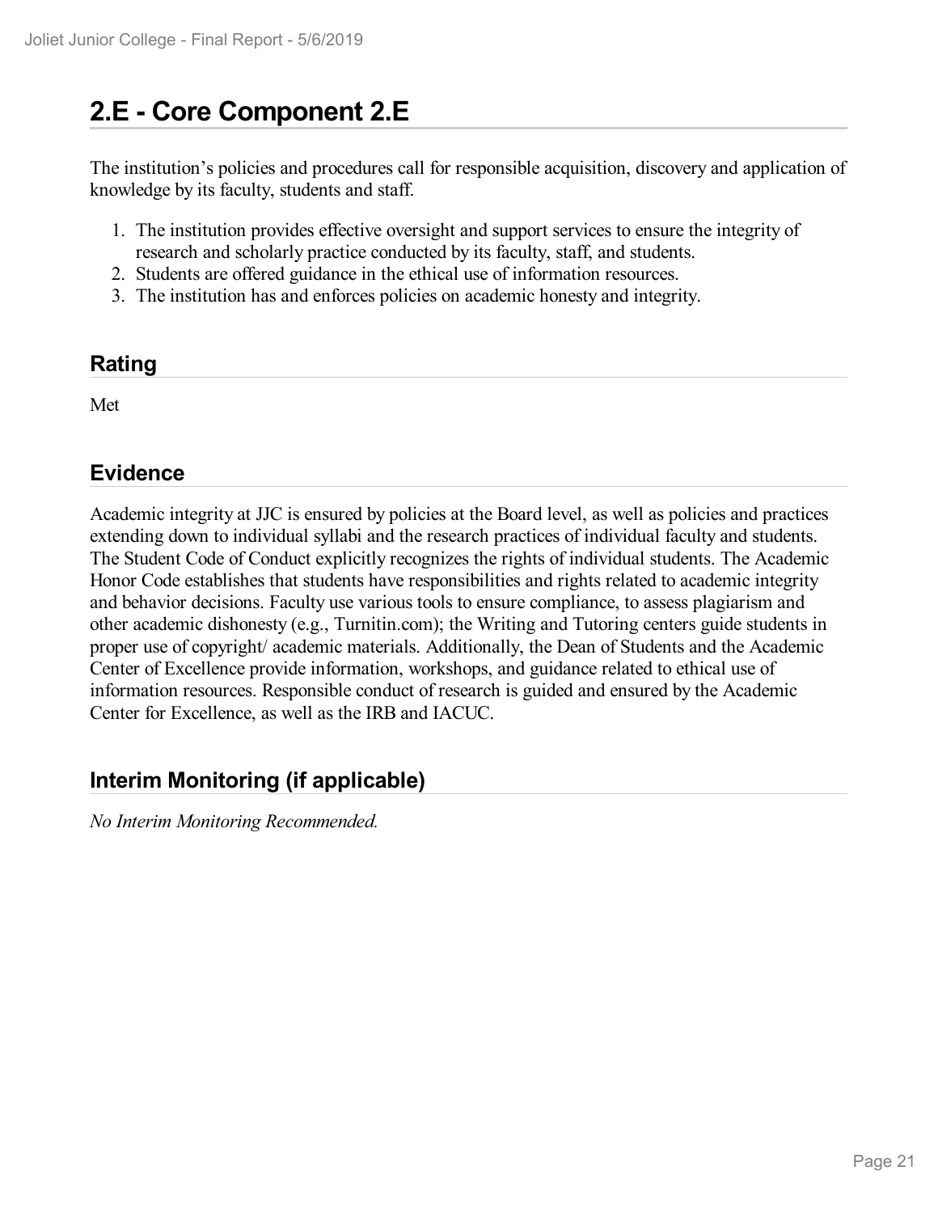# 2.E - Core Component 2.E

The institution's policies and procedures call for responsible acquisition, discovery and application of knowledge by its faculty, students and staff.

1. The institution provides effective oversight and support services to ensure the integrity of research and scholarly practice conducted by its faculty, staff, and students.
2. Students are offered guidance in the ethical use of information resources.
3. The institution has and enforces policies on academic honesty and integrity.

## Rating

Met

## Evidence

Academic integrity at JJC is ensured by policies at the Board level, as well as policies and practices extending down to individual syllabi and the research practices of individual faculty and students. The Student Code of Conduct explicitly recognizes the rights of individual students. The Academic Honor Code establishes that students have responsibilities and rights related to academic integrity and behavior decisions. Faculty use various tools to ensure compliance, to assess plagiarism and other academic dishonesty (e.g., Turnitin.com); the Writing and Tutoring centers guide students in proper use of copyright/ academic materials. Additionally, the Dean of Students and the Academic Center of Excellence provide information, workshops, and guidance related to ethical use of information resources. Responsible conduct of research is guided and ensured by the Academic Center for Excellence, as well as the IRB and IACUC.

## Interim Monitoring (if applicable)

*No Interim Monitoring Recommended.*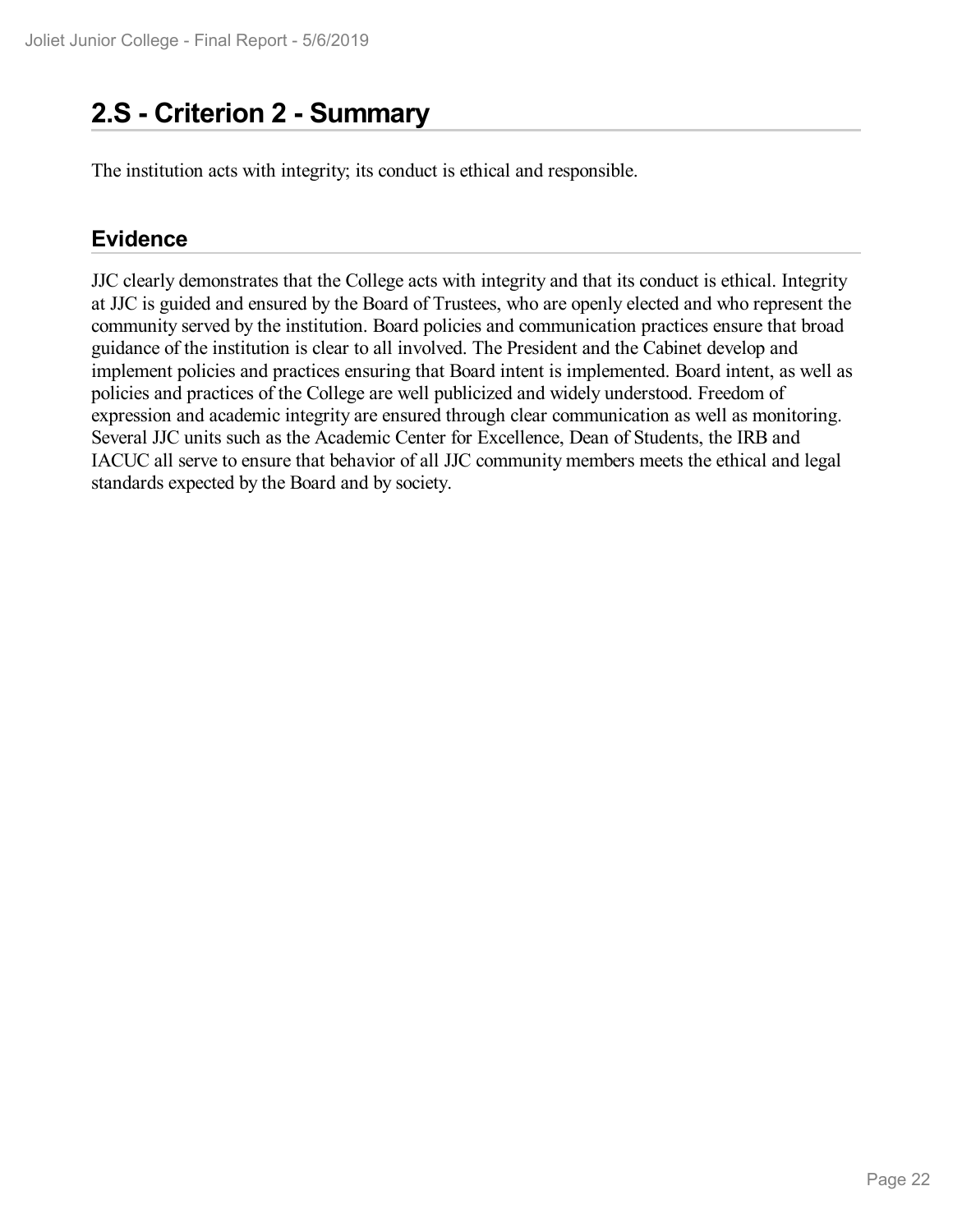## 2.S - Criterion 2 - Summary

The institution acts with integrity; its conduct is ethical and responsible.

### Evidence

JJC clearly demonstrates that the College acts with integrity and that its conduct is ethical. Integrity at JJC is guided and ensured by the Board of Trustees, who are openly elected and who represent the community served by the institution. Board policies and communication practices ensure that broad guidance of the institution is clear to all involved. The President and the Cabinet develop and implement policies and practices ensuring that Board intent is implemented. Board intent, as well as policies and practices of the College are well publicized and widely understood. Freedom of expression and academic integrity are ensured through clear communication as well as monitoring. Several JJC units such as the Academic Center for Excellence, Dean of Students, the IRB and IACUC all serve to ensure that behavior of all JJC community members meets the ethical and legal standards expected by the Board and by society.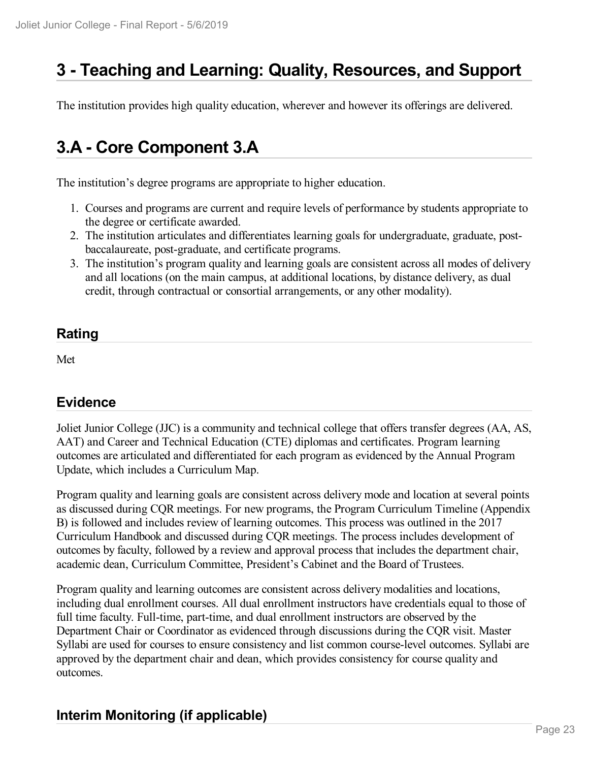# 3 - Teaching and Learning: Quality, Resources, and Support

The institution provides high quality education, wherever and however its offerings are delivered.

# 3.A - Core Component 3.A

The institution's degree programs are appropriate to higher education.

1. Courses and programs are current and require levels of performance by students appropriate to the degree or certificate awarded.
2. The institution articulates and differentiates learning goals for undergraduate, graduate, post-baccalaureate, post-graduate, and certificate programs.
3. The institution's program quality and learning goals are consistent across all modes of delivery and all locations (on the main campus, at additional locations, by distance delivery, as dual credit, through contractual or consortial arrangements, or any other modality).

## Rating

Met

## Evidence

Joliet Junior College (JJC) is a community and technical college that offers transfer degrees (AA, AS, AAT) and Career and Technical Education (CTE) diplomas and certificates. Program learning outcomes are articulated and differentiated for each program as evidenced by the Annual Program Update, which includes a Curriculum Map.

Program quality and learning goals are consistent across delivery mode and location at several points as discussed during CQR meetings. For new programs, the Program Curriculum Timeline (Appendix B) is followed and includes review of learning outcomes. This process was outlined in the 2017 Curriculum Handbook and discussed during CQR meetings. The process includes development of outcomes by faculty, followed by a review and approval process that includes the department chair, academic dean, Curriculum Committee, President's Cabinet and the Board of Trustees.

Program quality and learning outcomes are consistent across delivery modalities and locations, including dual enrollment courses. All dual enrollment instructors have credentials equal to those of full time faculty. Full-time, part-time, and dual enrollment instructors are observed by the Department Chair or Coordinator as evidenced through discussions during the CQR visit. Master Syllabi are used for courses to ensure consistency and list common course-level outcomes. Syllabi are approved by the department chair and dean, which provides consistency for course quality and outcomes.

## Interim Monitoring (if applicable)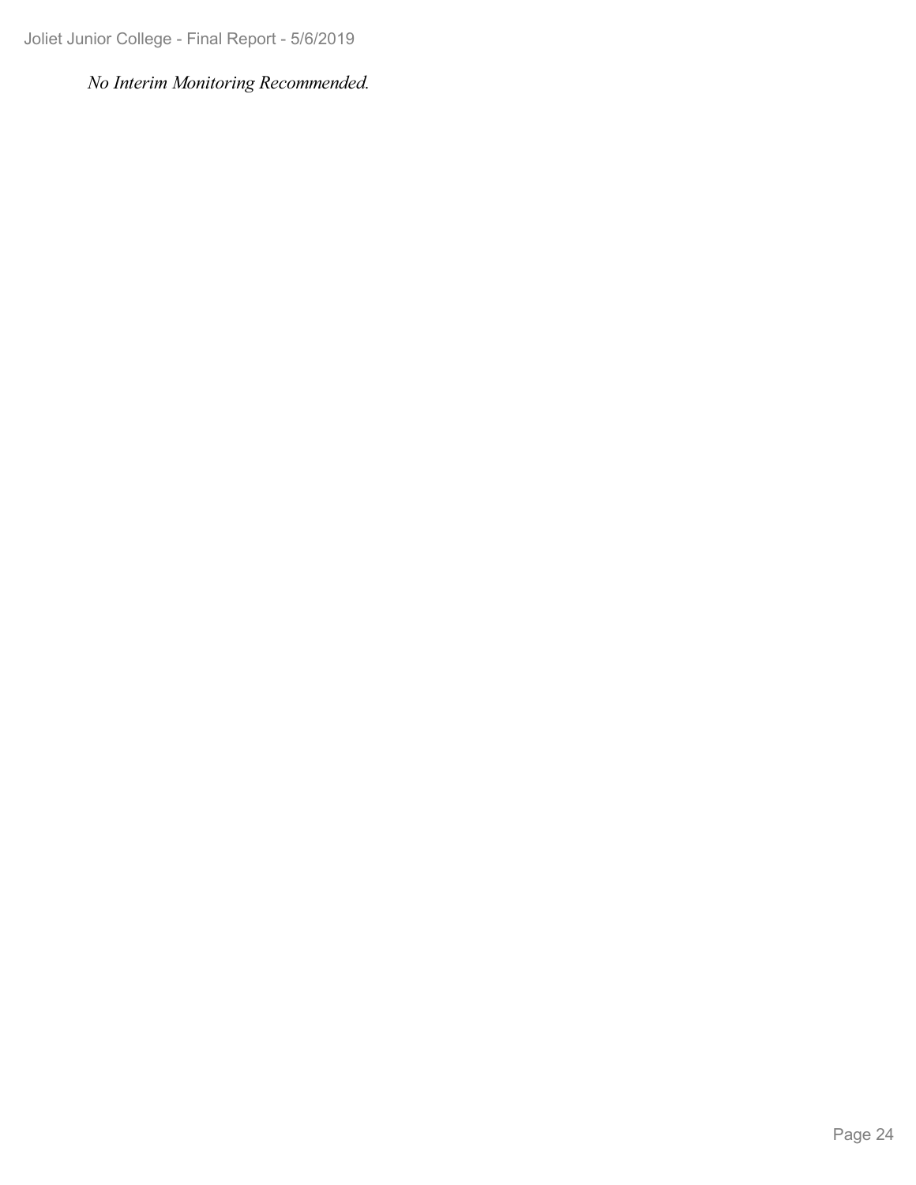*No Interim Monitoring Recommended.*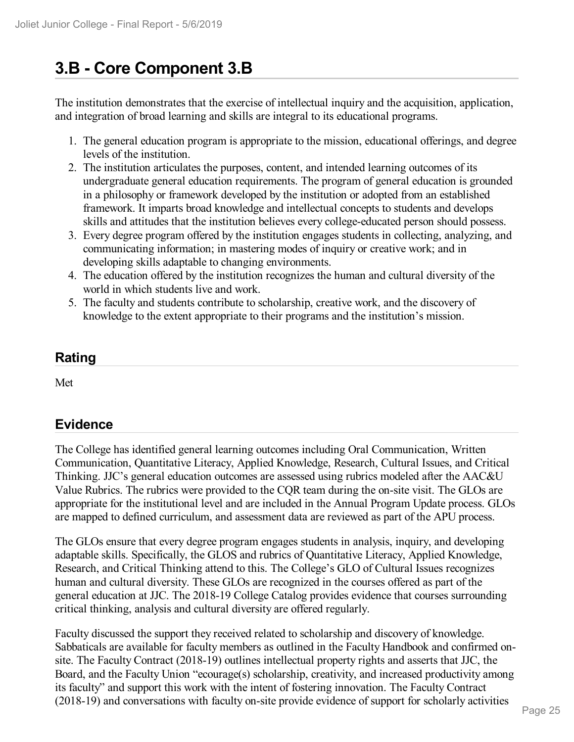# 3.B - Core Component 3.B

The institution demonstrates that the exercise of intellectual inquiry and the acquisition, application, and integration of broad learning and skills are integral to its educational programs.

1. The general education program is appropriate to the mission, educational offerings, and degree levels of the institution.
2. The institution articulates the purposes, content, and intended learning outcomes of its undergraduate general education requirements. The program of general education is grounded in a philosophy or framework developed by the institution or adopted from an established framework. It imparts broad knowledge and intellectual concepts to students and develops skills and attitudes that the institution believes every college-educated person should possess.
3. Every degree program offered by the institution engages students in collecting, analyzing, and communicating information; in mastering modes of inquiry or creative work; and in developing skills adaptable to changing environments.
4. The education offered by the institution recognizes the human and cultural diversity of the world in which students live and work.
5. The faculty and students contribute to scholarship, creative work, and the discovery of knowledge to the extent appropriate to their programs and the institution's mission.

## Rating

Met

## Evidence

The College has identified general learning outcomes including Oral Communication, Written Communication, Quantitative Literacy, Applied Knowledge, Research, Cultural Issues, and Critical Thinking. JJC's general education outcomes are assessed using rubrics modeled after the AAC&U Value Rubrics. The rubrics were provided to the CQR team during the on-site visit. The GLOs are appropriate for the institutional level and are included in the Annual Program Update process. GLOs are mapped to defined curriculum, and assessment data are reviewed as part of the APU process.

The GLOs ensure that every degree program engages students in analysis, inquiry, and developing adaptable skills. Specifically, the GLOS and rubrics of Quantitative Literacy, Applied Knowledge, Research, and Critical Thinking attend to this. The College's GLO of Cultural Issues recognizes human and cultural diversity. These GLOs are recognized in the courses offered as part of the general education at JJC. The 2018-19 College Catalog provides evidence that courses surrounding critical thinking, analysis and cultural diversity are offered regularly.

Faculty discussed the support they received related to scholarship and discovery of knowledge. Sabbaticals are available for faculty members as outlined in the Faculty Handbook and confirmed on-site. The Faculty Contract (2018-19) outlines intellectual property rights and asserts that JJC, the Board, and the Faculty Union "ecourage(s) scholarship, creativity, and increased productivity among its faculty" and support this work with the intent of fostering innovation. The Faculty Contract (2018-19) and conversations with faculty on-site provide evidence of support for scholarly activities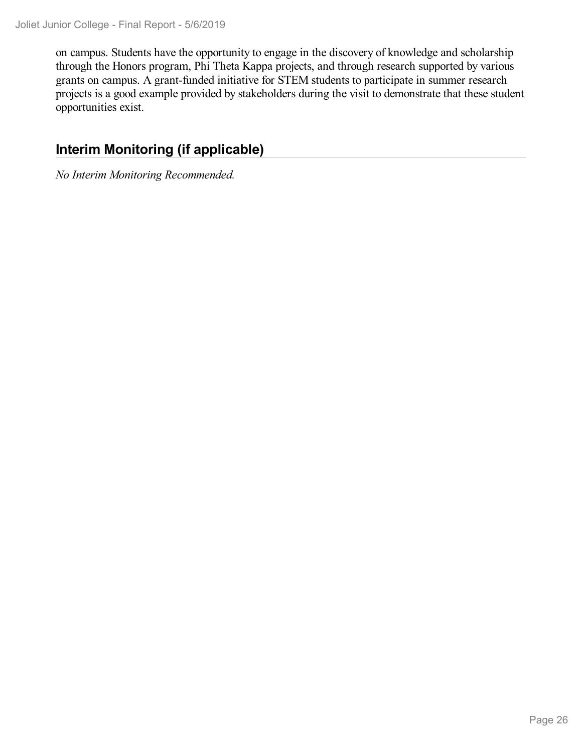on campus. Students have the opportunity to engage in the discovery of knowledge and scholarship through the Honors program, Phi Theta Kappa projects, and through research supported by various grants on campus. A grant-funded initiative for STEM students to participate in summer research projects is a good example provided by stakeholders during the visit to demonstrate that these student opportunities exist.

## Interim Monitoring (if applicable)

*No Interim Monitoring Recommended.*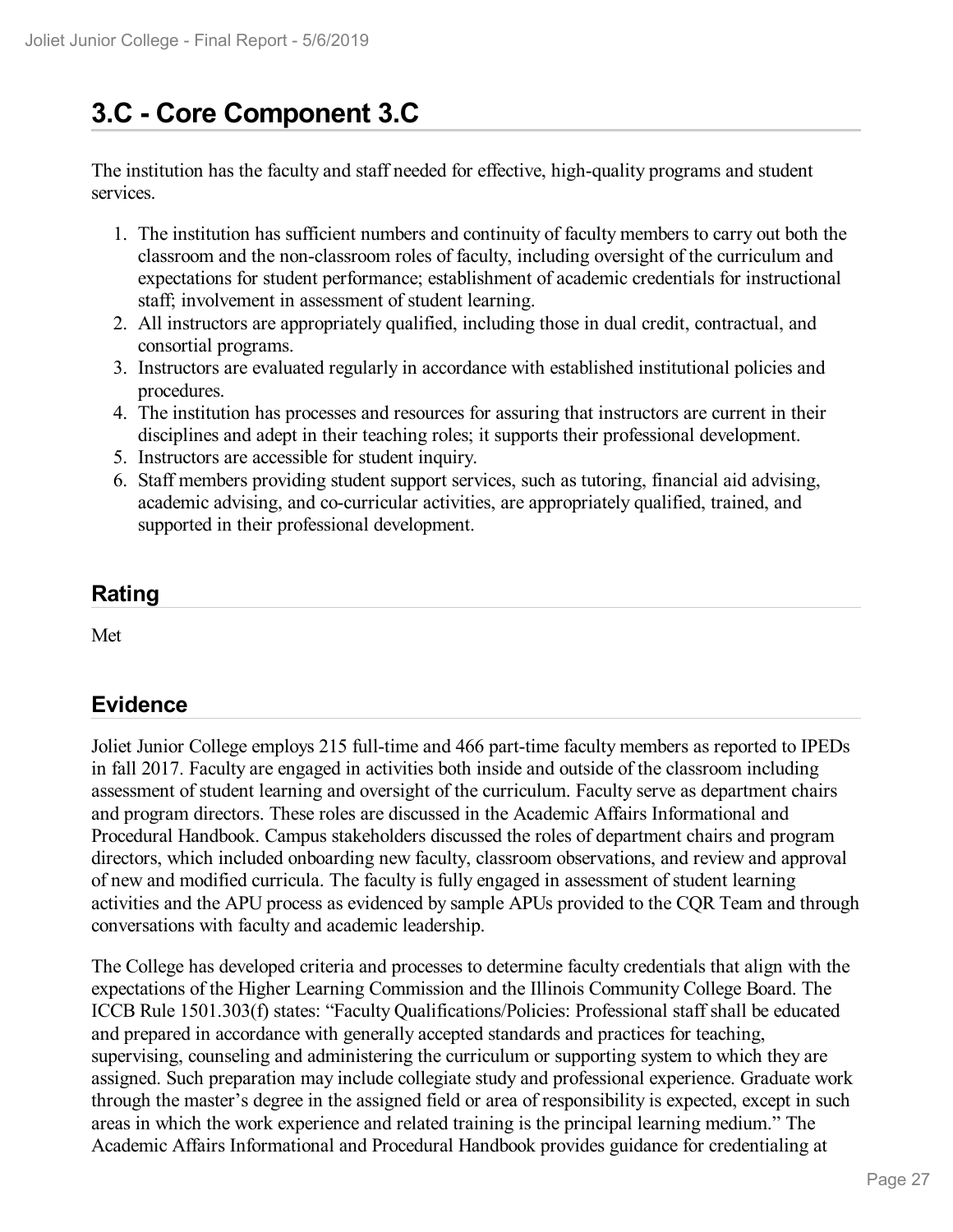# 3.C - Core Component 3.C

The institution has the faculty and staff needed for effective, high-quality programs and student services.

1. The institution has sufficient numbers and continuity of faculty members to carry out both the classroom and the non-classroom roles of faculty, including oversight of the curriculum and expectations for student performance; establishment of academic credentials for instructional staff; involvement in assessment of student learning.
2. All instructors are appropriately qualified, including those in dual credit, contractual, and consortial programs.
3. Instructors are evaluated regularly in accordance with established institutional policies and procedures.
4. The institution has processes and resources for assuring that instructors are current in their disciplines and adept in their teaching roles; it supports their professional development.
5. Instructors are accessible for student inquiry.
6. Staff members providing student support services, such as tutoring, financial aid advising, academic advising, and co-curricular activities, are appropriately qualified, trained, and supported in their professional development.

## Rating

Met

## Evidence

Joliet Junior College employs 215 full-time and 466 part-time faculty members as reported to IPEDs in fall 2017. Faculty are engaged in activities both inside and outside of the classroom including assessment of student learning and oversight of the curriculum. Faculty serve as department chairs and program directors. These roles are discussed in the Academic Affairs Informational and Procedural Handbook. Campus stakeholders discussed the roles of department chairs and program directors, which included onboarding new faculty, classroom observations, and review and approval of new and modified curricula. The faculty is fully engaged in assessment of student learning activities and the APU process as evidenced by sample APUs provided to the CQR Team and through conversations with faculty and academic leadership.

The College has developed criteria and processes to determine faculty credentials that align with the expectations of the Higher Learning Commission and the Illinois Community College Board. The ICCB Rule 1501.303(f) states: "Faculty Qualifications/Policies: Professional staff shall be educated and prepared in accordance with generally accepted standards and practices for teaching, supervising, counseling and administering the curriculum or supporting system to which they are assigned. Such preparation may include collegiate study and professional experience. Graduate work through the master's degree in the assigned field or area of responsibility is expected, except in such areas in which the work experience and related training is the principal learning medium." The Academic Affairs Informational and Procedural Handbook provides guidance for credentialing at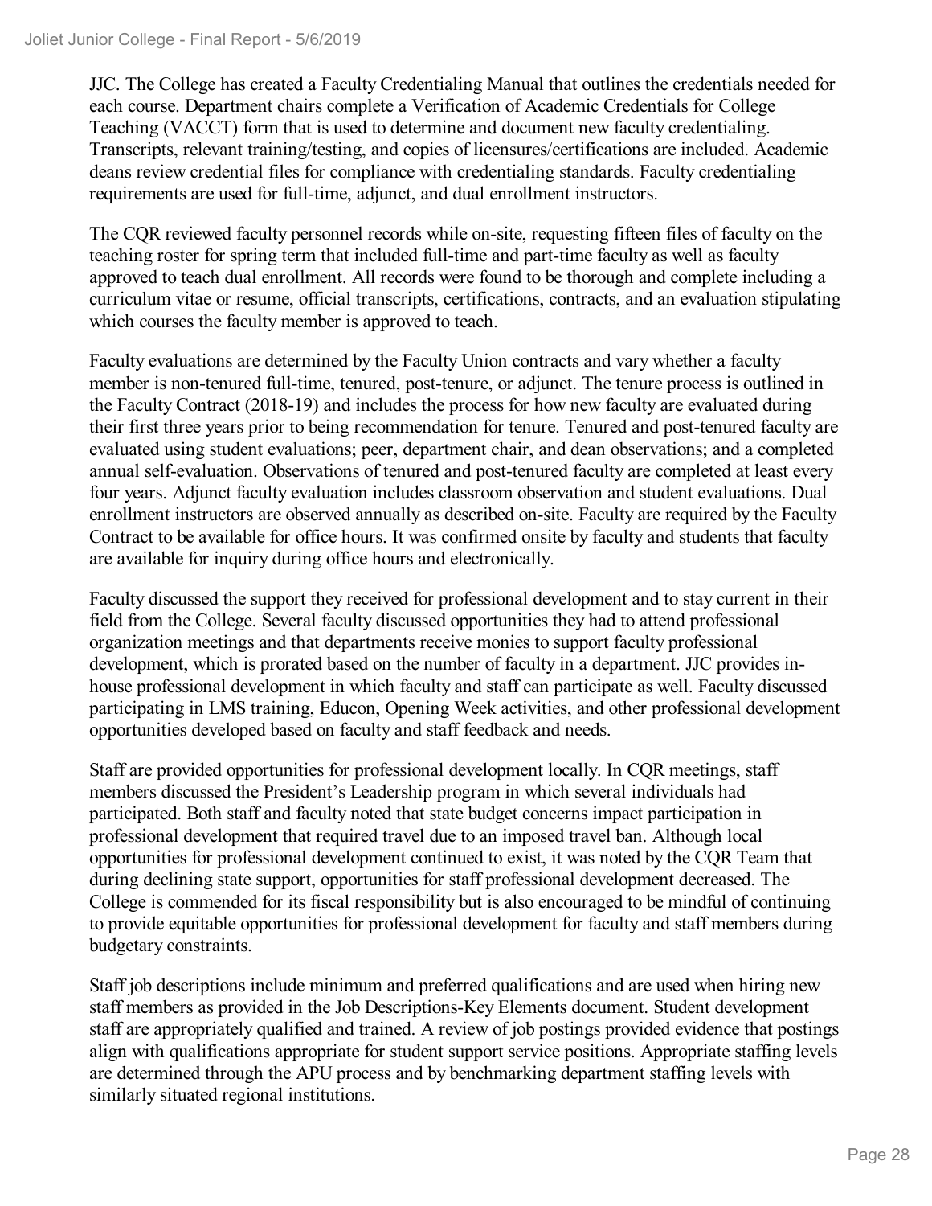JJC. The College has created a Faculty Credentialing Manual that outlines the credentials needed for each course. Department chairs complete a Verification of Academic Credentials for College Teaching (VACCT) form that is used to determine and document new faculty credentialing. Transcripts, relevant training/testing, and copies of licensures/certifications are included. Academic deans review credential files for compliance with credentialing standards. Faculty credentialing requirements are used for full-time, adjunct, and dual enrollment instructors.

The CQR reviewed faculty personnel records while on-site, requesting fifteen files of faculty on the teaching roster for spring term that included full-time and part-time faculty as well as faculty approved to teach dual enrollment. All records were found to be thorough and complete including a curriculum vitae or resume, official transcripts, certifications, contracts, and an evaluation stipulating which courses the faculty member is approved to teach.

Faculty evaluations are determined by the Faculty Union contracts and vary whether a faculty member is non-tenured full-time, tenured, post-tenure, or adjunct. The tenure process is outlined in the Faculty Contract (2018-19) and includes the process for how new faculty are evaluated during their first three years prior to being recommendation for tenure. Tenured and post-tenured faculty are evaluated using student evaluations; peer, department chair, and dean observations; and a completed annual self-evaluation. Observations of tenured and post-tenured faculty are completed at least every four years. Adjunct faculty evaluation includes classroom observation and student evaluations. Dual enrollment instructors are observed annually as described on-site. Faculty are required by the Faculty Contract to be available for office hours. It was confirmed onsite by faculty and students that faculty are available for inquiry during office hours and electronically.

Faculty discussed the support they received for professional development and to stay current in their field from the College. Several faculty discussed opportunities they had to attend professional organization meetings and that departments receive monies to support faculty professional development, which is prorated based on the number of faculty in a department. JJC provides in-house professional development in which faculty and staff can participate as well. Faculty discussed participating in LMS training, Educon, Opening Week activities, and other professional development opportunities developed based on faculty and staff feedback and needs.

Staff are provided opportunities for professional development locally. In CQR meetings, staff members discussed the President's Leadership program in which several individuals had participated. Both staff and faculty noted that state budget concerns impact participation in professional development that required travel due to an imposed travel ban. Although local opportunities for professional development continued to exist, it was noted by the CQR Team that during declining state support, opportunities for staff professional development decreased. The College is commended for its fiscal responsibility but is also encouraged to be mindful of continuing to provide equitable opportunities for professional development for faculty and staff members during budgetary constraints.

Staff job descriptions include minimum and preferred qualifications and are used when hiring new staff members as provided in the Job Descriptions-Key Elements document. Student development staff are appropriately qualified and trained. A review of job postings provided evidence that postings align with qualifications appropriate for student support service positions. Appropriate staffing levels are determined through the APU process and by benchmarking department staffing levels with similarly situated regional institutions.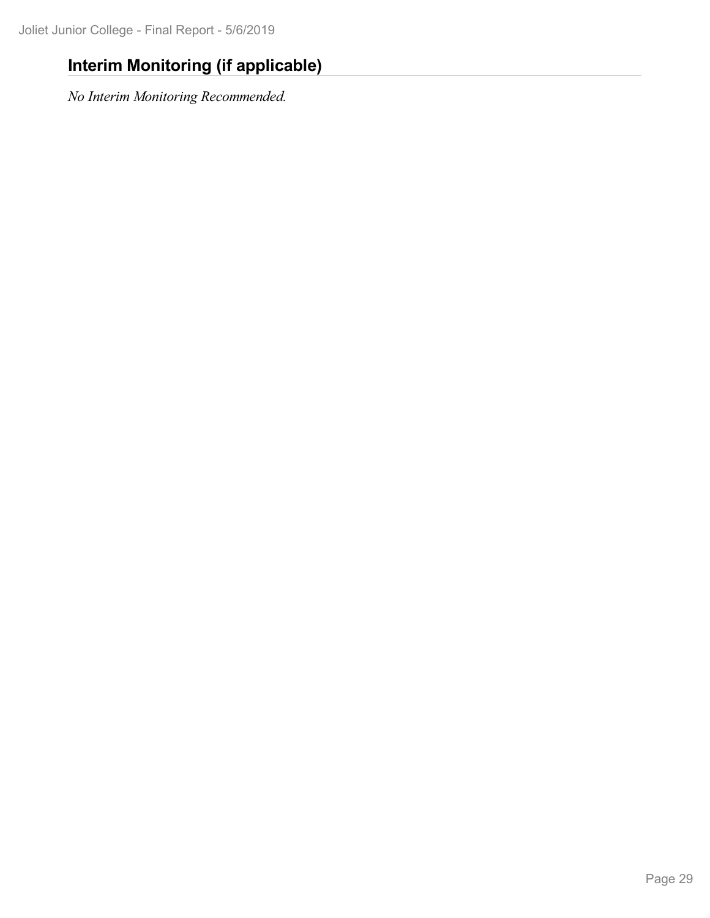## Interim Monitoring (if applicable)

*No Interim Monitoring Recommended.*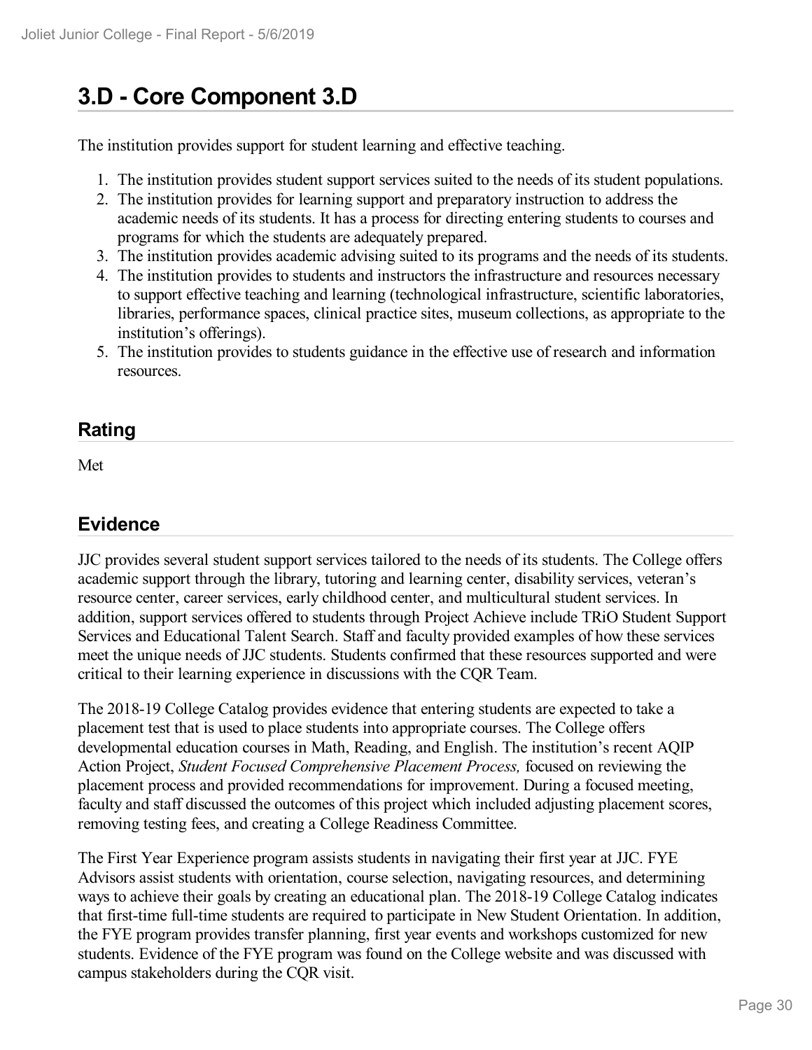# 3.D - Core Component 3.D

The institution provides support for student learning and effective teaching.

1. The institution provides student support services suited to the needs of its student populations.
2. The institution provides for learning support and preparatory instruction to address the academic needs of its students. It has a process for directing entering students to courses and programs for which the students are adequately prepared.
3. The institution provides academic advising suited to its programs and the needs of its students.
4. The institution provides to students and instructors the infrastructure and resources necessary to support effective teaching and learning (technological infrastructure, scientific laboratories, libraries, performance spaces, clinical practice sites, museum collections, as appropriate to the institution's offerings).
5. The institution provides to students guidance in the effective use of research and information resources.

## Rating

Met

## Evidence

JJC provides several student support services tailored to the needs of its students. The College offers academic support through the library, tutoring and learning center, disability services, veteran's resource center, career services, early childhood center, and multicultural student services. In addition, support services offered to students through Project Achieve include TRiO Student Support Services and Educational Talent Search. Staff and faculty provided examples of how these services meet the unique needs of JJC students. Students confirmed that these resources supported and were critical to their learning experience in discussions with the CQR Team.

The 2018-19 College Catalog provides evidence that entering students are expected to take a placement test that is used to place students into appropriate courses. The College offers developmental education courses in Math, Reading, and English. The institution's recent AQIP Action Project, *Student Focused Comprehensive Placement Process,* focused on reviewing the placement process and provided recommendations for improvement. During a focused meeting, faculty and staff discussed the outcomes of this project which included adjusting placement scores, removing testing fees, and creating a College Readiness Committee.

The First Year Experience program assists students in navigating their first year at JJC. FYE Advisors assist students with orientation, course selection, navigating resources, and determining ways to achieve their goals by creating an educational plan. The 2018-19 College Catalog indicates that first-time full-time students are required to participate in New Student Orientation. In addition, the FYE program provides transfer planning, first year events and workshops customized for new students. Evidence of the FYE program was found on the College website and was discussed with campus stakeholders during the CQR visit.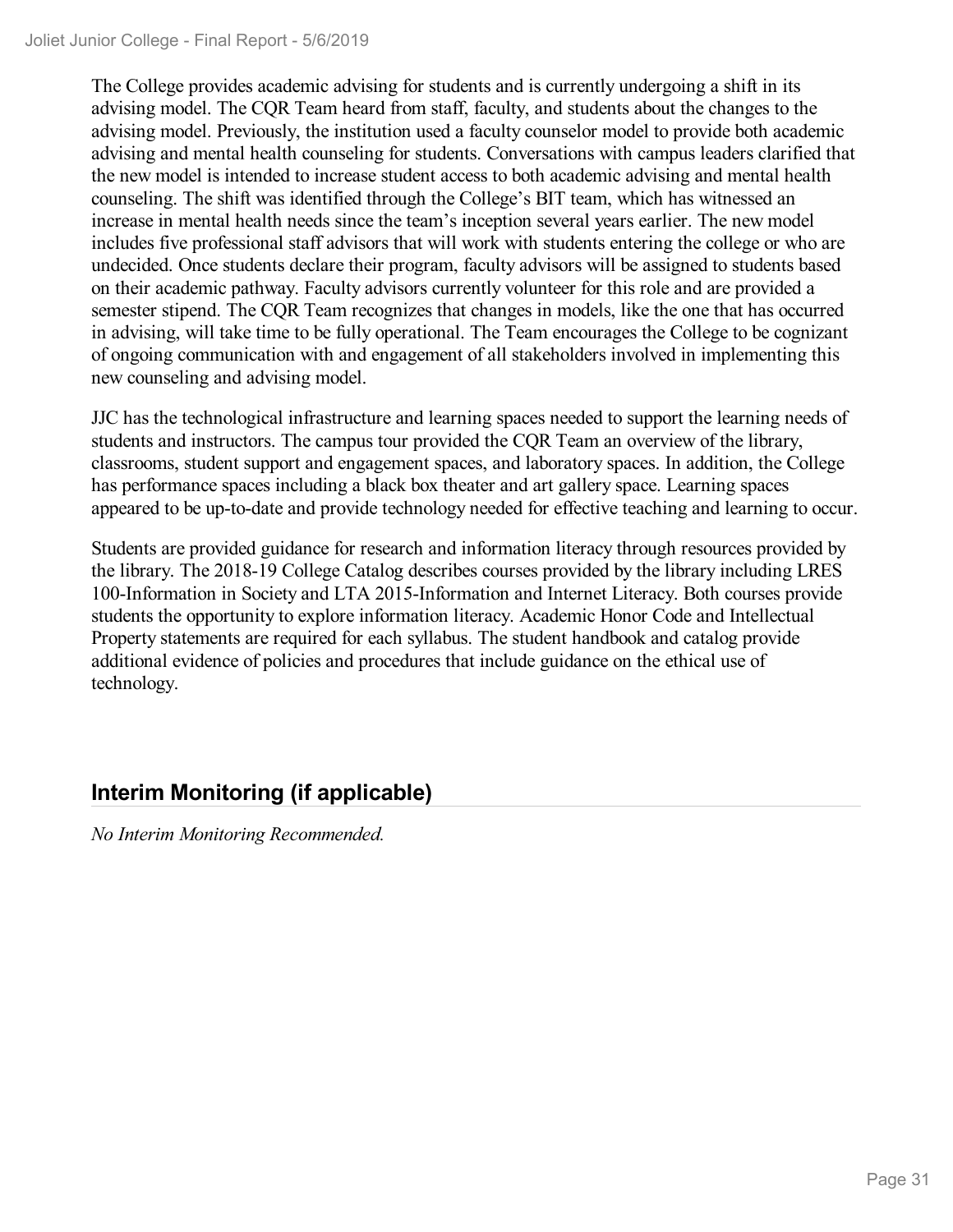The College provides academic advising for students and is currently undergoing a shift in its advising model. The CQR Team heard from staff, faculty, and students about the changes to the advising model. Previously, the institution used a faculty counselor model to provide both academic advising and mental health counseling for students. Conversations with campus leaders clarified that the new model is intended to increase student access to both academic advising and mental health counseling. The shift was identified through the College's BIT team, which has witnessed an increase in mental health needs since the team's inception several years earlier. The new model includes five professional staff advisors that will work with students entering the college or who are undecided. Once students declare their program, faculty advisors will be assigned to students based on their academic pathway. Faculty advisors currently volunteer for this role and are provided a semester stipend. The CQR Team recognizes that changes in models, like the one that has occurred in advising, will take time to be fully operational. The Team encourages the College to be cognizant of ongoing communication with and engagement of all stakeholders involved in implementing this new counseling and advising model.

JJC has the technological infrastructure and learning spaces needed to support the learning needs of students and instructors. The campus tour provided the CQR Team an overview of the library, classrooms, student support and engagement spaces, and laboratory spaces. In addition, the College has performance spaces including a black box theater and art gallery space. Learning spaces appeared to be up-to-date and provide technology needed for effective teaching and learning to occur.

Students are provided guidance for research and information literacy through resources provided by the library. The 2018-19 College Catalog describes courses provided by the library including LRES 100-Information in Society and LTA 2015-Information and Internet Literacy. Both courses provide students the opportunity to explore information literacy. Academic Honor Code and Intellectual Property statements are required for each syllabus. The student handbook and catalog provide additional evidence of policies and procedures that include guidance on the ethical use of technology.

## Interim Monitoring (if applicable)

*No Interim Monitoring Recommended.*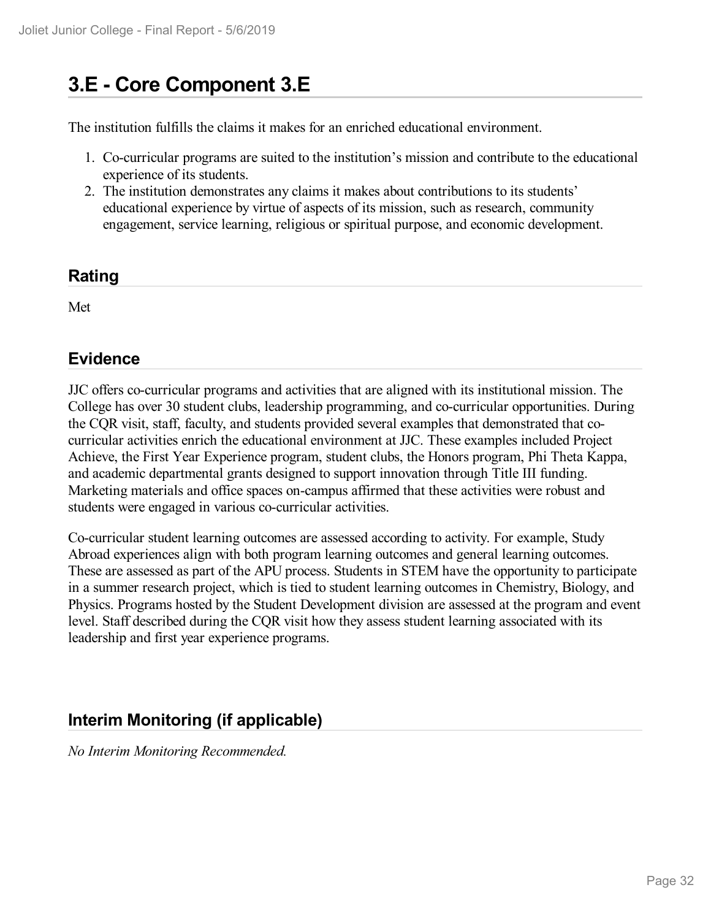# 3.E - Core Component 3.E

The institution fulfills the claims it makes for an enriched educational environment.

1. Co-curricular programs are suited to the institution's mission and contribute to the educational experience of its students.
2. The institution demonstrates any claims it makes about contributions to its students' educational experience by virtue of aspects of its mission, such as research, community engagement, service learning, religious or spiritual purpose, and economic development.

## Rating

Met

## Evidence

JJC offers co-curricular programs and activities that are aligned with its institutional mission. The College has over 30 student clubs, leadership programming, and co-curricular opportunities. During the CQR visit, staff, faculty, and students provided several examples that demonstrated that co-curricular activities enrich the educational environment at JJC. These examples included Project Achieve, the First Year Experience program, student clubs, the Honors program, Phi Theta Kappa, and academic departmental grants designed to support innovation through Title III funding. Marketing materials and office spaces on-campus affirmed that these activities were robust and students were engaged in various co-curricular activities.

Co-curricular student learning outcomes are assessed according to activity. For example, Study Abroad experiences align with both program learning outcomes and general learning outcomes. These are assessed as part of the APU process. Students in STEM have the opportunity to participate in a summer research project, which is tied to student learning outcomes in Chemistry, Biology, and Physics. Programs hosted by the Student Development division are assessed at the program and event level. Staff described during the CQR visit how they assess student learning associated with its leadership and first year experience programs.

## Interim Monitoring (if applicable)

*No Interim Monitoring Recommended.*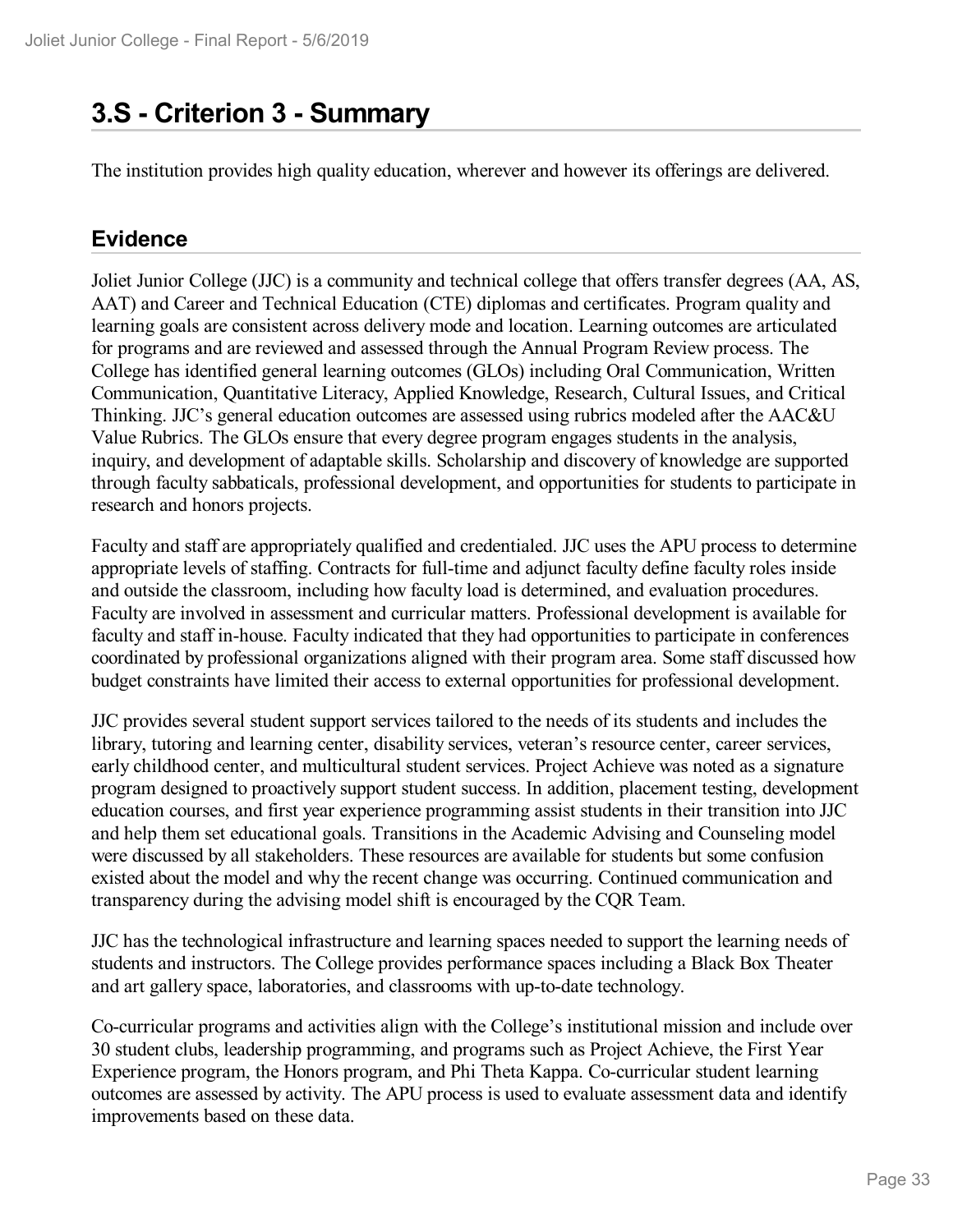# 3.S - Criterion 3 - Summary

The institution provides high quality education, wherever and however its offerings are delivered.

## Evidence

Joliet Junior College (JJC) is a community and technical college that offers transfer degrees (AA, AS, AAT) and Career and Technical Education (CTE) diplomas and certificates. Program quality and learning goals are consistent across delivery mode and location. Learning outcomes are articulated for programs and are reviewed and assessed through the Annual Program Review process. The College has identified general learning outcomes (GLOs) including Oral Communication, Written Communication, Quantitative Literacy, Applied Knowledge, Research, Cultural Issues, and Critical Thinking. JJC's general education outcomes are assessed using rubrics modeled after the AAC&U Value Rubrics. The GLOs ensure that every degree program engages students in the analysis, inquiry, and development of adaptable skills. Scholarship and discovery of knowledge are supported through faculty sabbaticals, professional development, and opportunities for students to participate in research and honors projects.

Faculty and staff are appropriately qualified and credentialed. JJC uses the APU process to determine appropriate levels of staffing. Contracts for full-time and adjunct faculty define faculty roles inside and outside the classroom, including how faculty load is determined, and evaluation procedures. Faculty are involved in assessment and curricular matters. Professional development is available for faculty and staff in-house. Faculty indicated that they had opportunities to participate in conferences coordinated by professional organizations aligned with their program area. Some staff discussed how budget constraints have limited their access to external opportunities for professional development.

JJC provides several student support services tailored to the needs of its students and includes the library, tutoring and learning center, disability services, veteran's resource center, career services, early childhood center, and multicultural student services. Project Achieve was noted as a signature program designed to proactively support student success. In addition, placement testing, development education courses, and first year experience programming assist students in their transition into JJC and help them set educational goals. Transitions in the Academic Advising and Counseling model were discussed by all stakeholders. These resources are available for students but some confusion existed about the model and why the recent change was occurring. Continued communication and transparency during the advising model shift is encouraged by the CQR Team.

JJC has the technological infrastructure and learning spaces needed to support the learning needs of students and instructors. The College provides performance spaces including a Black Box Theater and art gallery space, laboratories, and classrooms with up-to-date technology.

Co-curricular programs and activities align with the College's institutional mission and include over 30 student clubs, leadership programming, and programs such as Project Achieve, the First Year Experience program, the Honors program, and Phi Theta Kappa. Co-curricular student learning outcomes are assessed by activity. The APU process is used to evaluate assessment data and identify improvements based on these data.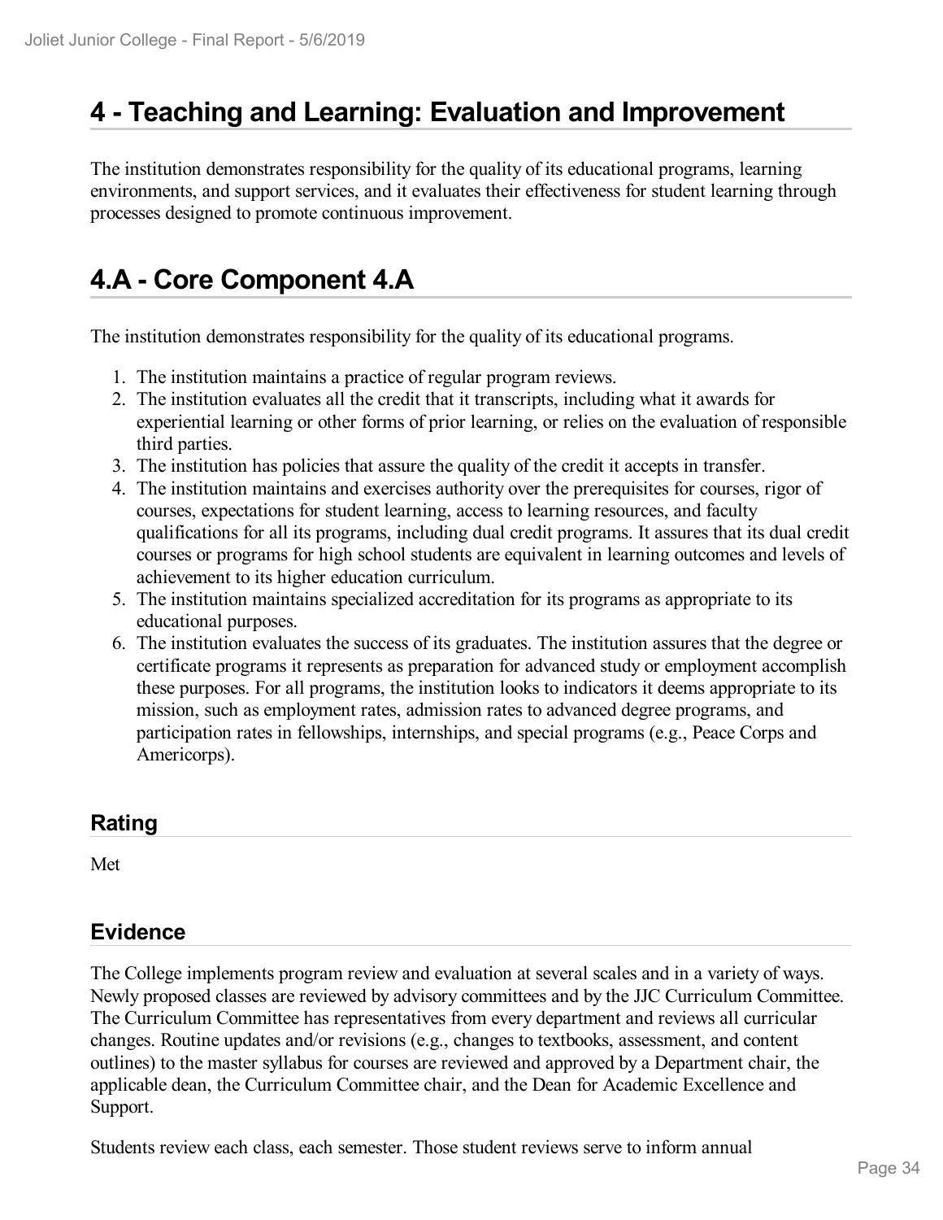# 4 - Teaching and Learning: Evaluation and Improvement

The institution demonstrates responsibility for the quality of its educational programs, learning environments, and support services, and it evaluates their effectiveness for student learning through processes designed to promote continuous improvement.

# 4.A - Core Component 4.A

The institution demonstrates responsibility for the quality of its educational programs.

1. The institution maintains a practice of regular program reviews.
2. The institution evaluates all the credit that it transcripts, including what it awards for experiential learning or other forms of prior learning, or relies on the evaluation of responsible third parties.
3. The institution has policies that assure the quality of the credit it accepts in transfer.
4. The institution maintains and exercises authority over the prerequisites for courses, rigor of courses, expectations for student learning, access to learning resources, and faculty qualifications for all its programs, including dual credit programs. It assures that its dual credit courses or programs for high school students are equivalent in learning outcomes and levels of achievement to its higher education curriculum.
5. The institution maintains specialized accreditation for its programs as appropriate to its educational purposes.
6. The institution evaluates the success of its graduates. The institution assures that the degree or certificate programs it represents as preparation for advanced study or employment accomplish these purposes. For all programs, the institution looks to indicators it deems appropriate to its mission, such as employment rates, admission rates to advanced degree programs, and participation rates in fellowships, internships, and special programs (e.g., Peace Corps and Americorps).

## Rating

Met

## Evidence

The College implements program review and evaluation at several scales and in a variety of ways. Newly proposed classes are reviewed by advisory committees and by the JJC Curriculum Committee. The Curriculum Committee has representatives from every department and reviews all curricular changes. Routine updates and/or revisions (e.g., changes to textbooks, assessment, and content outlines) to the master syllabus for courses are reviewed and approved by a Department chair, the applicable dean, the Curriculum Committee chair, and the Dean for Academic Excellence and Support.

Students review each class, each semester. Those student reviews serve to inform annual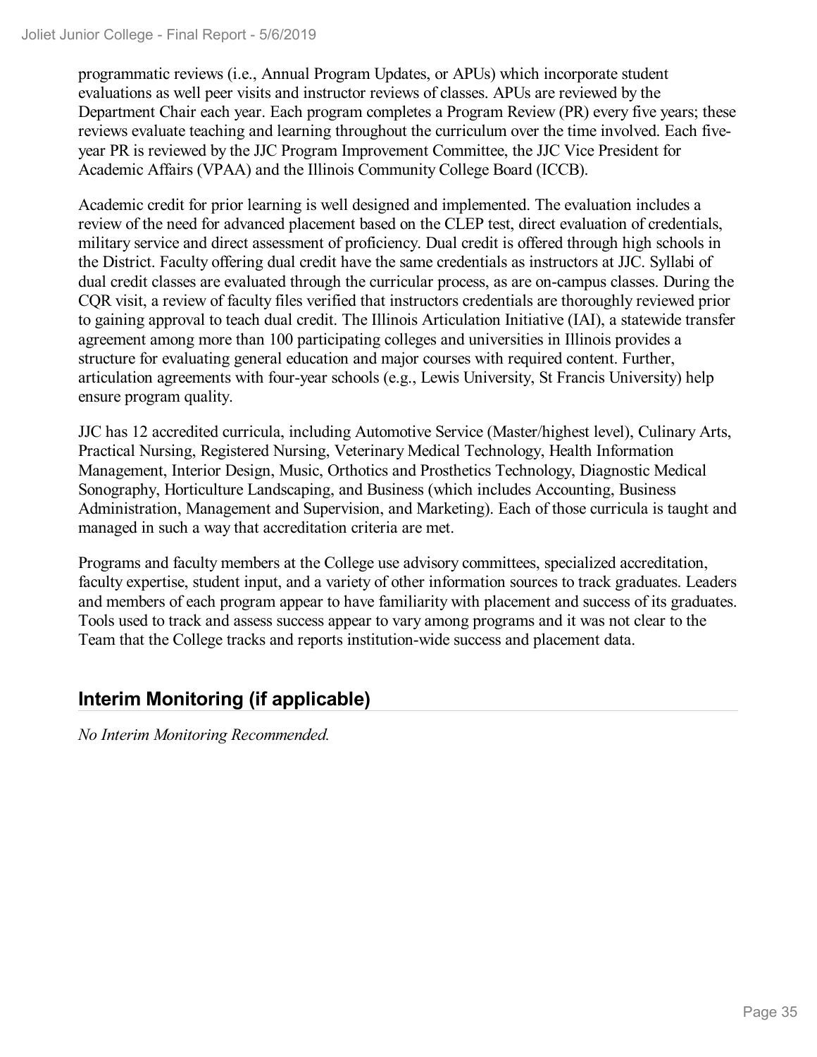programmatic reviews (i.e., Annual Program Updates, or APUs) which incorporate student evaluations as well peer visits and instructor reviews of classes. APUs are reviewed by the Department Chair each year. Each program completes a Program Review (PR) every five years; these reviews evaluate teaching and learning throughout the curriculum over the time involved. Each five-year PR is reviewed by the JJC Program Improvement Committee, the JJC Vice President for Academic Affairs (VPAA) and the Illinois Community College Board (ICCB).

Academic credit for prior learning is well designed and implemented. The evaluation includes a review of the need for advanced placement based on the CLEP test, direct evaluation of credentials, military service and direct assessment of proficiency. Dual credit is offered through high schools in the District. Faculty offering dual credit have the same credentials as instructors at JJC. Syllabi of dual credit classes are evaluated through the curricular process, as are on-campus classes. During the CQR visit, a review of faculty files verified that instructors credentials are thoroughly reviewed prior to gaining approval to teach dual credit. The Illinois Articulation Initiative (IAI), a statewide transfer agreement among more than 100 participating colleges and universities in Illinois provides a structure for evaluating general education and major courses with required content. Further, articulation agreements with four-year schools (e.g., Lewis University, St Francis University) help ensure program quality.

JJC has 12 accredited curricula, including Automotive Service (Master/highest level), Culinary Arts, Practical Nursing, Registered Nursing, Veterinary Medical Technology, Health Information Management, Interior Design, Music, Orthotics and Prosthetics Technology, Diagnostic Medical Sonography, Horticulture Landscaping, and Business (which includes Accounting, Business Administration, Management and Supervision, and Marketing). Each of those curricula is taught and managed in such a way that accreditation criteria are met.

Programs and faculty members at the College use advisory committees, specialized accreditation, faculty expertise, student input, and a variety of other information sources to track graduates. Leaders and members of each program appear to have familiarity with placement and success of its graduates. Tools used to track and assess success appear to vary among programs and it was not clear to the Team that the College tracks and reports institution-wide success and placement data.

## Interim Monitoring (if applicable)

*No Interim Monitoring Recommended.*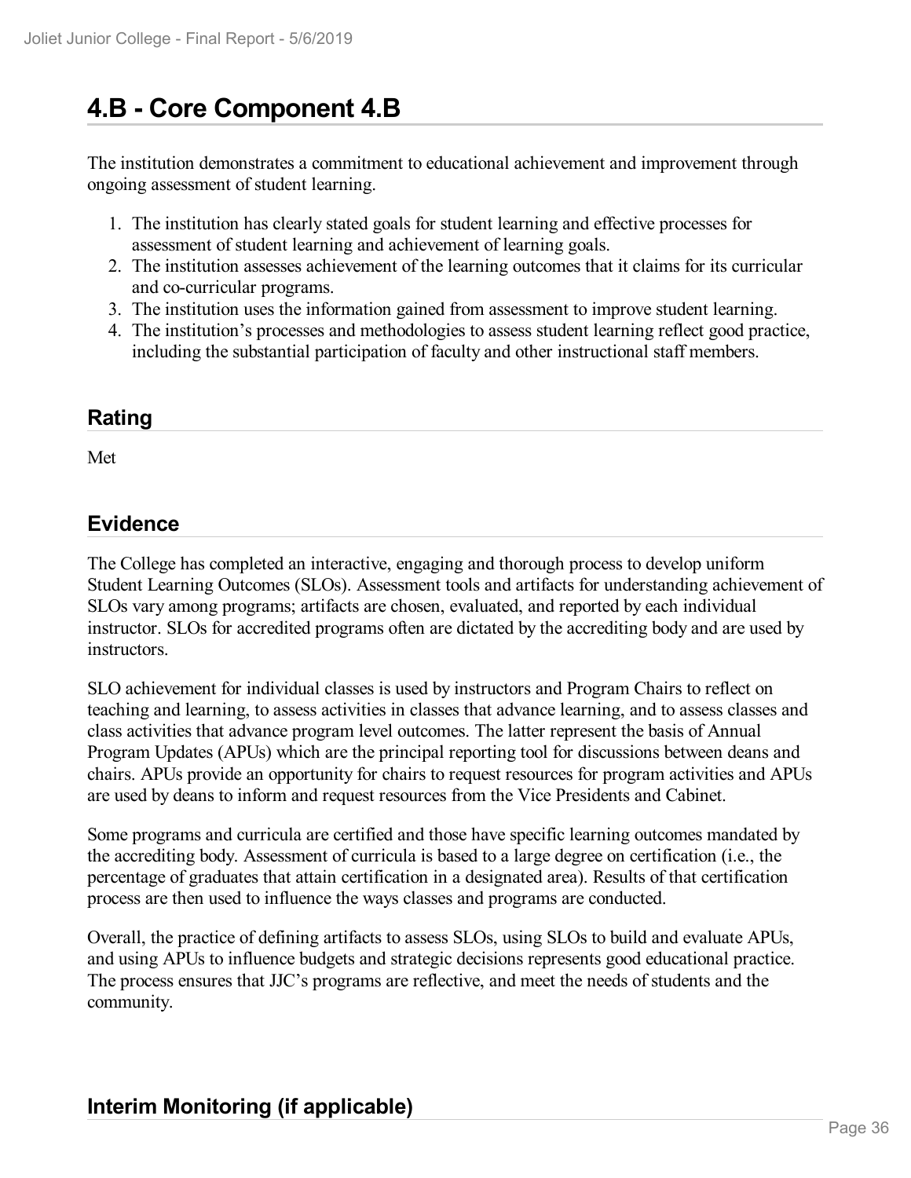# 4.B - Core Component 4.B

The institution demonstrates a commitment to educational achievement and improvement through ongoing assessment of student learning.

1. The institution has clearly stated goals for student learning and effective processes for assessment of student learning and achievement of learning goals.
2. The institution assesses achievement of the learning outcomes that it claims for its curricular and co-curricular programs.
3. The institution uses the information gained from assessment to improve student learning.
4. The institution's processes and methodologies to assess student learning reflect good practice, including the substantial participation of faculty and other instructional staff members.

## Rating

Met

## Evidence

The College has completed an interactive, engaging and thorough process to develop uniform Student Learning Outcomes (SLOs). Assessment tools and artifacts for understanding achievement of SLOs vary among programs; artifacts are chosen, evaluated, and reported by each individual instructor. SLOs for accredited programs often are dictated by the accrediting body and are used by instructors.

SLO achievement for individual classes is used by instructors and Program Chairs to reflect on teaching and learning, to assess activities in classes that advance learning, and to assess classes and class activities that advance program level outcomes. The latter represent the basis of Annual Program Updates (APUs) which are the principal reporting tool for discussions between deans and chairs. APUs provide an opportunity for chairs to request resources for program activities and APUs are used by deans to inform and request resources from the Vice Presidents and Cabinet.

Some programs and curricula are certified and those have specific learning outcomes mandated by the accrediting body. Assessment of curricula is based to a large degree on certification (i.e., the percentage of graduates that attain certification in a designated area). Results of that certification process are then used to influence the ways classes and programs are conducted.

Overall, the practice of defining artifacts to assess SLOs, using SLOs to build and evaluate APUs, and using APUs to influence budgets and strategic decisions represents good educational practice. The process ensures that JJC's programs are reflective, and meet the needs of students and the community.

## Interim Monitoring (if applicable)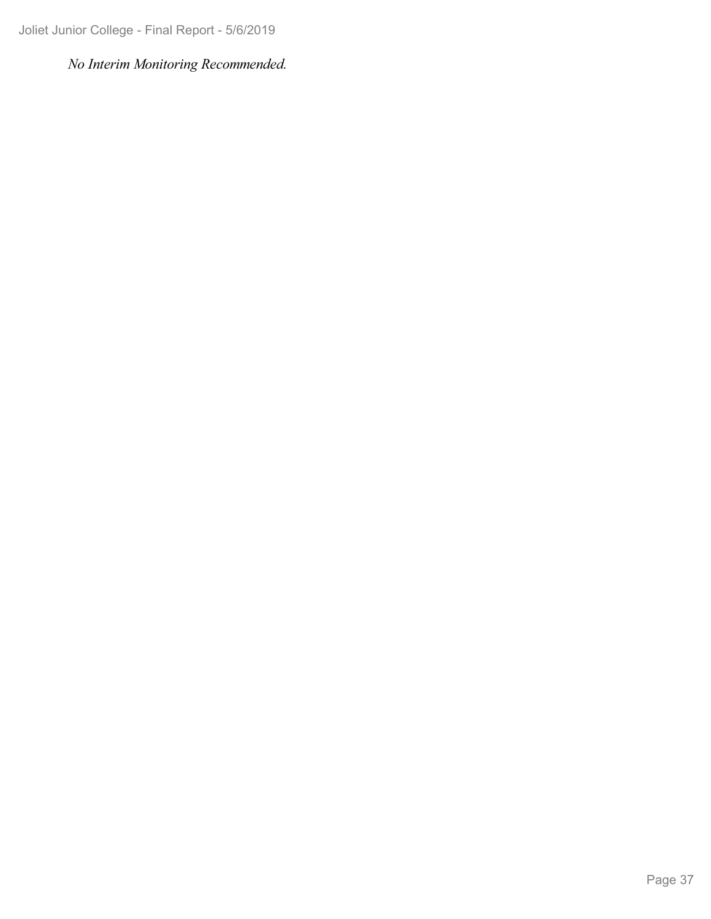*No Interim Monitoring Recommended.*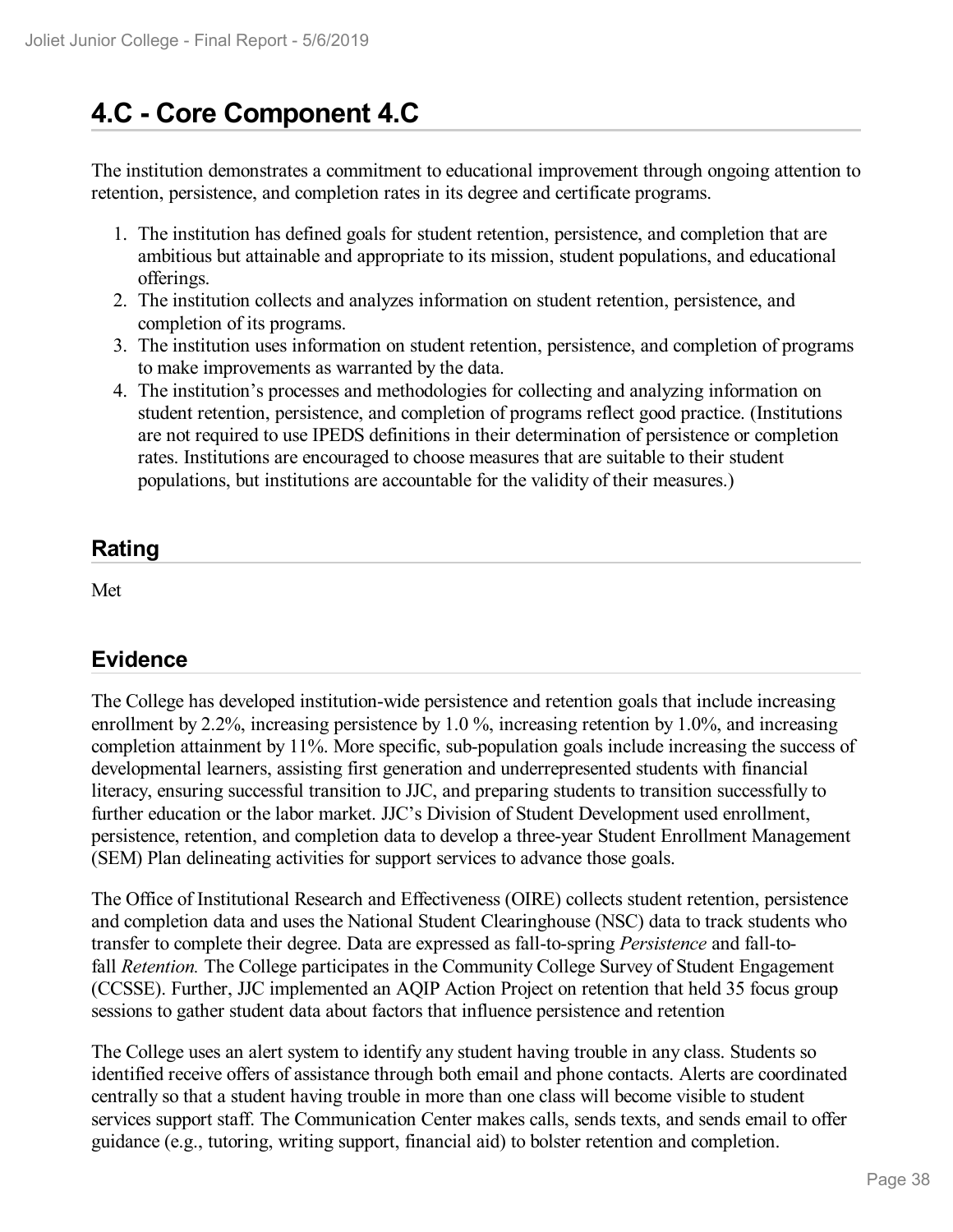# 4.C - Core Component 4.C

The institution demonstrates a commitment to educational improvement through ongoing attention to retention, persistence, and completion rates in its degree and certificate programs.

1. The institution has defined goals for student retention, persistence, and completion that are ambitious but attainable and appropriate to its mission, student populations, and educational offerings.
2. The institution collects and analyzes information on student retention, persistence, and completion of its programs.
3. The institution uses information on student retention, persistence, and completion of programs to make improvements as warranted by the data.
4. The institution's processes and methodologies for collecting and analyzing information on student retention, persistence, and completion of programs reflect good practice. (Institutions are not required to use IPEDS definitions in their determination of persistence or completion rates. Institutions are encouraged to choose measures that are suitable to their student populations, but institutions are accountable for the validity of their measures.)

## Rating

Met

## Evidence

The College has developed institution-wide persistence and retention goals that include increasing enrollment by 2.2%, increasing persistence by 1.0 %, increasing retention by 1.0%, and increasing completion attainment by 11%. More specific, sub-population goals include increasing the success of developmental learners, assisting first generation and underrepresented students with financial literacy, ensuring successful transition to JJC, and preparing students to transition successfully to further education or the labor market. JJC's Division of Student Development used enrollment, persistence, retention, and completion data to develop a three-year Student Enrollment Management (SEM) Plan delineating activities for support services to advance those goals.

The Office of Institutional Research and Effectiveness (OIRE) collects student retention, persistence and completion data and uses the National Student Clearinghouse (NSC) data to track students who transfer to complete their degree. Data are expressed as fall-to-spring *Persistence* and fall-to-fall *Retention.* The College participates in the Community College Survey of Student Engagement (CCSSE). Further, JJC implemented an AQIP Action Project on retention that held 35 focus group sessions to gather student data about factors that influence persistence and retention

The College uses an alert system to identify any student having trouble in any class. Students so identified receive offers of assistance through both email and phone contacts. Alerts are coordinated centrally so that a student having trouble in more than one class will become visible to student services support staff. The Communication Center makes calls, sends texts, and sends email to offer guidance (e.g., tutoring, writing support, financial aid) to bolster retention and completion.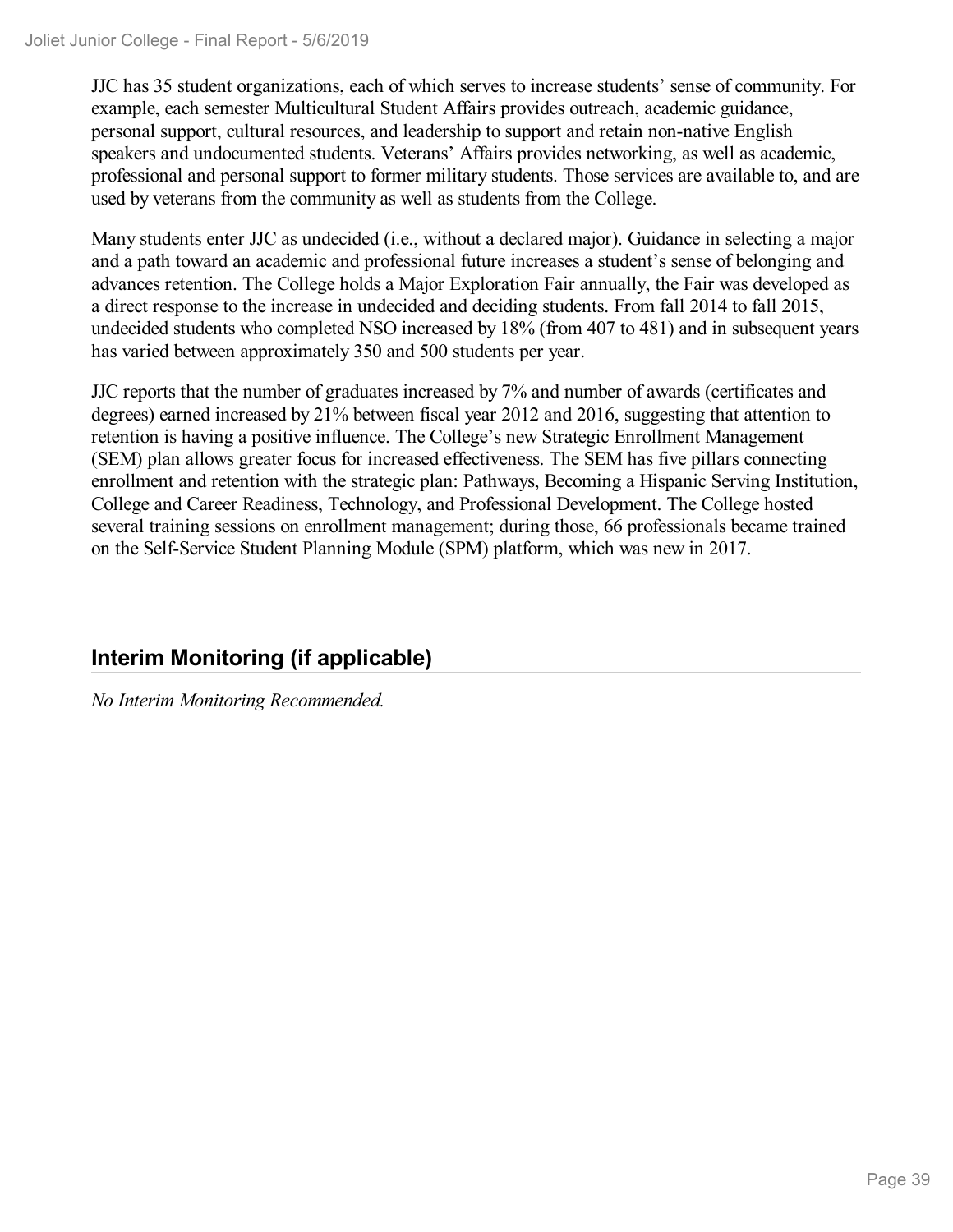JJC has 35 student organizations, each of which serves to increase students' sense of community. For example, each semester Multicultural Student Affairs provides outreach, academic guidance, personal support, cultural resources, and leadership to support and retain non-native English speakers and undocumented students. Veterans' Affairs provides networking, as well as academic, professional and personal support to former military students. Those services are available to, and are used by veterans from the community as well as students from the College.

Many students enter JJC as undecided (i.e., without a declared major). Guidance in selecting a major and a path toward an academic and professional future increases a student's sense of belonging and advances retention. The College holds a Major Exploration Fair annually, the Fair was developed as a direct response to the increase in undecided and deciding students. From fall 2014 to fall 2015, undecided students who completed NSO increased by 18% (from 407 to 481) and in subsequent years has varied between approximately 350 and 500 students per year.

JJC reports that the number of graduates increased by 7% and number of awards (certificates and degrees) earned increased by 21% between fiscal year 2012 and 2016, suggesting that attention to retention is having a positive influence. The College's new Strategic Enrollment Management (SEM) plan allows greater focus for increased effectiveness. The SEM has five pillars connecting enrollment and retention with the strategic plan: Pathways, Becoming a Hispanic Serving Institution, College and Career Readiness, Technology, and Professional Development. The College hosted several training sessions on enrollment management; during those, 66 professionals became trained on the Self-Service Student Planning Module (SPM) platform, which was new in 2017.

## Interim Monitoring (if applicable)

*No Interim Monitoring Recommended.*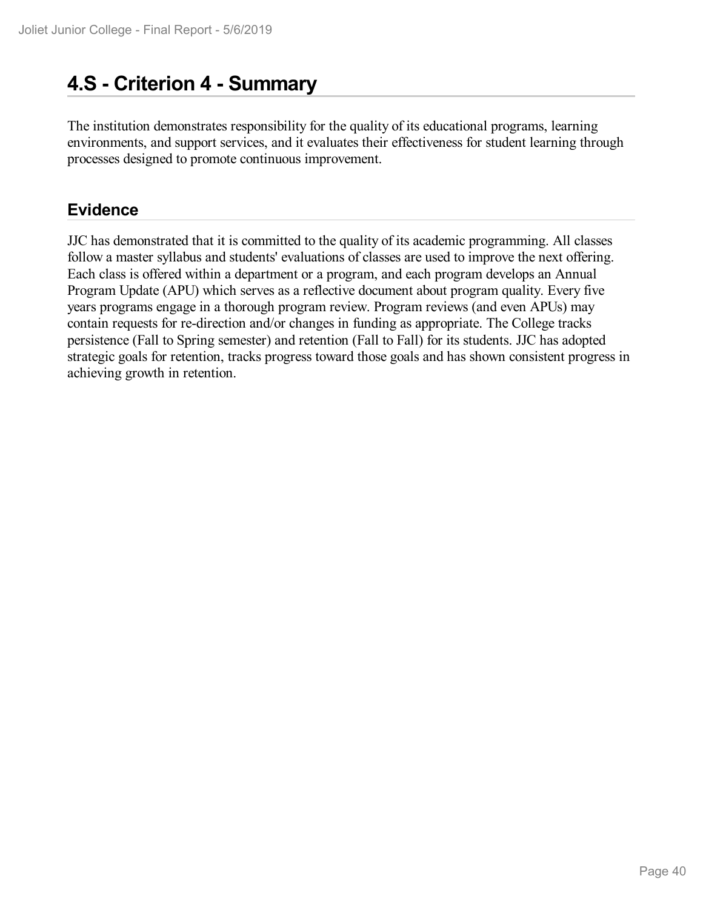# 4.S - Criterion 4 - Summary

The institution demonstrates responsibility for the quality of its educational programs, learning environments, and support services, and it evaluates their effectiveness for student learning through processes designed to promote continuous improvement.

## Evidence

JJC has demonstrated that it is committed to the quality of its academic programming. All classes follow a master syllabus and students' evaluations of classes are used to improve the next offering. Each class is offered within a department or a program, and each program develops an Annual Program Update (APU) which serves as a reflective document about program quality. Every five years programs engage in a thorough program review. Program reviews (and even APUs) may contain requests for re-direction and/or changes in funding as appropriate. The College tracks persistence (Fall to Spring semester) and retention (Fall to Fall) for its students. JJC has adopted strategic goals for retention, tracks progress toward those goals and has shown consistent progress in achieving growth in retention.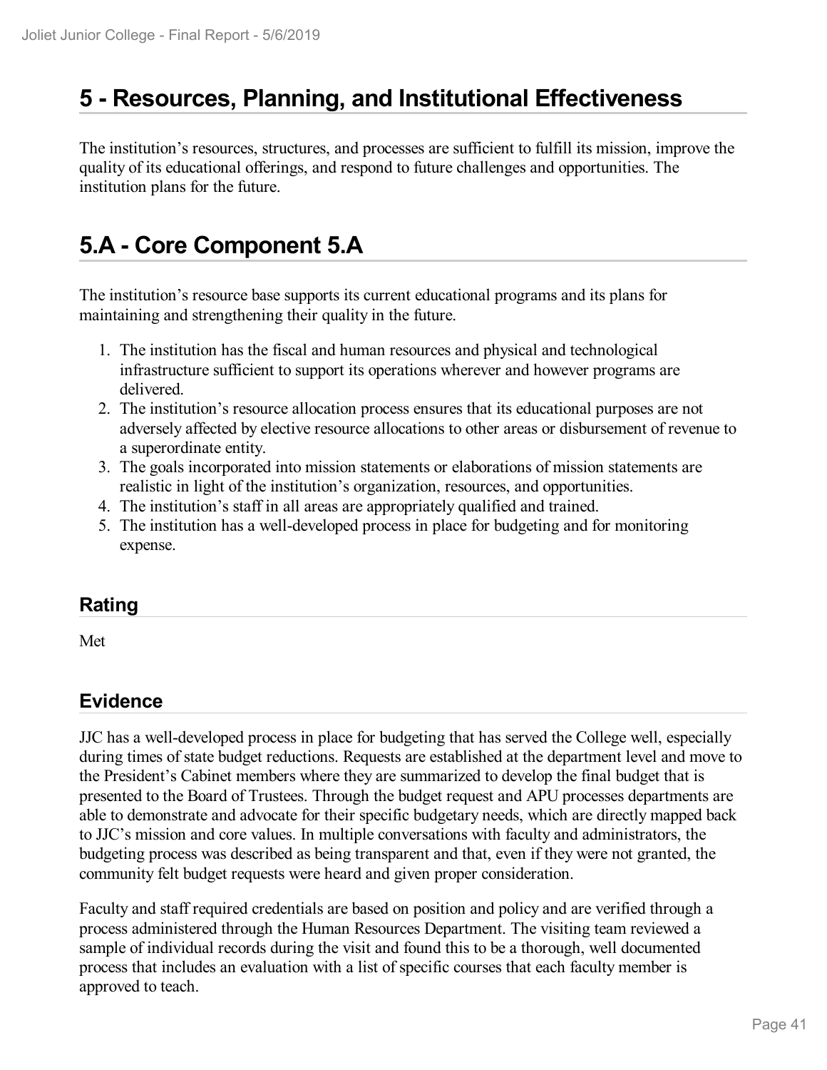# 5 - Resources, Planning, and Institutional Effectiveness

The institution's resources, structures, and processes are sufficient to fulfill its mission, improve the quality of its educational offerings, and respond to future challenges and opportunities. The institution plans for the future.

# 5.A - Core Component 5.A

The institution's resource base supports its current educational programs and its plans for maintaining and strengthening their quality in the future.

1. The institution has the fiscal and human resources and physical and technological infrastructure sufficient to support its operations wherever and however programs are delivered.
2. The institution's resource allocation process ensures that its educational purposes are not adversely affected by elective resource allocations to other areas or disbursement of revenue to a superordinate entity.
3. The goals incorporated into mission statements or elaborations of mission statements are realistic in light of the institution's organization, resources, and opportunities.
4. The institution's staff in all areas are appropriately qualified and trained.
5. The institution has a well-developed process in place for budgeting and for monitoring expense.

## Rating

Met

## Evidence

JJC has a well-developed process in place for budgeting that has served the College well, especially during times of state budget reductions. Requests are established at the department level and move to the President's Cabinet members where they are summarized to develop the final budget that is presented to the Board of Trustees. Through the budget request and APU processes departments are able to demonstrate and advocate for their specific budgetary needs, which are directly mapped back to JJC's mission and core values. In multiple conversations with faculty and administrators, the budgeting process was described as being transparent and that, even if they were not granted, the community felt budget requests were heard and given proper consideration.

Faculty and staff required credentials are based on position and policy and are verified through a process administered through the Human Resources Department. The visiting team reviewed a sample of individual records during the visit and found this to be a thorough, well documented process that includes an evaluation with a list of specific courses that each faculty member is approved to teach.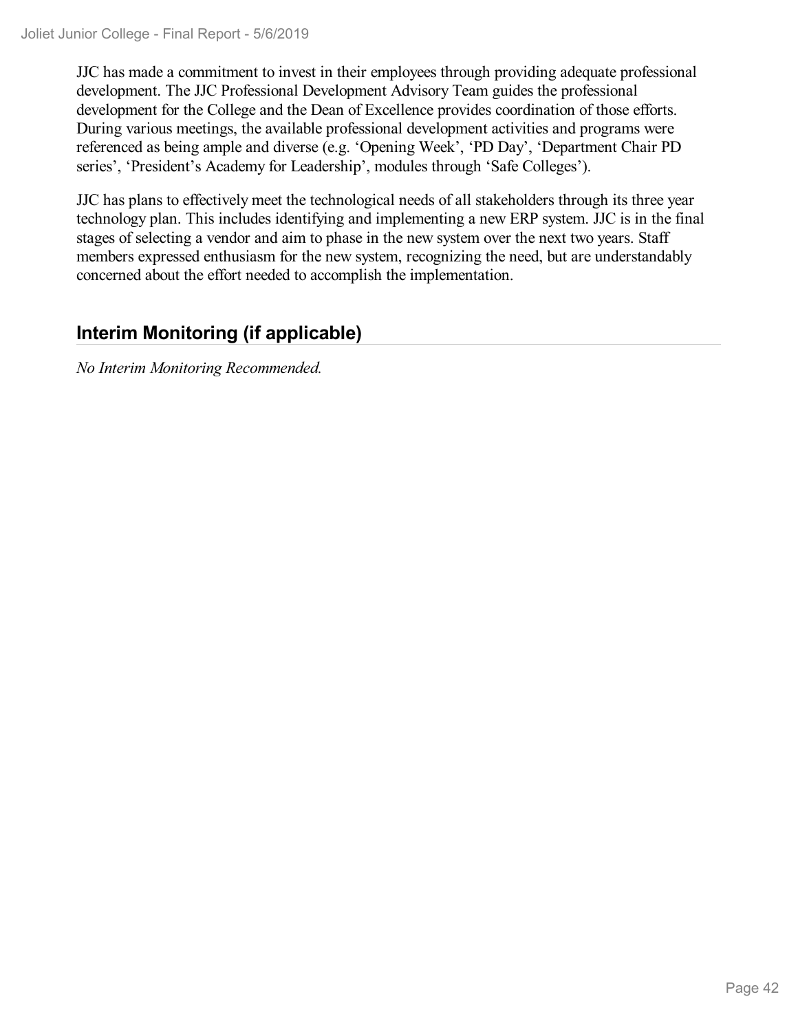JJC has made a commitment to invest in their employees through providing adequate professional development. The JJC Professional Development Advisory Team guides the professional development for the College and the Dean of Excellence provides coordination of those efforts. During various meetings, the available professional development activities and programs were referenced as being ample and diverse (e.g. 'Opening Week', 'PD Day', 'Department Chair PD series', 'President's Academy for Leadership', modules through 'Safe Colleges').

JJC has plans to effectively meet the technological needs of all stakeholders through its three year technology plan. This includes identifying and implementing a new ERP system. JJC is in the final stages of selecting a vendor and aim to phase in the new system over the next two years. Staff members expressed enthusiasm for the new system, recognizing the need, but are understandably concerned about the effort needed to accomplish the implementation.

## Interim Monitoring (if applicable)

*No Interim Monitoring Recommended.*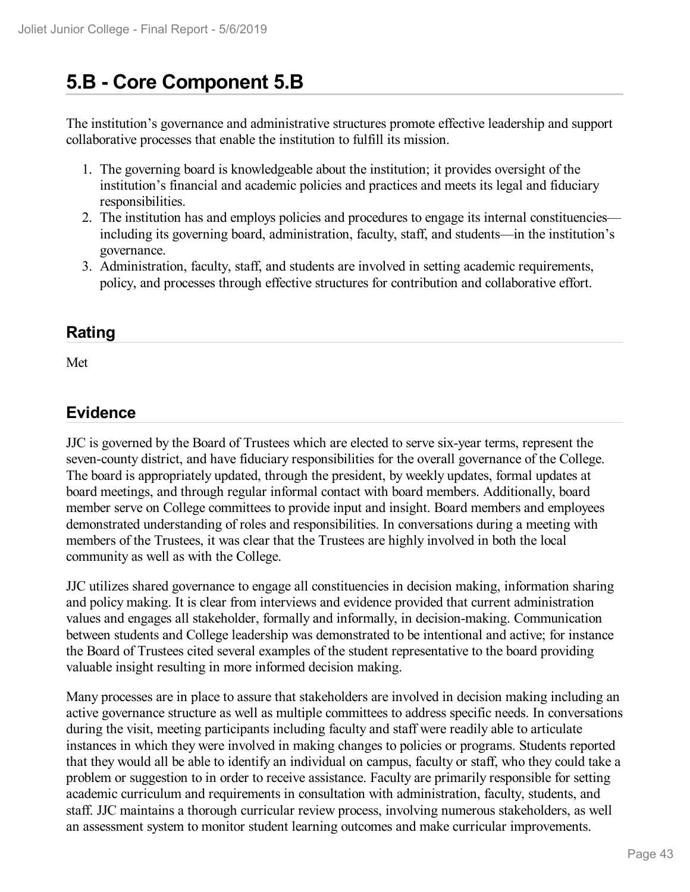# 5.B - Core Component 5.B

The institution's governance and administrative structures promote effective leadership and support collaborative processes that enable the institution to fulfill its mission.

1. The governing board is knowledgeable about the institution; it provides oversight of the institution's financial and academic policies and practices and meets its legal and fiduciary responsibilities.
2. The institution has and employs policies and procedures to engage its internal constituencies—including its governing board, administration, faculty, staff, and students—in the institution's governance.
3. Administration, faculty, staff, and students are involved in setting academic requirements, policy, and processes through effective structures for contribution and collaborative effort.

## Rating

Met

## Evidence

JJC is governed by the Board of Trustees which are elected to serve six-year terms, represent the seven-county district, and have fiduciary responsibilities for the overall governance of the College. The board is appropriately updated, through the president, by weekly updates, formal updates at board meetings, and through regular informal contact with board members. Additionally, board member serve on College committees to provide input and insight. Board members and employees demonstrated understanding of roles and responsibilities. In conversations during a meeting with members of the Trustees, it was clear that the Trustees are highly involved in both the local community as well as with the College.

JJC utilizes shared governance to engage all constituencies in decision making, information sharing and policy making. It is clear from interviews and evidence provided that current administration values and engages all stakeholder, formally and informally, in decision-making. Communication between students and College leadership was demonstrated to be intentional and active; for instance the Board of Trustees cited several examples of the student representative to the board providing valuable insight resulting in more informed decision making.

Many processes are in place to assure that stakeholders are involved in decision making including an active governance structure as well as multiple committees to address specific needs. In conversations during the visit, meeting participants including faculty and staff were readily able to articulate instances in which they were involved in making changes to policies or programs. Students reported that they would all be able to identify an individual on campus, faculty or staff, who they could take a problem or suggestion to in order to receive assistance. Faculty are primarily responsible for setting academic curriculum and requirements in consultation with administration, faculty, students, and staff. JJC maintains a thorough curricular review process, involving numerous stakeholders, as well an assessment system to monitor student learning outcomes and make curricular improvements.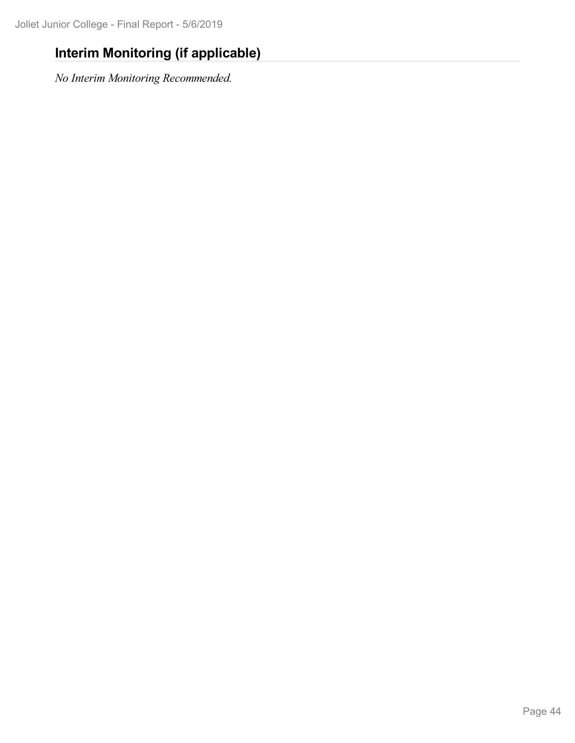## Interim Monitoring (if applicable)

*No Interim Monitoring Recommended.*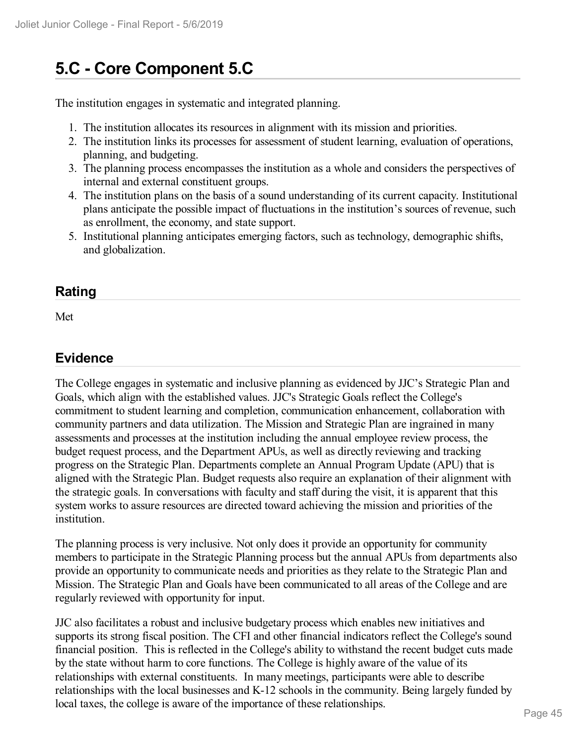# 5.C - Core Component 5.C

The institution engages in systematic and integrated planning.

1. The institution allocates its resources in alignment with its mission and priorities.
2. The institution links its processes for assessment of student learning, evaluation of operations, planning, and budgeting.
3. The planning process encompasses the institution as a whole and considers the perspectives of internal and external constituent groups.
4. The institution plans on the basis of a sound understanding of its current capacity. Institutional plans anticipate the possible impact of fluctuations in the institution's sources of revenue, such as enrollment, the economy, and state support.
5. Institutional planning anticipates emerging factors, such as technology, demographic shifts, and globalization.

## Rating

Met

## Evidence

The College engages in systematic and inclusive planning as evidenced by JJC's Strategic Plan and Goals, which align with the established values. JJC's Strategic Goals reflect the College's commitment to student learning and completion, communication enhancement, collaboration with community partners and data utilization. The Mission and Strategic Plan are ingrained in many assessments and processes at the institution including the annual employee review process, the budget request process, and the Department APUs, as well as directly reviewing and tracking progress on the Strategic Plan. Departments complete an Annual Program Update (APU) that is aligned with the Strategic Plan. Budget requests also require an explanation of their alignment with the strategic goals. In conversations with faculty and staff during the visit, it is apparent that this system works to assure resources are directed toward achieving the mission and priorities of the institution.

The planning process is very inclusive. Not only does it provide an opportunity for community members to participate in the Strategic Planning process but the annual APUs from departments also provide an opportunity to communicate needs and priorities as they relate to the Strategic Plan and Mission. The Strategic Plan and Goals have been communicated to all areas of the College and are regularly reviewed with opportunity for input.

JJC also facilitates a robust and inclusive budgetary process which enables new initiatives and supports its strong fiscal position. The CFI and other financial indicators reflect the College's sound financial position. This is reflected in the College's ability to withstand the recent budget cuts made by the state without harm to core functions. The College is highly aware of the value of its relationships with external constituents. In many meetings, participants were able to describe relationships with the local businesses and K-12 schools in the community. Being largely funded by local taxes, the college is aware of the importance of these relationships.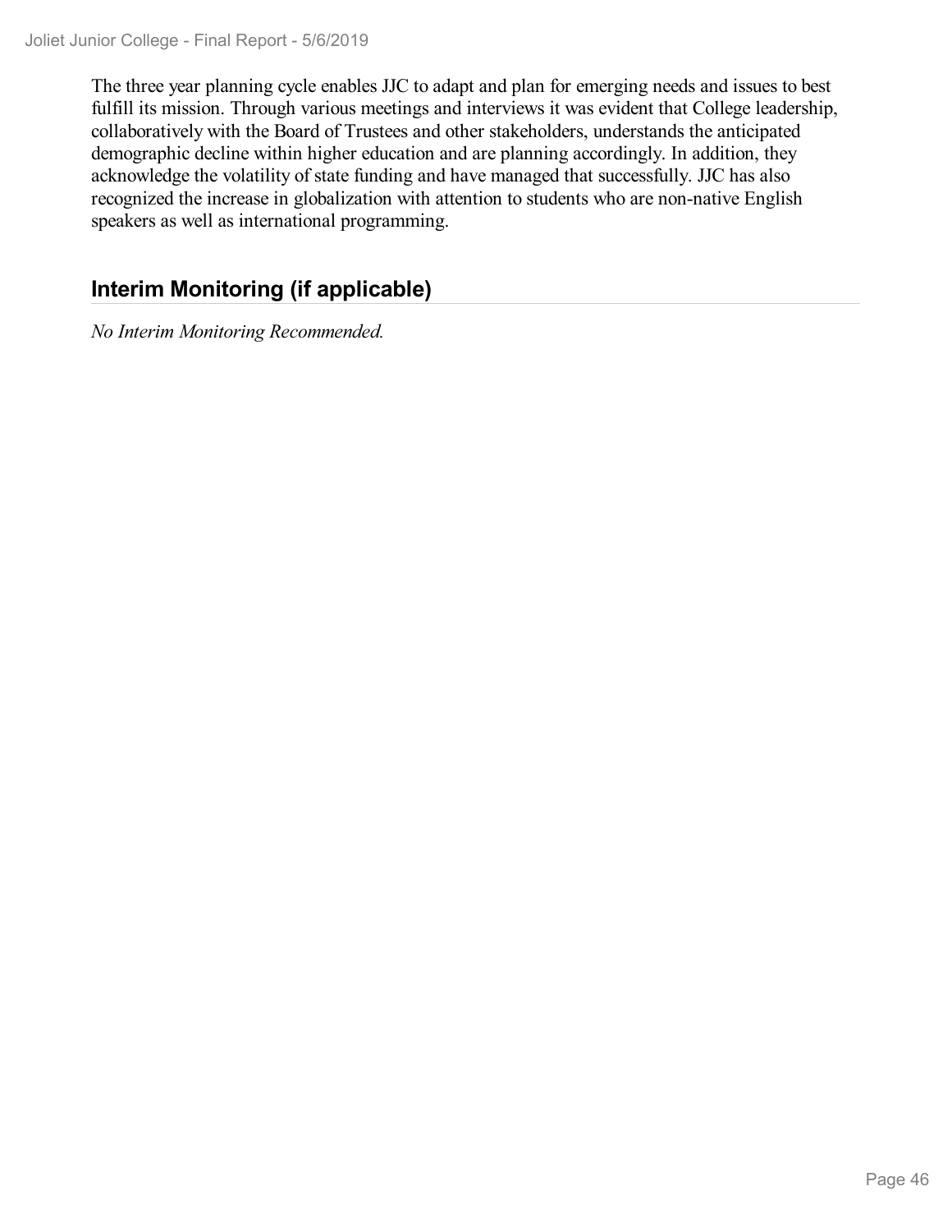The three year planning cycle enables JJC to adapt and plan for emerging needs and issues to best fulfill its mission. Through various meetings and interviews it was evident that College leadership, collaboratively with the Board of Trustees and other stakeholders, understands the anticipated demographic decline within higher education and are planning accordingly. In addition, they acknowledge the volatility of state funding and have managed that successfully. JJC has also recognized the increase in globalization with attention to students who are non-native English speakers as well as international programming.

## Interim Monitoring (if applicable)

*No Interim Monitoring Recommended.*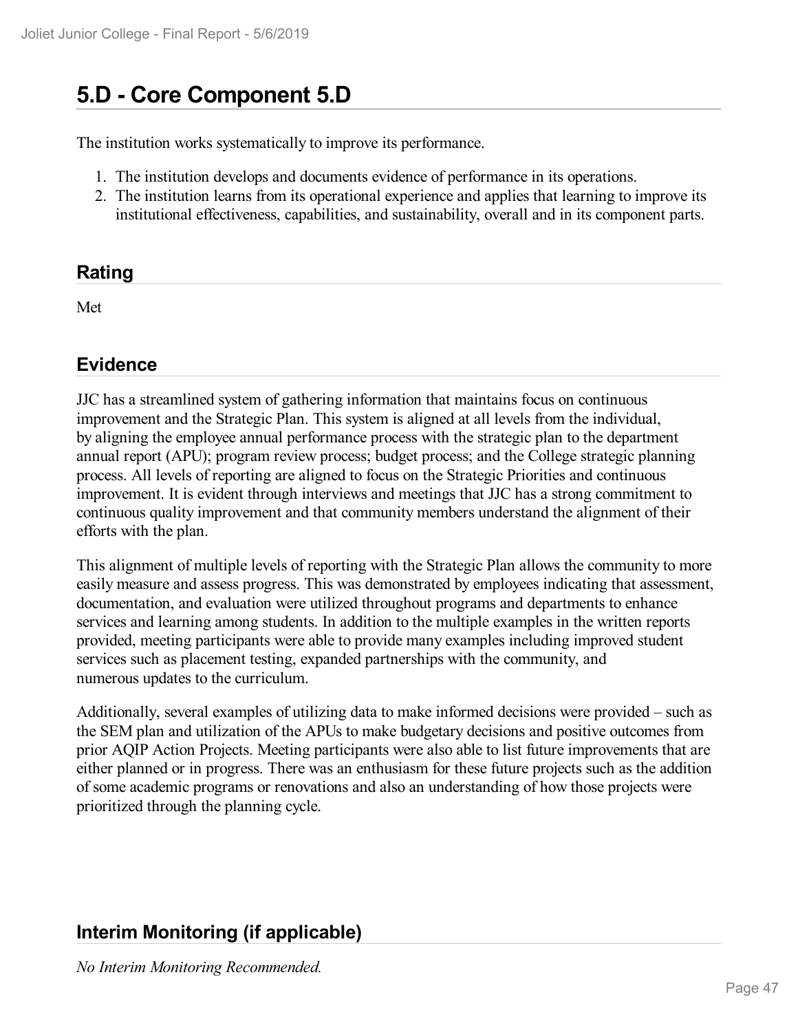# 5.D - Core Component 5.D

The institution works systematically to improve its performance.

1. The institution develops and documents evidence of performance in its operations.
2. The institution learns from its operational experience and applies that learning to improve its institutional effectiveness, capabilities, and sustainability, overall and in its component parts.

## Rating

Met

## Evidence

JJC has a streamlined system of gathering information that maintains focus on continuous improvement and the Strategic Plan. This system is aligned at all levels from the individual, by aligning the employee annual performance process with the strategic plan to the department annual report (APU); program review process; budget process; and the College strategic planning process. All levels of reporting are aligned to focus on the Strategic Priorities and continuous improvement. It is evident through interviews and meetings that JJC has a strong commitment to continuous quality improvement and that community members understand the alignment of their efforts with the plan.

This alignment of multiple levels of reporting with the Strategic Plan allows the community to more easily measure and assess progress. This was demonstrated by employees indicating that assessment, documentation, and evaluation were utilized throughout programs and departments to enhance services and learning among students. In addition to the multiple examples in the written reports provided, meeting participants were able to provide many examples including improved student services such as placement testing, expanded partnerships with the community, and numerous updates to the curriculum.

Additionally, several examples of utilizing data to make informed decisions were provided – such as the SEM plan and utilization of the APUs to make budgetary decisions and positive outcomes from prior AQIP Action Projects. Meeting participants were also able to list future improvements that are either planned or in progress. There was an enthusiasm for these future projects such as the addition of some academic programs or renovations and also an understanding of how those projects were prioritized through the planning cycle.

## Interim Monitoring (if applicable)

*No Interim Monitoring Recommended.*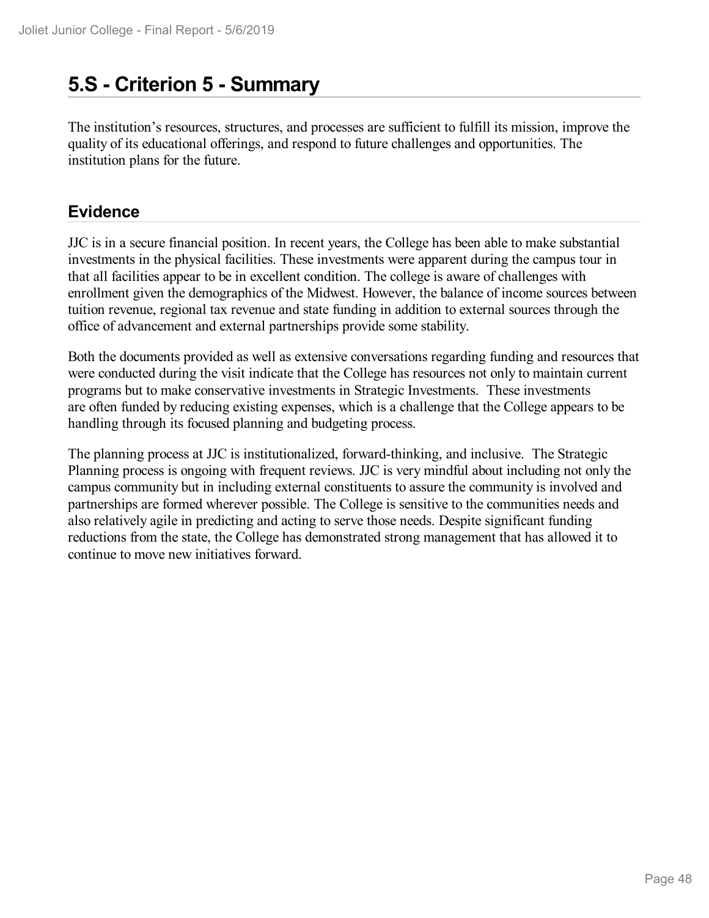# 5.S - Criterion 5 - Summary

The institution's resources, structures, and processes are sufficient to fulfill its mission, improve the quality of its educational offerings, and respond to future challenges and opportunities. The institution plans for the future.

## Evidence

JJC is in a secure financial position. In recent years, the College has been able to make substantial investments in the physical facilities. These investments were apparent during the campus tour in that all facilities appear to be in excellent condition. The college is aware of challenges with enrollment given the demographics of the Midwest. However, the balance of income sources between tuition revenue, regional tax revenue and state funding in addition to external sources through the office of advancement and external partnerships provide some stability.

Both the documents provided as well as extensive conversations regarding funding and resources that were conducted during the visit indicate that the College has resources not only to maintain current programs but to make conservative investments in Strategic Investments. These investments are often funded by reducing existing expenses, which is a challenge that the College appears to be handling through its focused planning and budgeting process.

The planning process at JJC is institutionalized, forward-thinking, and inclusive. The Strategic Planning process is ongoing with frequent reviews. JJC is very mindful about including not only the campus community but in including external constituents to assure the community is involved and partnerships are formed wherever possible. The College is sensitive to the communities needs and also relatively agile in predicting and acting to serve those needs. Despite significant funding reductions from the state, the College has demonstrated strong management that has allowed it to continue to move new initiatives forward.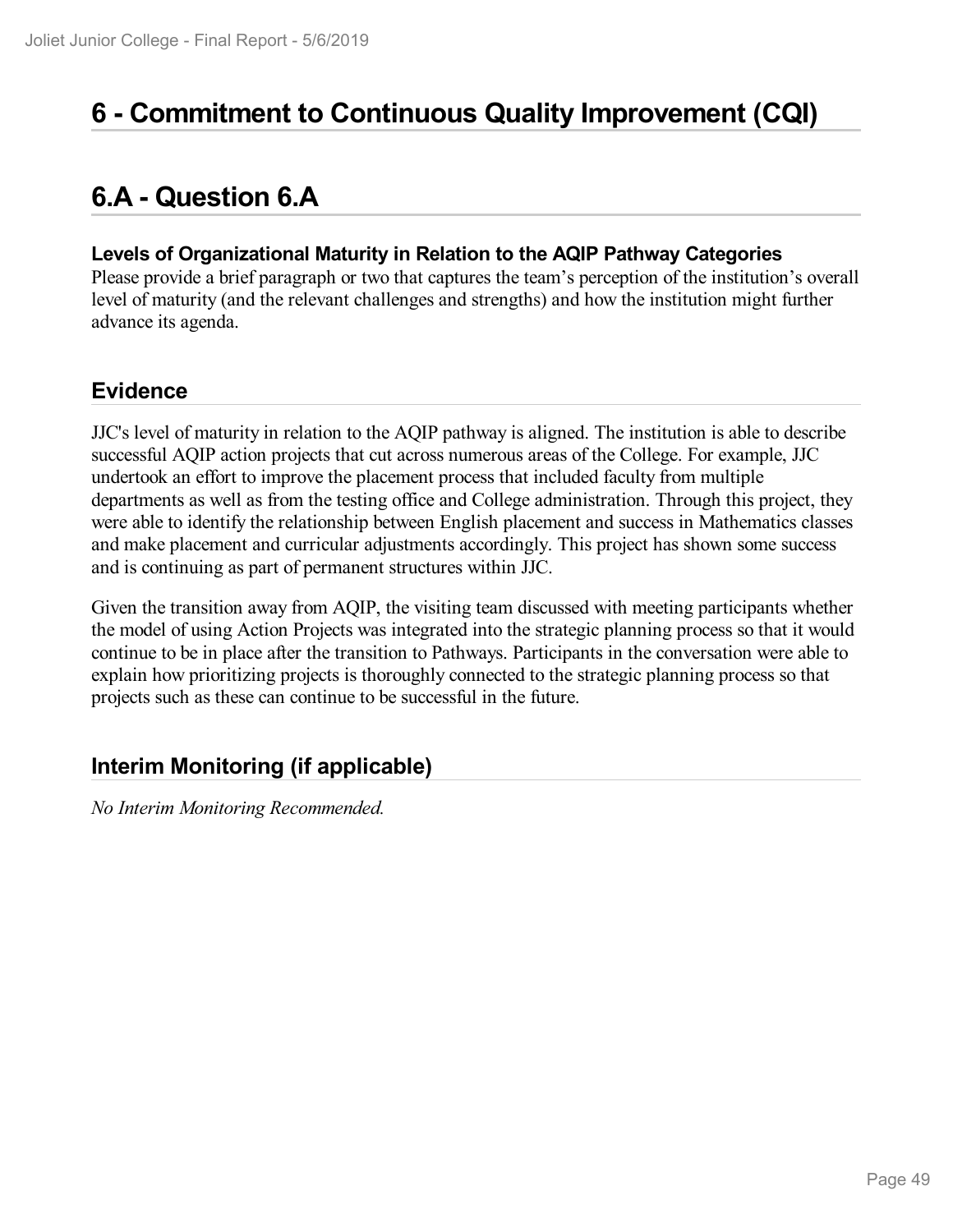# 6 - Commitment to Continuous Quality Improvement (CQI)

# 6.A - Question 6.A

**Levels of Organizational Maturity in Relation to the AQIP Pathway Categories**

Please provide a brief paragraph or two that captures the team's perception of the institution's overall level of maturity (and the relevant challenges and strengths) and how the institution might further advance its agenda.

## Evidence

JJC's level of maturity in relation to the AQIP pathway is aligned. The institution is able to describe successful AQIP action projects that cut across numerous areas of the College. For example, JJC undertook an effort to improve the placement process that included faculty from multiple departments as well as from the testing office and College administration. Through this project, they were able to identify the relationship between English placement and success in Mathematics classes and make placement and curricular adjustments accordingly. This project has shown some success and is continuing as part of permanent structures within JJC.

Given the transition away from AQIP, the visiting team discussed with meeting participants whether the model of using Action Projects was integrated into the strategic planning process so that it would continue to be in place after the transition to Pathways. Participants in the conversation were able to explain how prioritizing projects is thoroughly connected to the strategic planning process so that projects such as these can continue to be successful in the future.

## Interim Monitoring (if applicable)

*No Interim Monitoring Recommended.*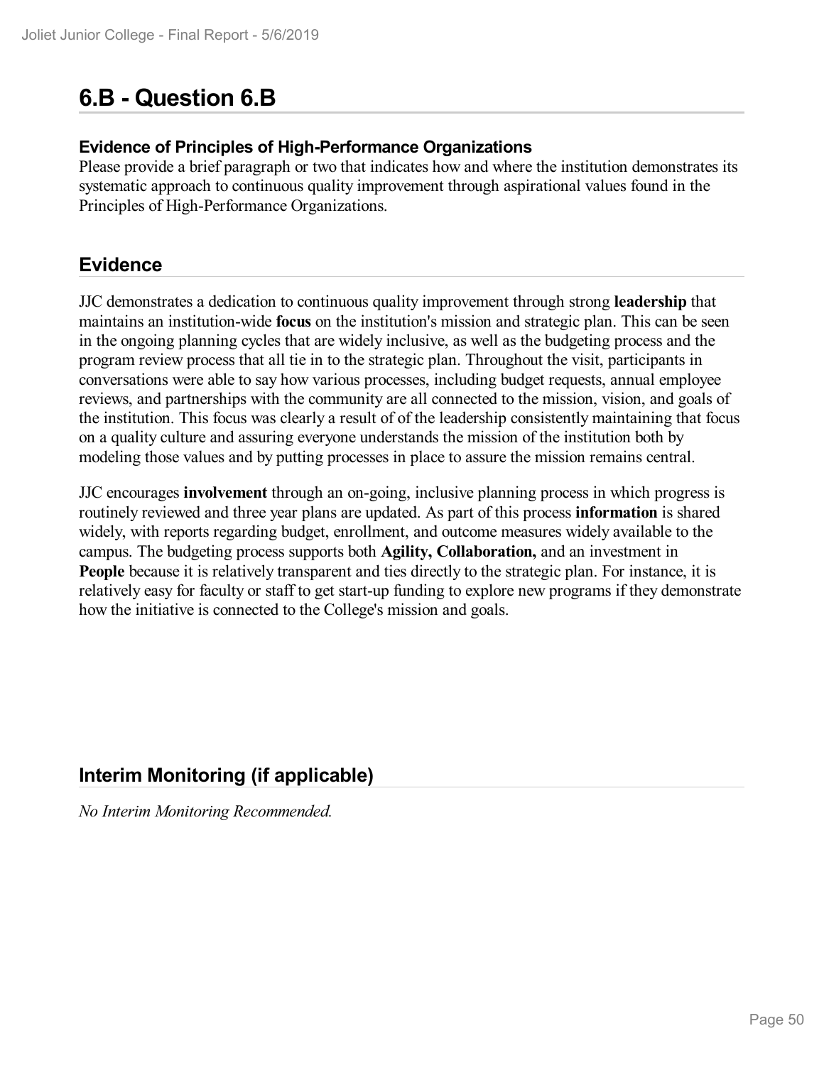# 6.B - Question 6.B

### Evidence of Principles of High-Performance Organizations

Please provide a brief paragraph or two that indicates how and where the institution demonstrates its systematic approach to continuous quality improvement through aspirational values found in the Principles of High-Performance Organizations.

## Evidence

JJC demonstrates a dedication to continuous quality improvement through strong **leadership** that maintains an institution-wide **focus** on the institution's mission and strategic plan. This can be seen in the ongoing planning cycles that are widely inclusive, as well as the budgeting process and the program review process that all tie in to the strategic plan. Throughout the visit, participants in conversations were able to say how various processes, including budget requests, annual employee reviews, and partnerships with the community are all connected to the mission, vision, and goals of the institution. This focus was clearly a result of of the leadership consistently maintaining that focus on a quality culture and assuring everyone understands the mission of the institution both by modeling those values and by putting processes in place to assure the mission remains central.

JJC encourages **involvement** through an on-going, inclusive planning process in which progress is routinely reviewed and three year plans are updated. As part of this process **information** is shared widely, with reports regarding budget, enrollment, and outcome measures widely available to the campus. The budgeting process supports both **Agility, Collaboration,** and an investment in **People** because it is relatively transparent and ties directly to the strategic plan. For instance, it is relatively easy for faculty or staff to get start-up funding to explore new programs if they demonstrate how the initiative is connected to the College's mission and goals.

## Interim Monitoring (if applicable)

*No Interim Monitoring Recommended.*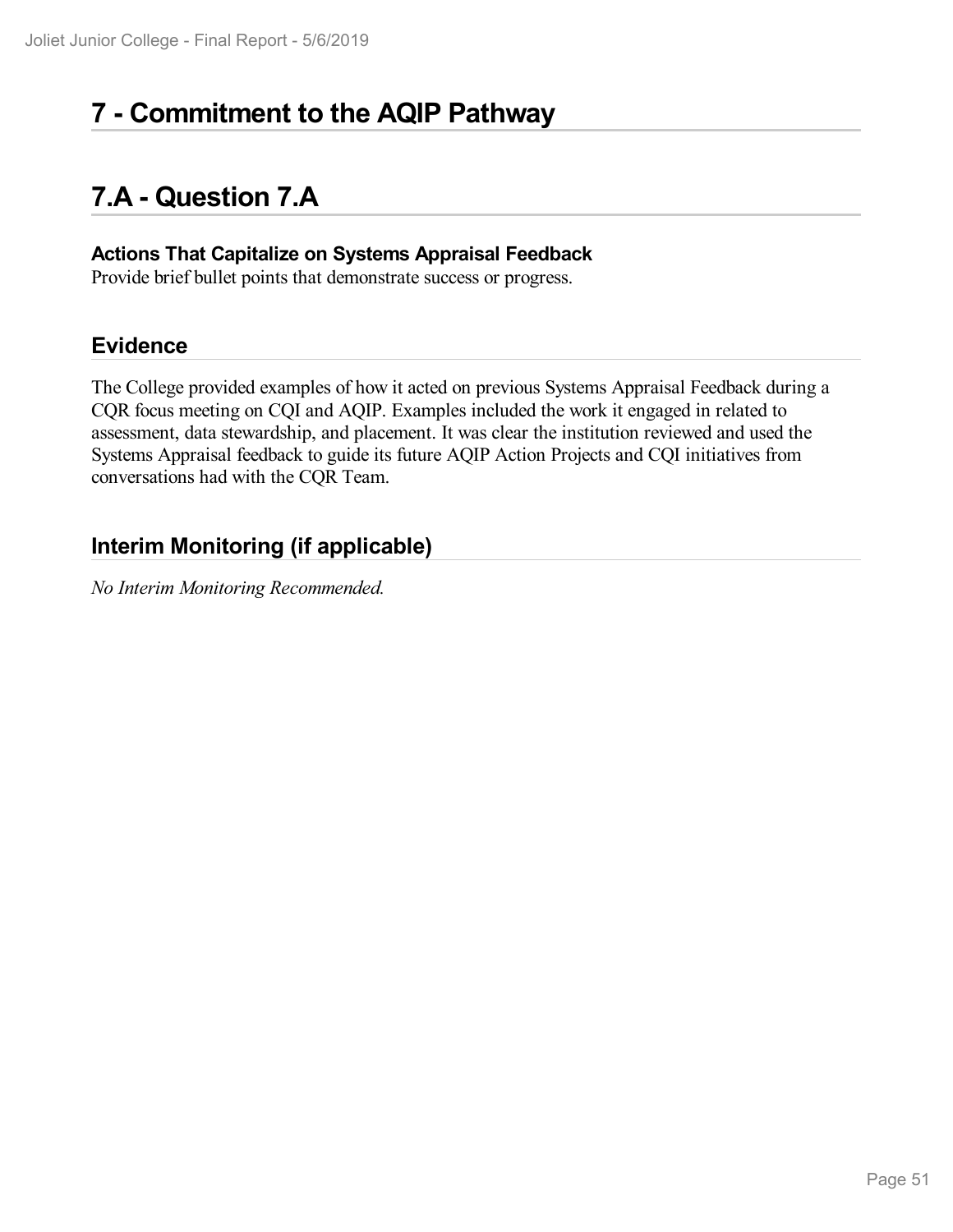# 7 - Commitment to the AQIP Pathway

# 7.A - Question 7.A

**Actions That Capitalize on Systems Appraisal Feedback**
Provide brief bullet points that demonstrate success or progress.

## Evidence

The College provided examples of how it acted on previous Systems Appraisal Feedback during a CQR focus meeting on CQI and AQIP. Examples included the work it engaged in related to assessment, data stewardship, and placement. It was clear the institution reviewed and used the Systems Appraisal feedback to guide its future AQIP Action Projects and CQI initiatives from conversations had with the CQR Team.

## Interim Monitoring (if applicable)

*No Interim Monitoring Recommended.*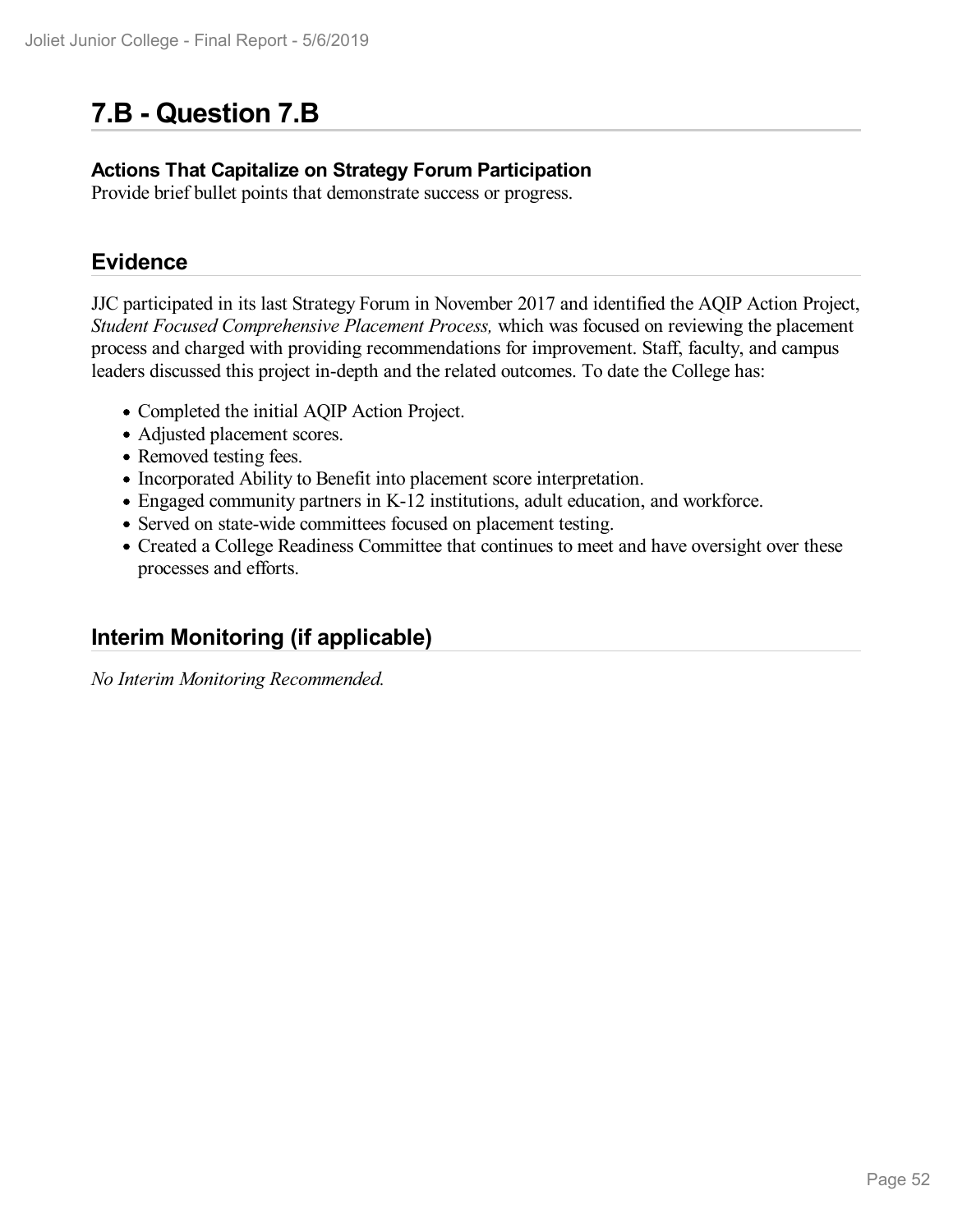# 7.B - Question 7.B

**Actions That Capitalize on Strategy Forum Participation**

Provide brief bullet points that demonstrate success or progress.

## Evidence

JJC participated in its last Strategy Forum in November 2017 and identified the AQIP Action Project, *Student Focused Comprehensive Placement Process,* which was focused on reviewing the placement process and charged with providing recommendations for improvement. Staff, faculty, and campus leaders discussed this project in-depth and the related outcomes. To date the College has:

- Completed the initial AQIP Action Project.
- Adjusted placement scores.
- Removed testing fees.
- Incorporated Ability to Benefit into placement score interpretation.
- Engaged community partners in K-12 institutions, adult education, and workforce.
- Served on state-wide committees focused on placement testing.
- Created a College Readiness Committee that continues to meet and have oversight over these processes and efforts.

## Interim Monitoring (if applicable)

*No Interim Monitoring Recommended.*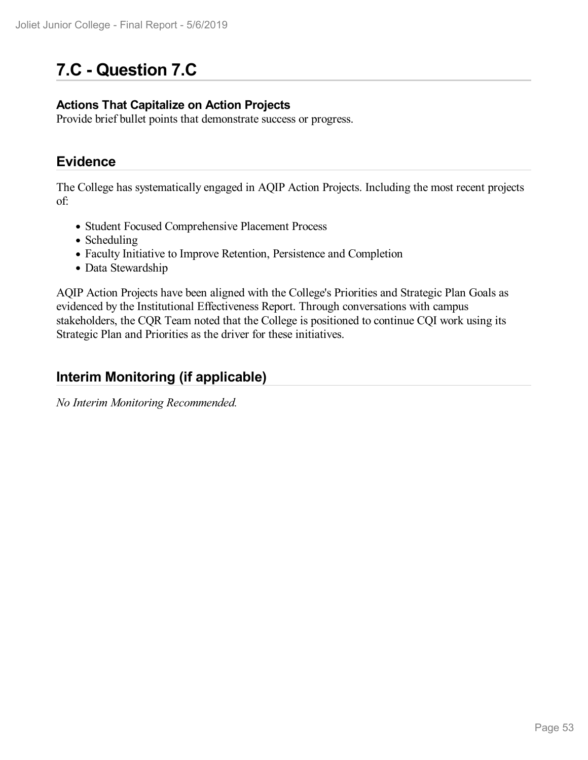# 7.C - Question 7.C

**Actions That Capitalize on Action Projects**

Provide brief bullet points that demonstrate success or progress.

## Evidence

The College has systematically engaged in AQIP Action Projects. Including the most recent projects of:

- Student Focused Comprehensive Placement Process
- Scheduling
- Faculty Initiative to Improve Retention, Persistence and Completion
- Data Stewardship

AQIP Action Projects have been aligned with the College's Priorities and Strategic Plan Goals as evidenced by the Institutional Effectiveness Report. Through conversations with campus stakeholders, the CQR Team noted that the College is positioned to continue CQI work using its Strategic Plan and Priorities as the driver for these initiatives.

## Interim Monitoring (if applicable)

*No Interim Monitoring Recommended.*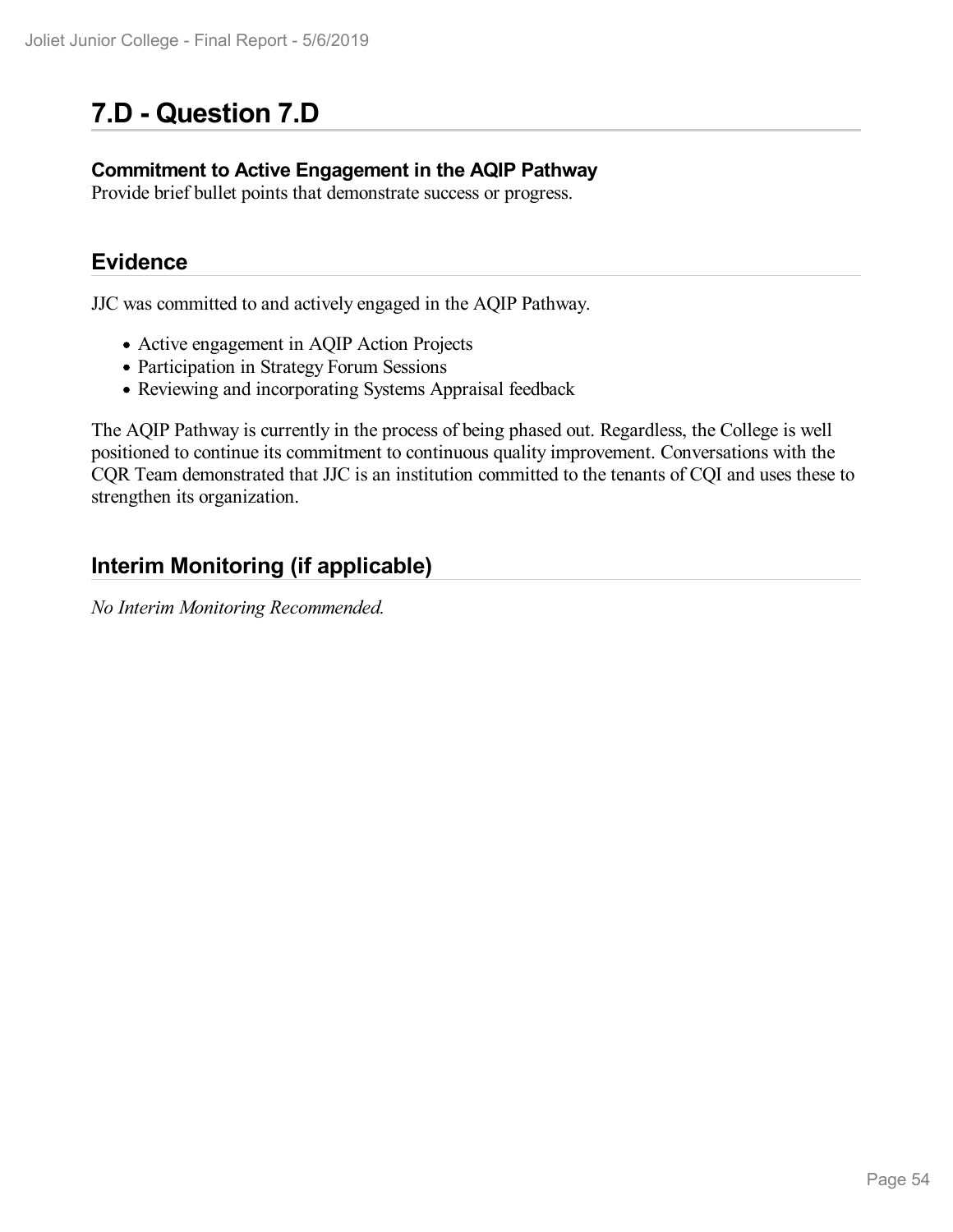# 7.D - Question 7.D

**Commitment to Active Engagement in the AQIP Pathway**
Provide brief bullet points that demonstrate success or progress.

## Evidence

JJC was committed to and actively engaged in the AQIP Pathway.

- Active engagement in AQIP Action Projects
- Participation in Strategy Forum Sessions
- Reviewing and incorporating Systems Appraisal feedback

The AQIP Pathway is currently in the process of being phased out. Regardless, the College is well positioned to continue its commitment to continuous quality improvement. Conversations with the CQR Team demonstrated that JJC is an institution committed to the tenants of CQI and uses these to strengthen its organization.

## Interim Monitoring (if applicable)

*No Interim Monitoring Recommended.*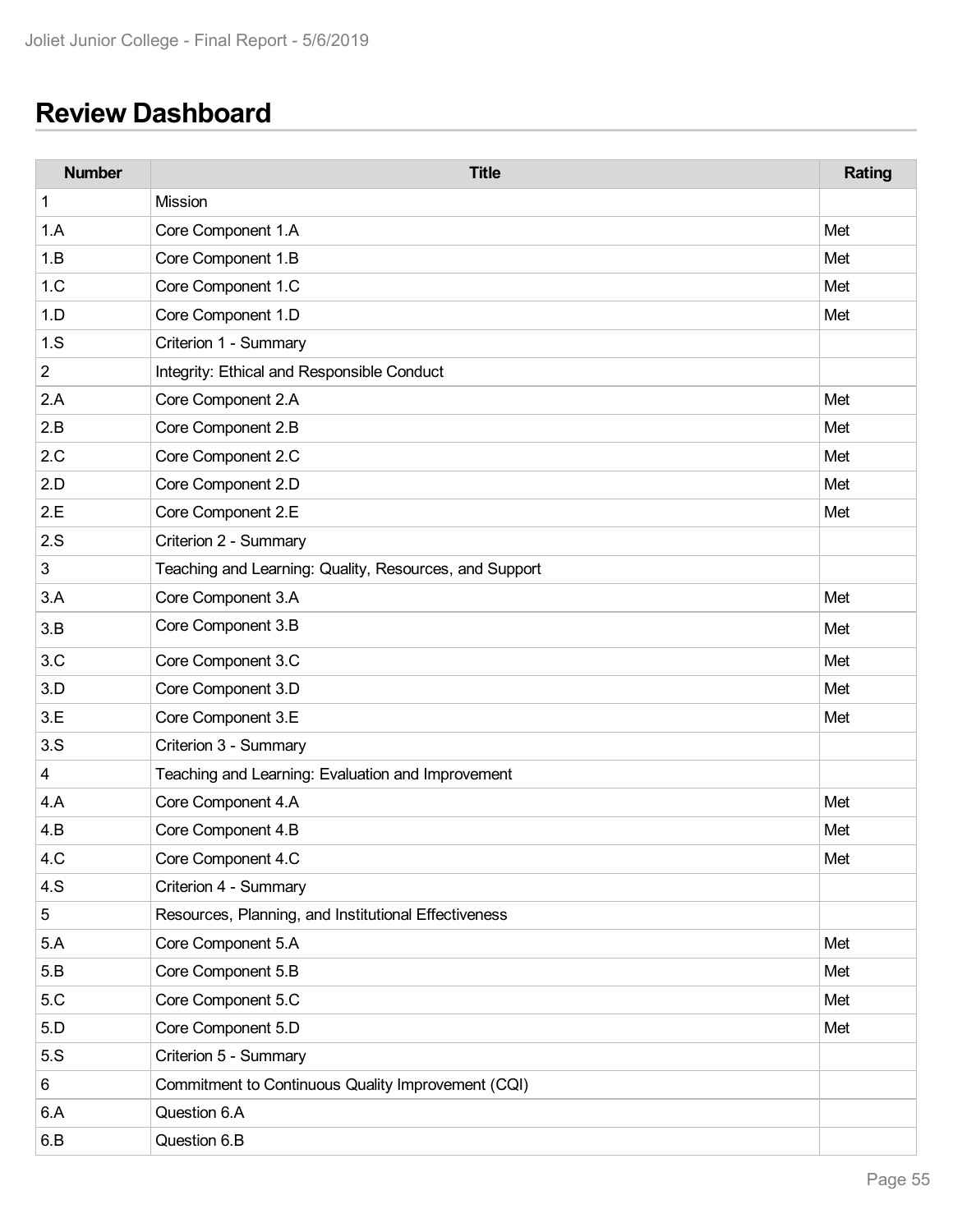## Review Dashboard

| Number | Title | Rating |
|---|---|---|
| 1 | Mission | |
| 1.A | Core Component 1.A | Met |
| 1.B | Core Component 1.B | Met |
| 1.C | Core Component 1.C | Met |
| 1.D | Core Component 1.D | Met |
| 1.S | Criterion 1 - Summary | |
| 2 | Integrity: Ethical and Responsible Conduct | |
| 2.A | Core Component 2.A | Met |
| 2.B | Core Component 2.B | Met |
| 2.C | Core Component 2.C | Met |
| 2.D | Core Component 2.D | Met |
| 2.E | Core Component 2.E | Met |
| 2.S | Criterion 2 - Summary | |
| 3 | Teaching and Learning: Quality, Resources, and Support | |
| 3.A | Core Component 3.A | Met |
| 3.B | Core Component 3.B | Met |
| 3.C | Core Component 3.C | Met |
| 3.D | Core Component 3.D | Met |
| 3.E | Core Component 3.E | Met |
| 3.S | Criterion 3 - Summary | |
| 4 | Teaching and Learning: Evaluation and Improvement | |
| 4.A | Core Component 4.A | Met |
| 4.B | Core Component 4.B | Met |
| 4.C | Core Component 4.C | Met |
| 4.S | Criterion 4 - Summary | |
| 5 | Resources, Planning, and Institutional Effectiveness | |
| 5.A | Core Component 5.A | Met |
| 5.B | Core Component 5.B | Met |
| 5.C | Core Component 5.C | Met |
| 5.D | Core Component 5.D | Met |
| 5.S | Criterion 5 - Summary | |
| 6 | Commitment to Continuous Quality Improvement (CQI) | |
| 6.A | Question 6.A | |
| 6.B | Question 6.B | |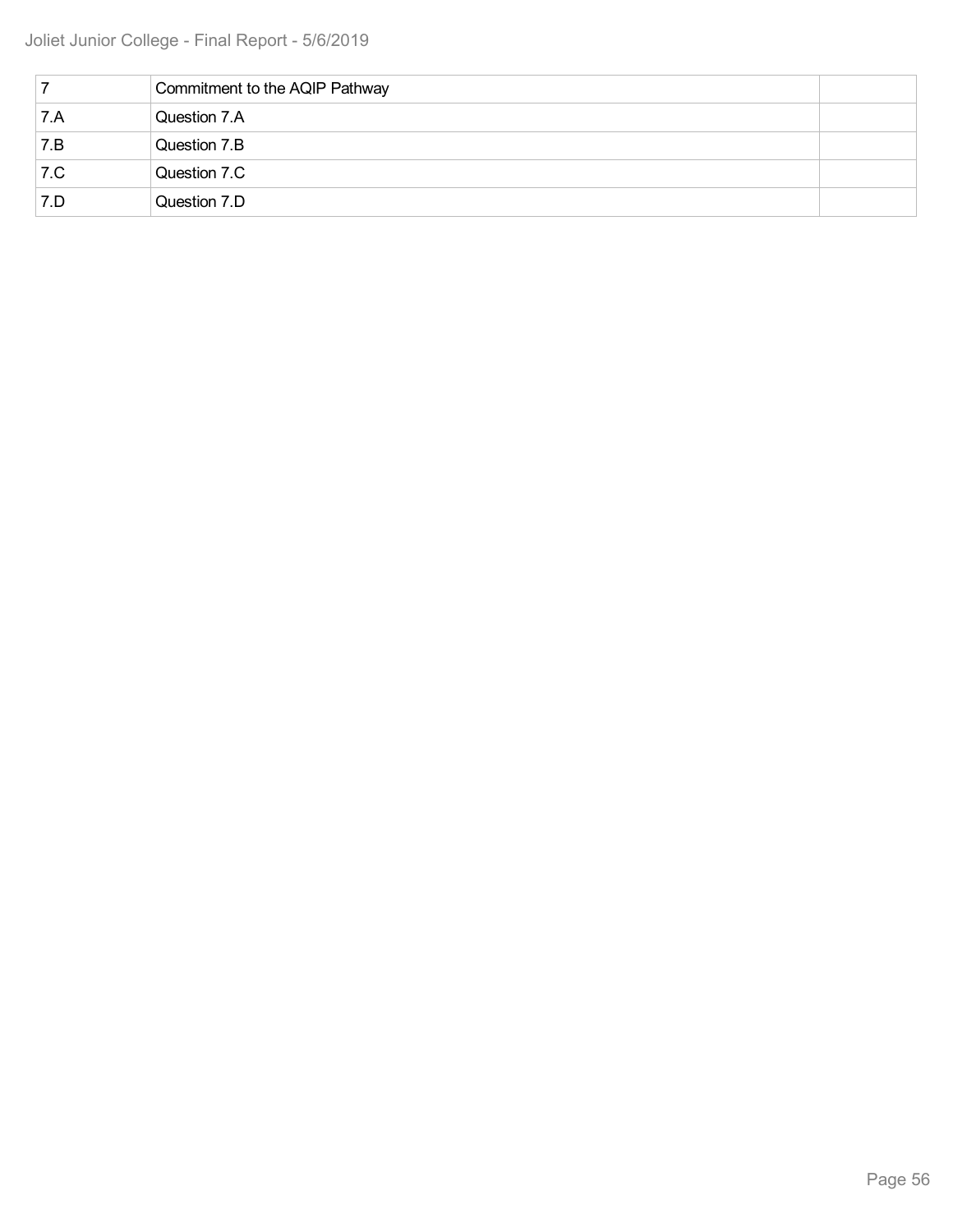| 7 | Commitment to the AQIP Pathway | |
|---|---|---|
| 7.A | Question 7.A | |
| 7.B | Question 7.B | |
| 7.C | Question 7.C | |
| 7.D | Question 7.D | |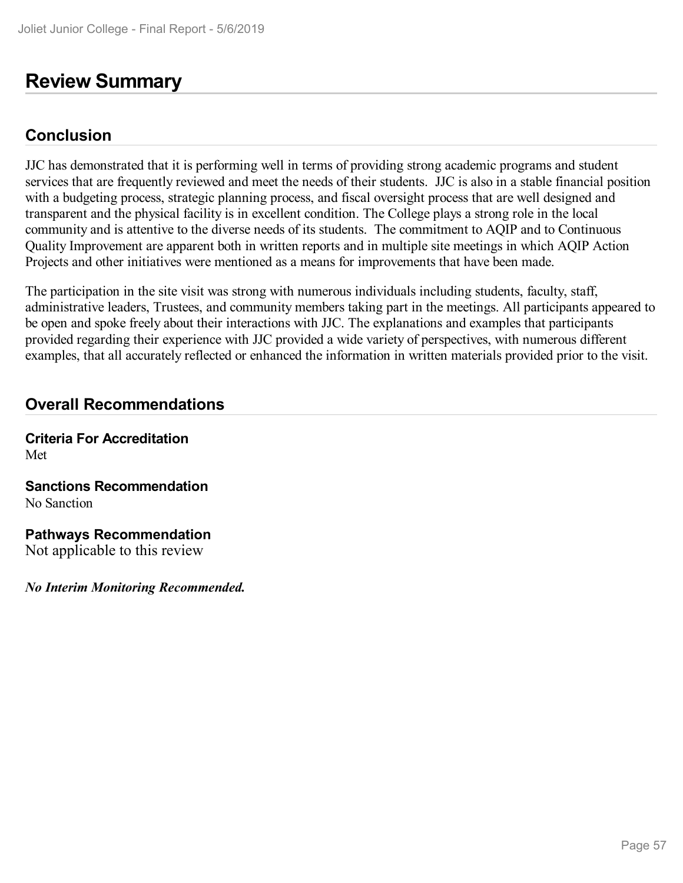# Review Summary

## Conclusion

JJC has demonstrated that it is performing well in terms of providing strong academic programs and student services that are frequently reviewed and meet the needs of their students. JJC is also in a stable financial position with a budgeting process, strategic planning process, and fiscal oversight process that are well designed and transparent and the physical facility is in excellent condition. The College plays a strong role in the local community and is attentive to the diverse needs of its students. The commitment to AQIP and to Continuous Quality Improvement are apparent both in written reports and in multiple site meetings in which AQIP Action Projects and other initiatives were mentioned as a means for improvements that have been made.

The participation in the site visit was strong with numerous individuals including students, faculty, staff, administrative leaders, Trustees, and community members taking part in the meetings. All participants appeared to be open and spoke freely about their interactions with JJC. The explanations and examples that participants provided regarding their experience with JJC provided a wide variety of perspectives, with numerous different examples, that all accurately reflected or enhanced the information in written materials provided prior to the visit.

## Overall Recommendations

**Criteria For Accreditation**
Met

**Sanctions Recommendation**
No Sanction

**Pathways Recommendation**
Not applicable to this review

***No Interim Monitoring Recommended.***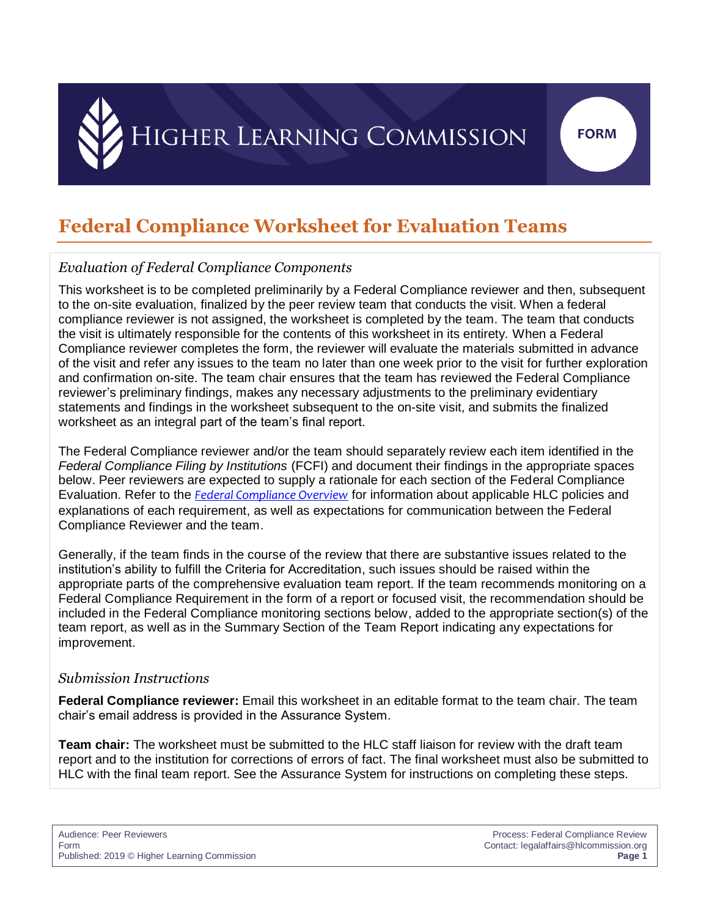HIGHER LEARNING COMMISSION

FORM

# Federal Compliance Worksheet for Evaluation Teams

## *Evaluation of Federal Compliance Components*

This worksheet is to be completed preliminarily by a Federal Compliance reviewer and then, subsequent to the on-site evaluation, finalized by the peer review team that conducts the visit. When a federal compliance reviewer is not assigned, the worksheet is completed by the team. The team that conducts the visit is ultimately responsible for the contents of this worksheet in its entirety. When a Federal Compliance reviewer completes the form, the reviewer will evaluate the materials submitted in advance of the visit and refer any issues to the team no later than one week prior to the visit for further exploration and confirmation on-site. The team chair ensures that the team has reviewed the Federal Compliance reviewer's preliminary findings, makes any necessary adjustments to the preliminary evidentiary statements and findings in the worksheet subsequent to the on-site visit, and submits the finalized worksheet as an integral part of the team's final report.

The Federal Compliance reviewer and/or the team should separately review each item identified in the *Federal Compliance Filing by Institutions* (FCFI) and document their findings in the appropriate spaces below. Peer reviewers are expected to supply a rationale for each section of the Federal Compliance Evaluation. Refer to the *Federal Compliance Overview* for information about applicable HLC policies and explanations of each requirement, as well as expectations for communication between the Federal Compliance Reviewer and the team.

Generally, if the team finds in the course of the review that there are substantive issues related to the institution's ability to fulfill the Criteria for Accreditation, such issues should be raised within the appropriate parts of the comprehensive evaluation team report. If the team recommends monitoring on a Federal Compliance Requirement in the form of a report or focused visit, the recommendation should be included in the Federal Compliance monitoring sections below, added to the appropriate section(s) of the team report, as well as in the Summary Section of the Team Report indicating any expectations for improvement.

## *Submission Instructions*

**Federal Compliance reviewer:** Email this worksheet in an editable format to the team chair. The team chair's email address is provided in the Assurance System.

**Team chair:** The worksheet must be submitted to the HLC staff liaison for review with the draft team report and to the institution for corrections of errors of fact. The final worksheet must also be submitted to HLC with the final team report. See the Assurance System for instructions on completing these steps.

Audience: Peer Reviewers
Form
Published: 2019 © Higher Learning Commission

Process: Federal Compliance Review
Contact: legalaffairs@hlcommission.org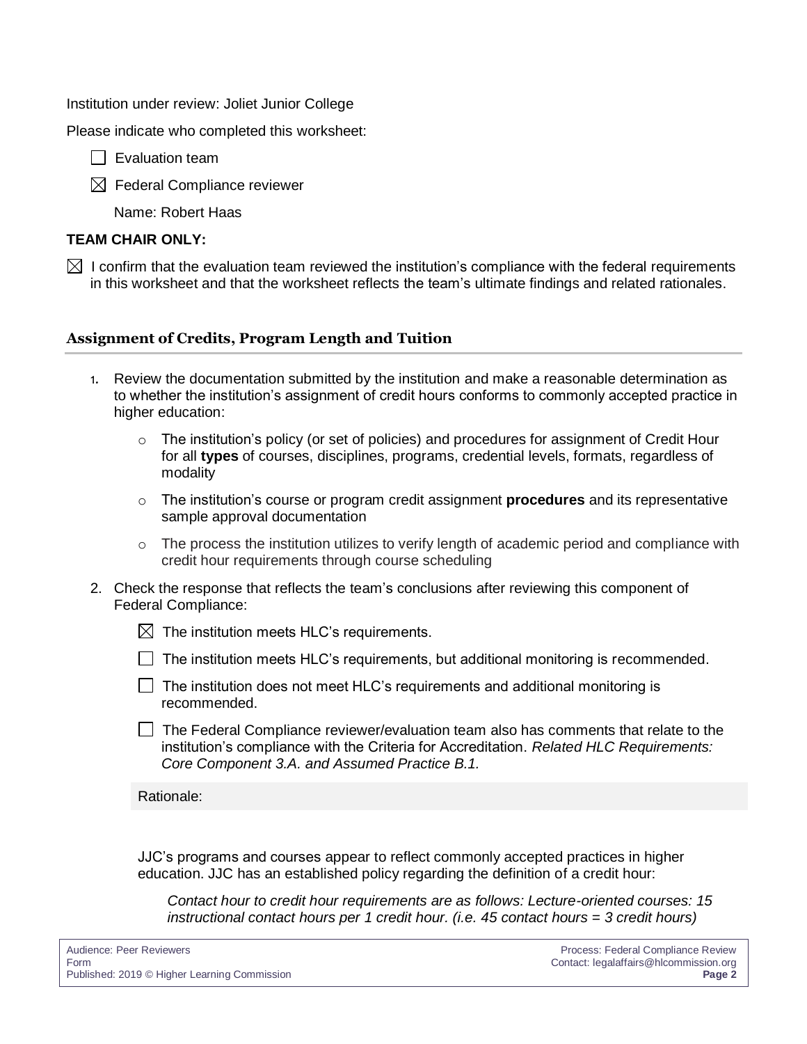Institution under review: Joliet Junior College

Please indicate who completed this worksheet:

☐ Evaluation team

☒ Federal Compliance reviewer

Name: Robert Haas

**TEAM CHAIR ONLY:**

☒ I confirm that the evaluation team reviewed the institution's compliance with the federal requirements in this worksheet and that the worksheet reflects the team's ultimate findings and related rationales.

## Assignment of Credits, Program Length and Tuition

1. Review the documentation submitted by the institution and make a reasonable determination as to whether the institution's assignment of credit hours conforms to commonly accepted practice in higher education:
   - The institution's policy (or set of policies) and procedures for assignment of Credit Hour for all **types** of courses, disciplines, programs, credential levels, formats, regardless of modality
   - The institution's course or program credit assignment **procedures** and its representative sample approval documentation
   - The process the institution utilizes to verify length of academic period and compliance with credit hour requirements through course scheduling
2. Check the response that reflects the team's conclusions after reviewing this component of Federal Compliance:

   ☒ The institution meets HLC's requirements.

   ☐ The institution meets HLC's requirements, but additional monitoring is recommended.

   ☐ The institution does not meet HLC's requirements and additional monitoring is recommended.

   ☐ The Federal Compliance reviewer/evaluation team also has comments that relate to the institution's compliance with the Criteria for Accreditation. *Related HLC Requirements: Core Component 3.A. and Assumed Practice B.1.*

   Rationale:

   JJC's programs and courses appear to reflect commonly accepted practices in higher education. JJC has an established policy regarding the definition of a credit hour:

   > *Contact hour to credit hour requirements are as follows: Lecture-oriented courses: 15 instructional contact hours per 1 credit hour. (i.e. 45 contact hours = 3 credit hours)*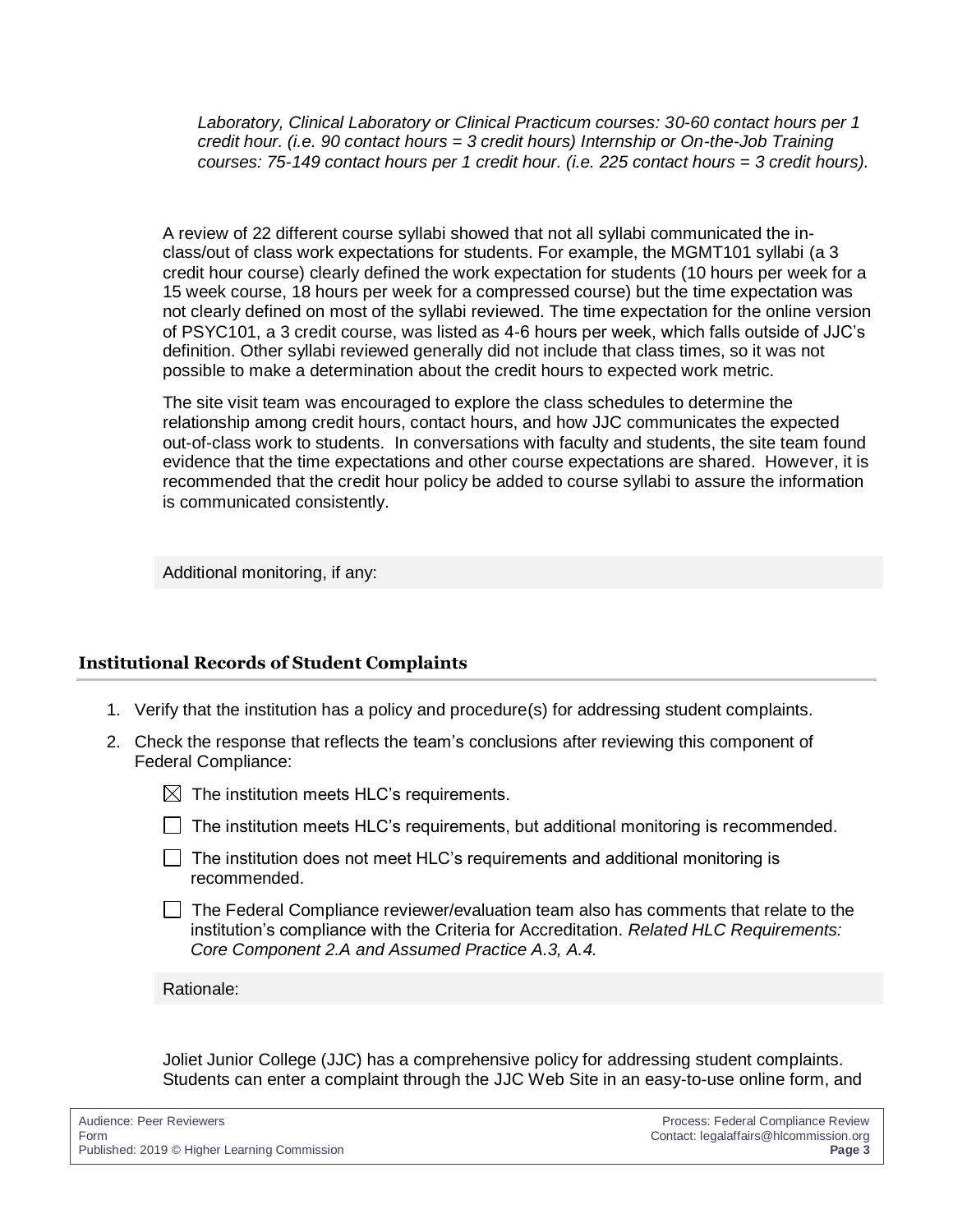*Laboratory, Clinical Laboratory or Clinical Practicum courses: 30-60 contact hours per 1 credit hour. (i.e. 90 contact hours = 3 credit hours) Internship or On-the-Job Training courses: 75-149 contact hours per 1 credit hour. (i.e. 225 contact hours = 3 credit hours).*

A review of 22 different course syllabi showed that not all syllabi communicated the in-class/out of class work expectations for students. For example, the MGMT101 syllabi (a 3 credit hour course) clearly defined the work expectation for students (10 hours per week for a 15 week course, 18 hours per week for a compressed course) but the time expectation was not clearly defined on most of the syllabi reviewed. The time expectation for the online version of PSYC101, a 3 credit course, was listed as 4-6 hours per week, which falls outside of JJC's definition. Other syllabi reviewed generally did not include that class times, so it was not possible to make a determination about the credit hours to expected work metric.

The site visit team was encouraged to explore the class schedules to determine the relationship among credit hours, contact hours, and how JJC communicates the expected out-of-class work to students. In conversations with faculty and students, the site team found evidence that the time expectations and other course expectations are shared. However, it is recommended that the credit hour policy be added to course syllabi to assure the information is communicated consistently.

Additional monitoring, if any:

## Institutional Records of Student Complaints

1. Verify that the institution has a policy and procedure(s) for addressing student complaints.
2. Check the response that reflects the team's conclusions after reviewing this component of Federal Compliance:

   - [x] The institution meets HLC's requirements.
   - [ ] The institution meets HLC's requirements, but additional monitoring is recommended.
   - [ ] The institution does not meet HLC's requirements and additional monitoring is recommended.
   - [ ] The Federal Compliance reviewer/evaluation team also has comments that relate to the institution's compliance with the Criteria for Accreditation. *Related HLC Requirements: Core Component 2.A and Assumed Practice A.3, A.4.*

Rationale:

Joliet Junior College (JJC) has a comprehensive policy for addressing student complaints. Students can enter a complaint through the JJC Web Site in an easy-to-use online form, and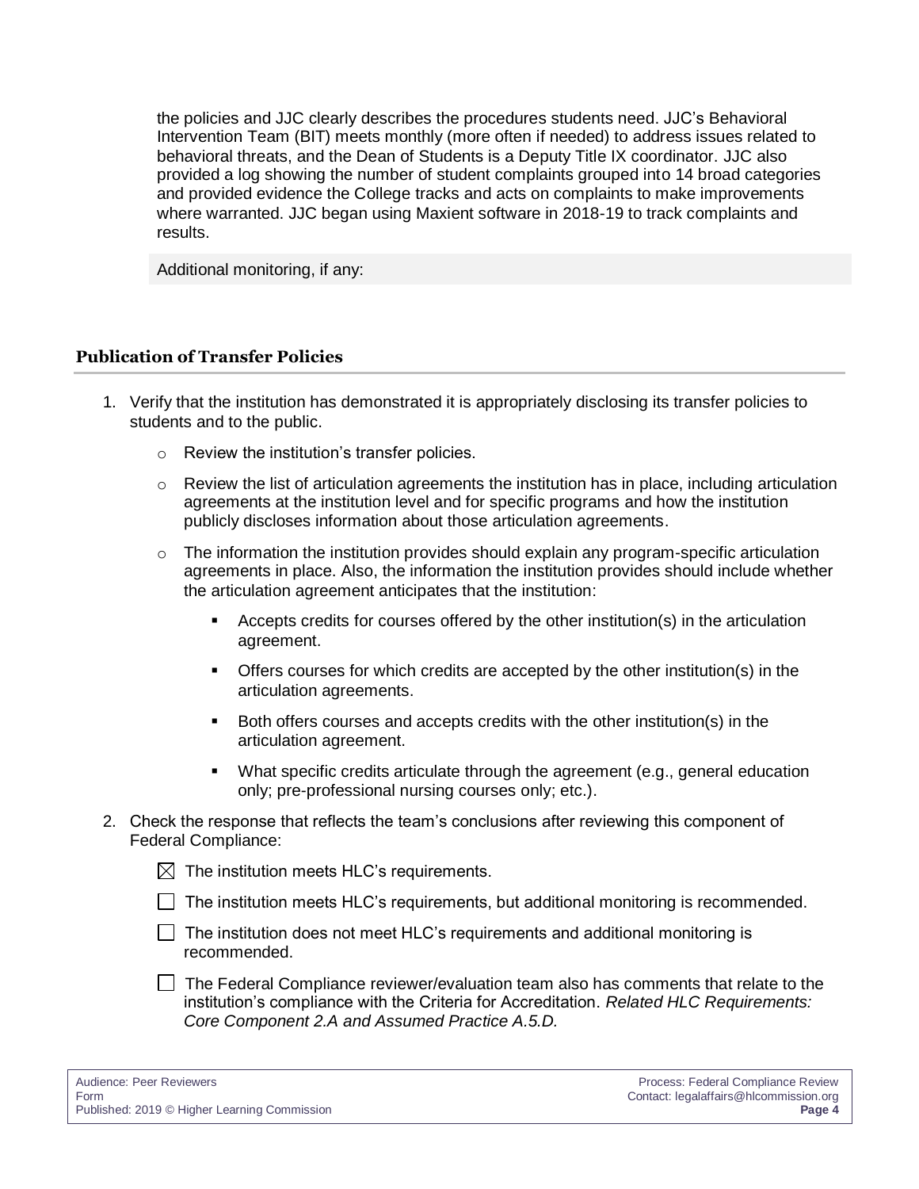the policies and JJC clearly describes the procedures students need. JJC's Behavioral Intervention Team (BIT) meets monthly (more often if needed) to address issues related to behavioral threats, and the Dean of Students is a Deputy Title IX coordinator. JJC also provided a log showing the number of student complaints grouped into 14 broad categories and provided evidence the College tracks and acts on complaints to make improvements where warranted. JJC began using Maxient software in 2018-19 to track complaints and results.

Additional monitoring, if any:

## Publication of Transfer Policies

1. Verify that the institution has demonstrated it is appropriately disclosing its transfer policies to students and to the public.
   - Review the institution's transfer policies.
   - Review the list of articulation agreements the institution has in place, including articulation agreements at the institution level and for specific programs and how the institution publicly discloses information about those articulation agreements.
   - The information the institution provides should explain any program-specific articulation agreements in place. Also, the information the institution provides should include whether the articulation agreement anticipates that the institution:
     - Accepts credits for courses offered by the other institution(s) in the articulation agreement.
     - Offers courses for which credits are accepted by the other institution(s) in the articulation agreements.
     - Both offers courses and accepts credits with the other institution(s) in the articulation agreement.
     - What specific credits articulate through the agreement (e.g., general education only; pre-professional nursing courses only; etc.).
2. Check the response that reflects the team's conclusions after reviewing this component of Federal Compliance:

   ☒ The institution meets HLC's requirements.

   ☐ The institution meets HLC's requirements, but additional monitoring is recommended.

   ☐ The institution does not meet HLC's requirements and additional monitoring is recommended.

   ☐ The Federal Compliance reviewer/evaluation team also has comments that relate to the institution's compliance with the Criteria for Accreditation. *Related HLC Requirements: Core Component 2.A and Assumed Practice A.5.D.*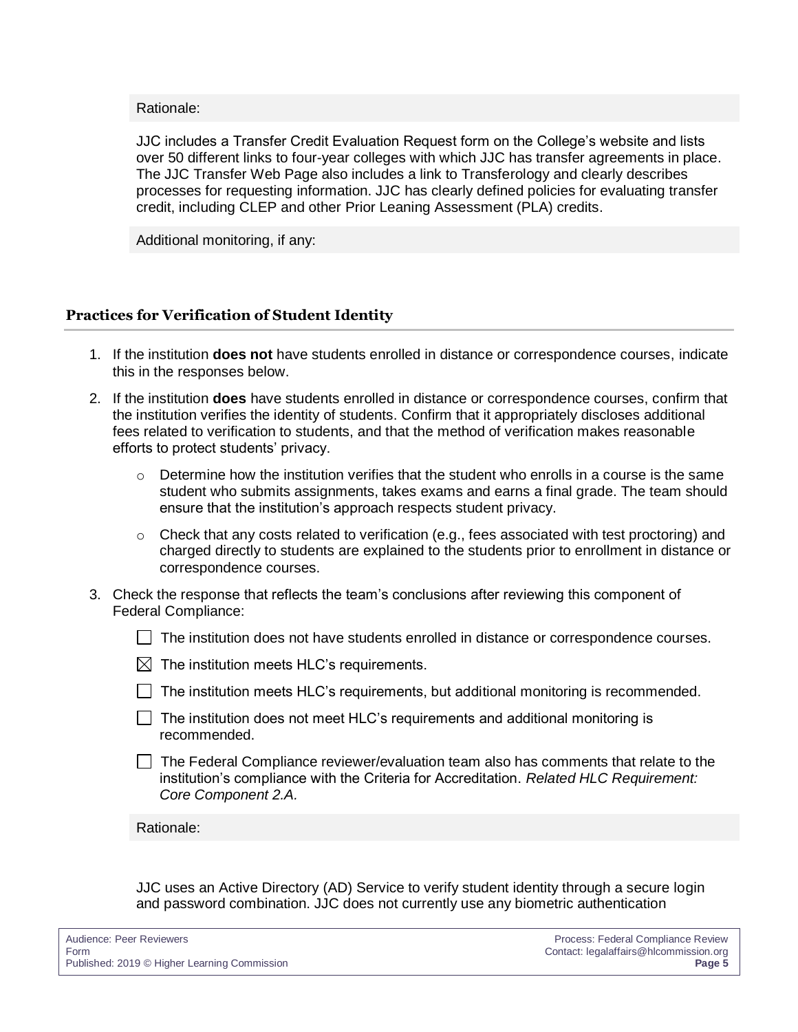Rationale:

JJC includes a Transfer Credit Evaluation Request form on the College's website and lists over 50 different links to four-year colleges with which JJC has transfer agreements in place. The JJC Transfer Web Page also includes a link to Transferology and clearly describes processes for requesting information. JJC has clearly defined policies for evaluating transfer credit, including CLEP and other Prior Leaning Assessment (PLA) credits.

Additional monitoring, if any:

### Practices for Verification of Student Identity

1. If the institution **does not** have students enrolled in distance or correspondence courses, indicate this in the responses below.
2. If the institution **does** have students enrolled in distance or correspondence courses, confirm that the institution verifies the identity of students. Confirm that it appropriately discloses additional fees related to verification to students, and that the method of verification makes reasonable efforts to protect students' privacy.
   - Determine how the institution verifies that the student who enrolls in a course is the same student who submits assignments, takes exams and earns a final grade. The team should ensure that the institution's approach respects student privacy.
   - Check that any costs related to verification (e.g., fees associated with test proctoring) and charged directly to students are explained to the students prior to enrollment in distance or correspondence courses.
3. Check the response that reflects the team's conclusions after reviewing this component of Federal Compliance:
   - ☐ The institution does not have students enrolled in distance or correspondence courses.
   - ☒ The institution meets HLC's requirements.
   - ☐ The institution meets HLC's requirements, but additional monitoring is recommended.
   - ☐ The institution does not meet HLC's requirements and additional monitoring is recommended.
   - ☐ The Federal Compliance reviewer/evaluation team also has comments that relate to the institution's compliance with the Criteria for Accreditation. *Related HLC Requirement: Core Component 2.A.*

Rationale:

JJC uses an Active Directory (AD) Service to verify student identity through a secure login and password combination. JJC does not currently use any biometric authentication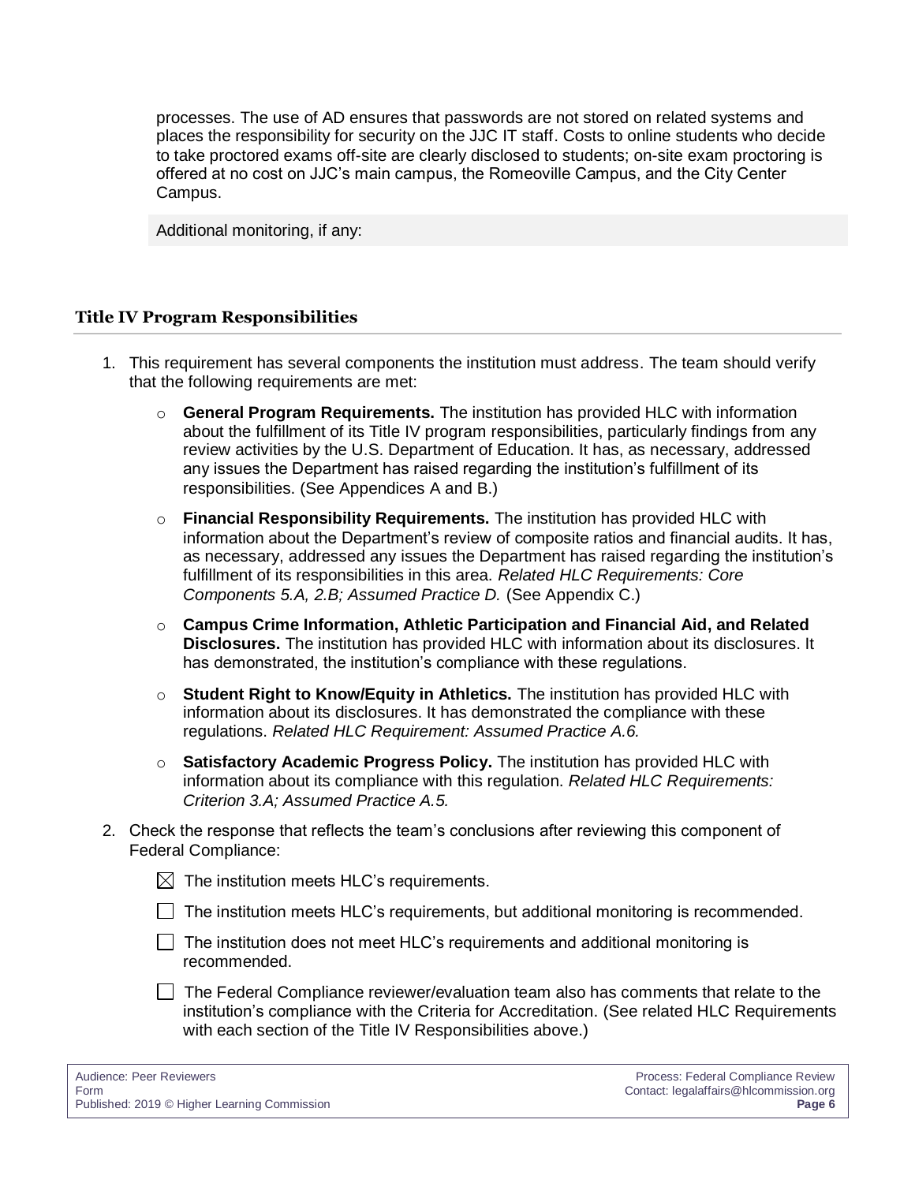processes. The use of AD ensures that passwords are not stored on related systems and places the responsibility for security on the JJC IT staff. Costs to online students who decide to take proctored exams off-site are clearly disclosed to students; on-site exam proctoring is offered at no cost on JJC's main campus, the Romeoville Campus, and the City Center Campus.

Additional monitoring, if any:

### Title IV Program Responsibilities

1. This requirement has several components the institution must address. The team should verify that the following requirements are met:

   - **General Program Requirements.** The institution has provided HLC with information about the fulfillment of its Title IV program responsibilities, particularly findings from any review activities by the U.S. Department of Education. It has, as necessary, addressed any issues the Department has raised regarding the institution's fulfillment of its responsibilities. (See Appendices A and B.)
   - **Financial Responsibility Requirements.** The institution has provided HLC with information about the Department's review of composite ratios and financial audits. It has, as necessary, addressed any issues the Department has raised regarding the institution's fulfillment of its responsibilities in this area. *Related HLC Requirements: Core Components 5.A, 2.B; Assumed Practice D.* (See Appendix C.)
   - **Campus Crime Information, Athletic Participation and Financial Aid, and Related Disclosures.** The institution has provided HLC with information about its disclosures. It has demonstrated, the institution's compliance with these regulations.
   - **Student Right to Know/Equity in Athletics.** The institution has provided HLC with information about its disclosures. It has demonstrated the compliance with these regulations. *Related HLC Requirement: Assumed Practice A.6.*
   - **Satisfactory Academic Progress Policy.** The institution has provided HLC with information about its compliance with this regulation. *Related HLC Requirements: Criterion 3.A; Assumed Practice A.5.*

2. Check the response that reflects the team's conclusions after reviewing this component of Federal Compliance:

   ☒ The institution meets HLC's requirements.

   ☐ The institution meets HLC's requirements, but additional monitoring is recommended.

   ☐ The institution does not meet HLC's requirements and additional monitoring is recommended.

   ☐ The Federal Compliance reviewer/evaluation team also has comments that relate to the institution's compliance with the Criteria for Accreditation. (See related HLC Requirements with each section of the Title IV Responsibilities above.)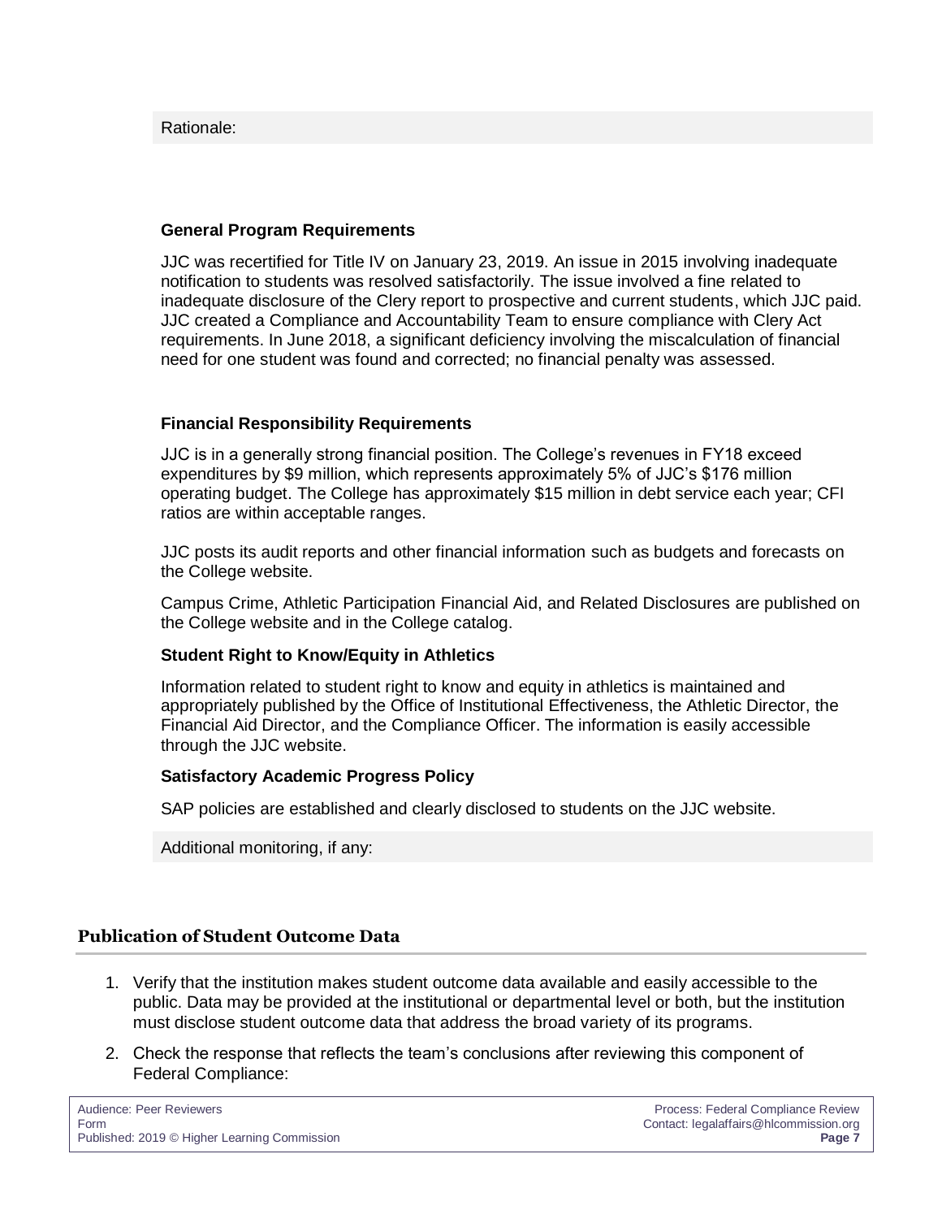Rationale:

**General Program Requirements**

JJC was recertified for Title IV on January 23, 2019. An issue in 2015 involving inadequate notification to students was resolved satisfactorily. The issue involved a fine related to inadequate disclosure of the Clery report to prospective and current students, which JJC paid. JJC created a Compliance and Accountability Team to ensure compliance with Clery Act requirements. In June 2018, a significant deficiency involving the miscalculation of financial need for one student was found and corrected; no financial penalty was assessed.

**Financial Responsibility Requirements**

JJC is in a generally strong financial position. The College's revenues in FY18 exceed expenditures by $9 million, which represents approximately 5% of JJC's $176 million operating budget. The College has approximately $15 million in debt service each year; CFI ratios are within acceptable ranges.

JJC posts its audit reports and other financial information such as budgets and forecasts on the College website.

Campus Crime, Athletic Participation Financial Aid, and Related Disclosures are published on the College website and in the College catalog.

**Student Right to Know/Equity in Athletics**

Information related to student right to know and equity in athletics is maintained and appropriately published by the Office of Institutional Effectiveness, the Athletic Director, the Financial Aid Director, and the Compliance Officer. The information is easily accessible through the JJC website.

**Satisfactory Academic Progress Policy**

SAP policies are established and clearly disclosed to students on the JJC website.

Additional monitoring, if any:

## Publication of Student Outcome Data

1. Verify that the institution makes student outcome data available and easily accessible to the public. Data may be provided at the institutional or departmental level or both, but the institution must disclose student outcome data that address the broad variety of its programs.
2. Check the response that reflects the team's conclusions after reviewing this component of Federal Compliance: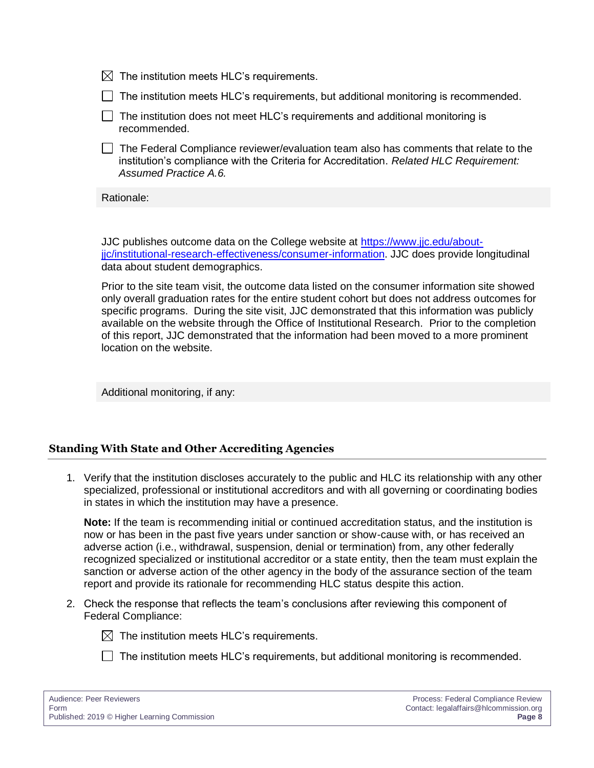☒ The institution meets HLC's requirements.

☐ The institution meets HLC's requirements, but additional monitoring is recommended.

☐ The institution does not meet HLC's requirements and additional monitoring is recommended.

☐ The Federal Compliance reviewer/evaluation team also has comments that relate to the institution's compliance with the Criteria for Accreditation. *Related HLC Requirement: Assumed Practice A.6.*

Rationale:

JJC publishes outcome data on the College website at [https://www.jjc.edu/about-jjc/institutional-research-effectiveness/consumer-information](https://www.jjc.edu/about-jjc/institutional-research-effectiveness/consumer-information). JJC does provide longitudinal data about student demographics.

Prior to the site team visit, the outcome data listed on the consumer information site showed only overall graduation rates for the entire student cohort but does not address outcomes for specific programs. During the site visit, JJC demonstrated that this information was publicly available on the website through the Office of Institutional Research. Prior to the completion of this report, JJC demonstrated that the information had been moved to a more prominent location on the website.

Additional monitoring, if any:

## Standing With State and Other Accrediting Agencies

1. Verify that the institution discloses accurately to the public and HLC its relationship with any other specialized, professional or institutional accreditors and with all governing or coordinating bodies in states in which the institution may have a presence.

   **Note:** If the team is recommending initial or continued accreditation status, and the institution is now or has been in the past five years under sanction or show-cause with, or has received an adverse action (i.e., withdrawal, suspension, denial or termination) from, any other federally recognized specialized or institutional accreditor or a state entity, then the team must explain the sanction or adverse action of the other agency in the body of the assurance section of the team report and provide its rationale for recommending HLC status despite this action.

2. Check the response that reflects the team's conclusions after reviewing this component of Federal Compliance:

   ☒ The institution meets HLC's requirements.

   ☐ The institution meets HLC's requirements, but additional monitoring is recommended.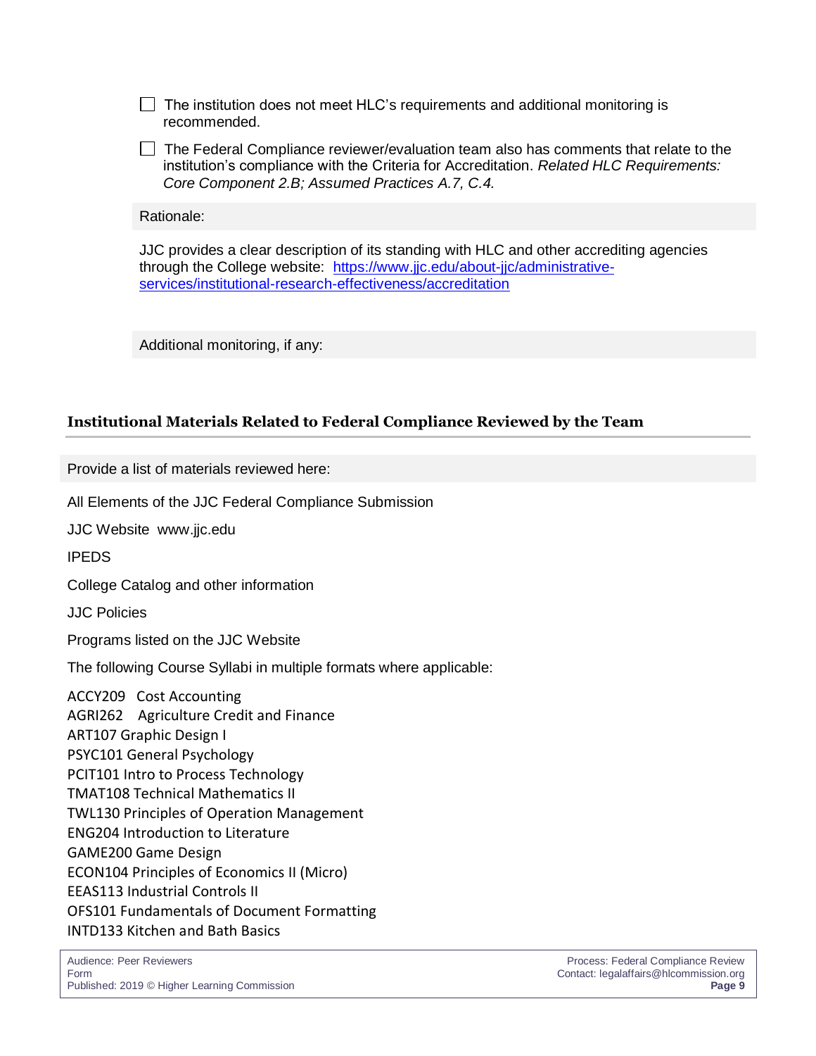☐ The institution does not meet HLC's requirements and additional monitoring is recommended.

☐ The Federal Compliance reviewer/evaluation team also has comments that relate to the institution's compliance with the Criteria for Accreditation. *Related HLC Requirements: Core Component 2.B; Assumed Practices A.7, C.4.*

Rationale:

JJC provides a clear description of its standing with HLC and other accrediting agencies through the College website: [https://www.jjc.edu/about-jjc/administrative-services/institutional-research-effectiveness/accreditation](https://www.jjc.edu/about-jjc/administrative-services/institutional-research-effectiveness/accreditation)

Additional monitoring, if any:

## Institutional Materials Related to Federal Compliance Reviewed by the Team

Provide a list of materials reviewed here:

All Elements of the JJC Federal Compliance Submission

JJC Website www.jjc.edu

IPEDS

College Catalog and other information

JJC Policies

Programs listed on the JJC Website

The following Course Syllabi in multiple formats where applicable:

ACCY209 Cost Accounting
AGRI262 Agriculture Credit and Finance
ART107 Graphic Design I
PSYC101 General Psychology
PCIT101 Intro to Process Technology
TMAT108 Technical Mathematics II
TWL130 Principles of Operation Management
ENG204 Introduction to Literature
GAME200 Game Design
ECON104 Principles of Economics II (Micro)
EEAS113 Industrial Controls II
OFS101 Fundamentals of Document Formatting
INTD133 Kitchen and Bath Basics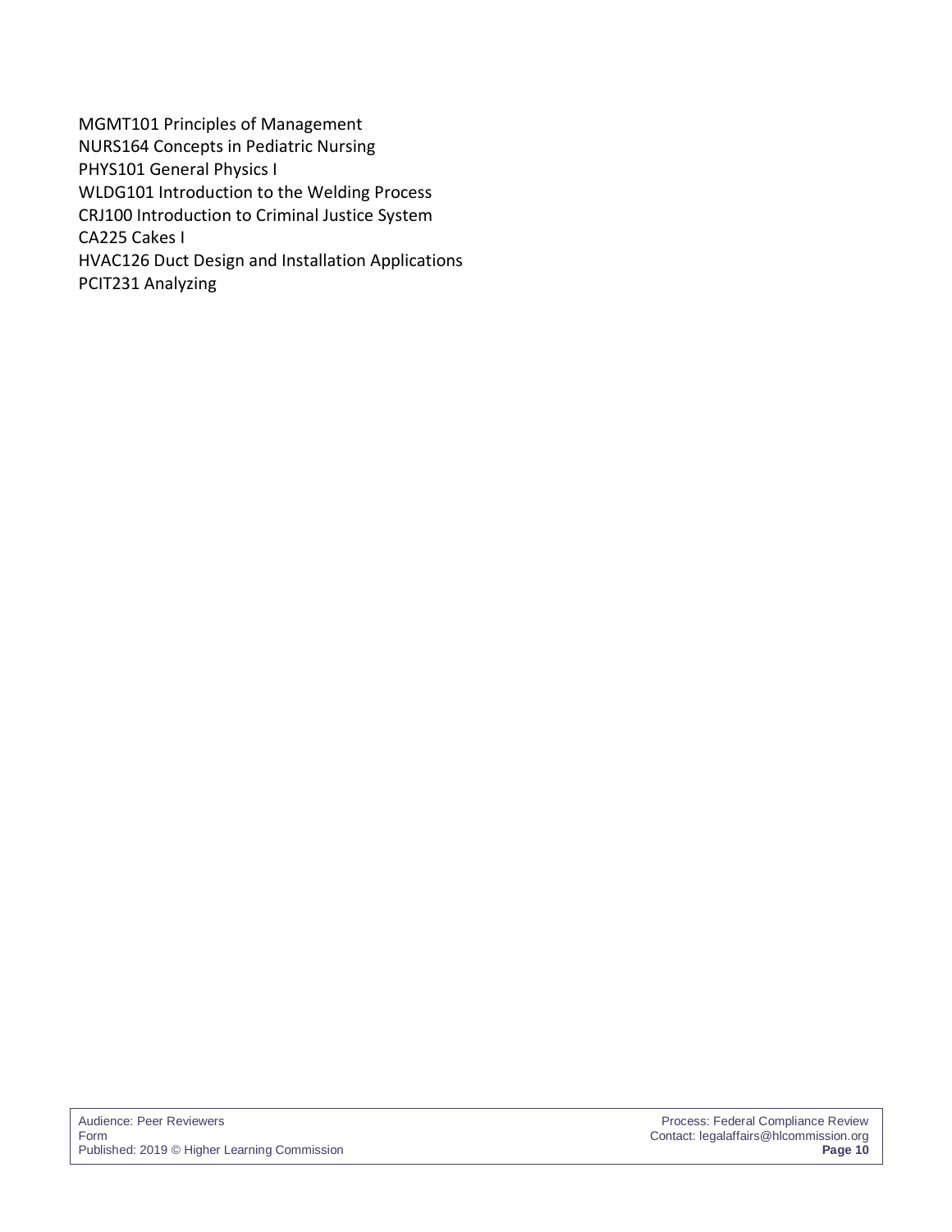MGMT101 Principles of Management
NURS164 Concepts in Pediatric Nursing
PHYS101 General Physics I
WLDG101 Introduction to the Welding Process
CRJ100 Introduction to Criminal Justice System
CA225 Cakes I
HVAC126 Duct Design and Installation Applications
PCIT231 Analyzing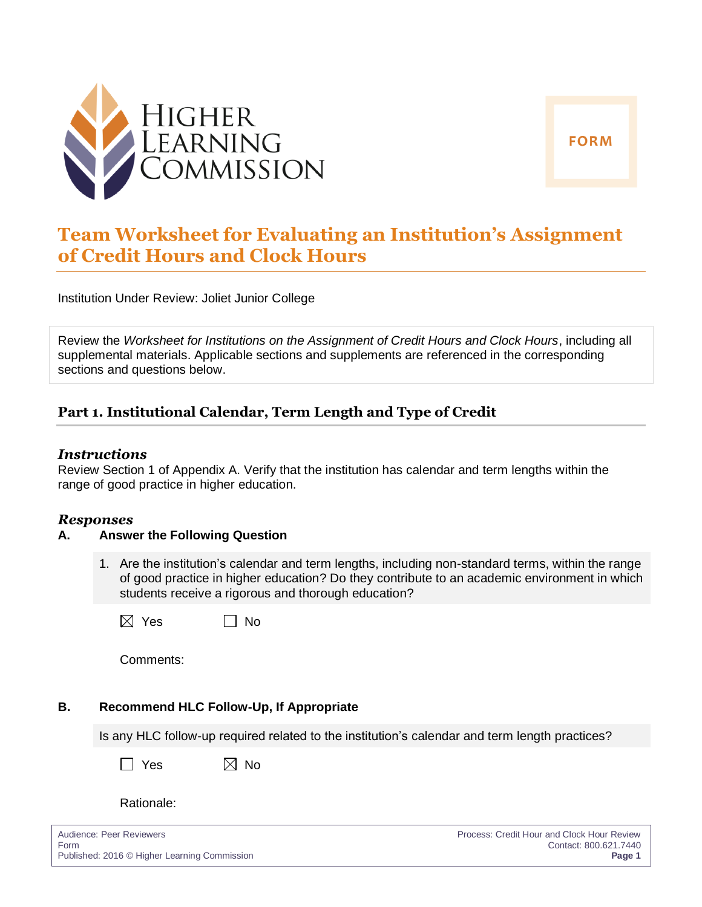HIGHER LEARNING COMMISSION

FORM

# Team Worksheet for Evaluating an Institution's Assignment of Credit Hours and Clock Hours

Institution Under Review: Joliet Junior College

Review the *Worksheet for Institutions on the Assignment of Credit Hours and Clock Hours*, including all supplemental materials. Applicable sections and supplements are referenced in the corresponding sections and questions below.

## Part 1. Institutional Calendar, Term Length and Type of Credit

### *Instructions*

Review Section 1 of Appendix A. Verify that the institution has calendar and term lengths within the range of good practice in higher education.

### *Responses*

**A. Answer the Following Question**

1. Are the institution's calendar and term lengths, including non-standard terms, within the range of good practice in higher education? Do they contribute to an academic environment in which students receive a rigorous and thorough education?

☒ Yes ☐ No

Comments:

**B. Recommend HLC Follow-Up, If Appropriate**

Is any HLC follow-up required related to the institution's calendar and term length practices?

☐ Yes ☒ No

Rationale:

Audience: Peer Reviewers
Form
Published: 2016 © Higher Learning Commission

Process: Credit Hour and Clock Hour Review
Contact: 800.621.7440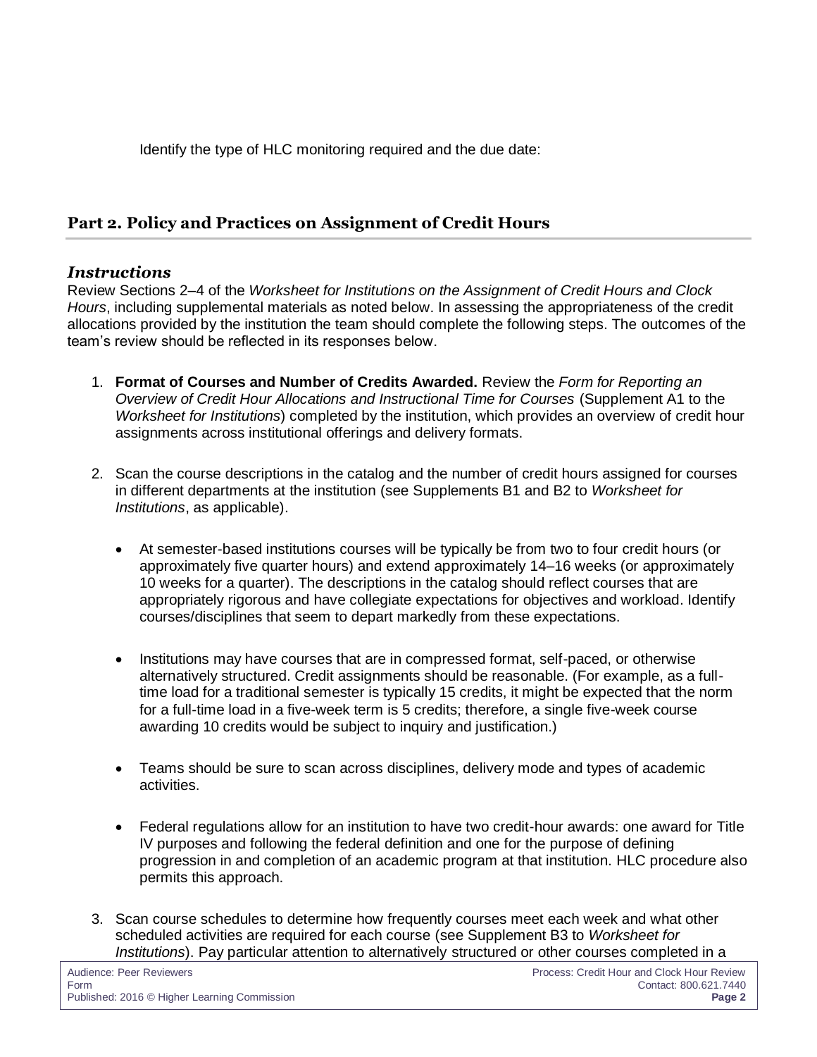Identify the type of HLC monitoring required and the due date:

## Part 2. Policy and Practices on Assignment of Credit Hours

### *Instructions*

Review Sections 2–4 of the *Worksheet for Institutions on the Assignment of Credit Hours and Clock Hours*, including supplemental materials as noted below. In assessing the appropriateness of the credit allocations provided by the institution the team should complete the following steps. The outcomes of the team's review should be reflected in its responses below.

1. **Format of Courses and Number of Credits Awarded.** Review the *Form for Reporting an Overview of Credit Hour Allocations and Instructional Time for Courses* (Supplement A1 to the *Worksheet for Institutions*) completed by the institution, which provides an overview of credit hour assignments across institutional offerings and delivery formats.

2. Scan the course descriptions in the catalog and the number of credit hours assigned for courses in different departments at the institution (see Supplements B1 and B2 to *Worksheet for Institutions*, as applicable).

   - At semester-based institutions courses will be typically be from two to four credit hours (or approximately five quarter hours) and extend approximately 14–16 weeks (or approximately 10 weeks for a quarter). The descriptions in the catalog should reflect courses that are appropriately rigorous and have collegiate expectations for objectives and workload. Identify courses/disciplines that seem to depart markedly from these expectations.

   - Institutions may have courses that are in compressed format, self-paced, or otherwise alternatively structured. Credit assignments should be reasonable. (For example, as a full-time load for a traditional semester is typically 15 credits, it might be expected that the norm for a full-time load in a five-week term is 5 credits; therefore, a single five-week course awarding 10 credits would be subject to inquiry and justification.)

   - Teams should be sure to scan across disciplines, delivery mode and types of academic activities.

   - Federal regulations allow for an institution to have two credit-hour awards: one award for Title IV purposes and following the federal definition and one for the purpose of defining progression in and completion of an academic program at that institution. HLC procedure also permits this approach.

3. Scan course schedules to determine how frequently courses meet each week and what other scheduled activities are required for each course (see Supplement B3 to *Worksheet for Institutions*). Pay particular attention to alternatively structured or other courses completed in a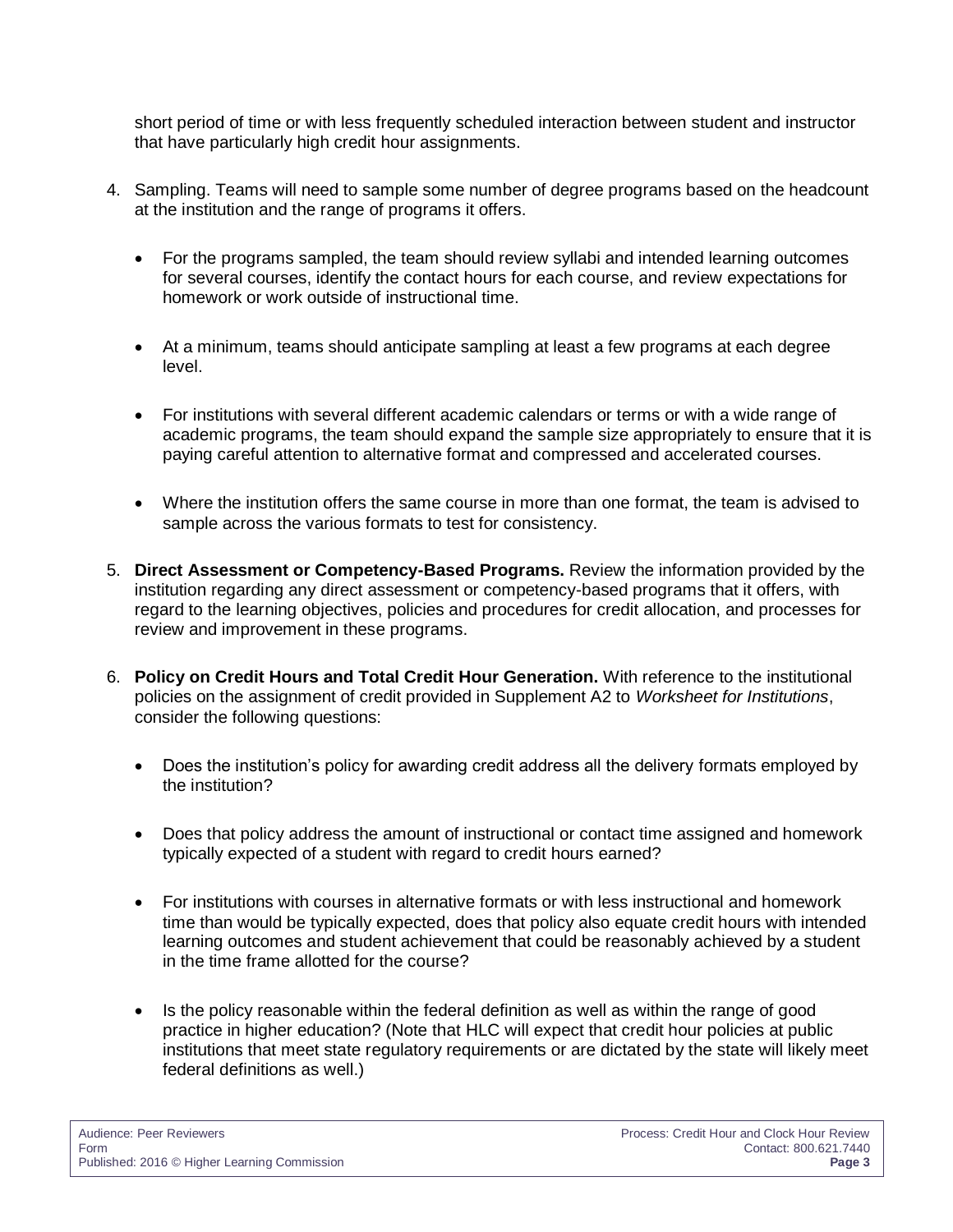short period of time or with less frequently scheduled interaction between student and instructor that have particularly high credit hour assignments.

4. Sampling. Teams will need to sample some number of degree programs based on the headcount at the institution and the range of programs it offers.

   - For the programs sampled, the team should review syllabi and intended learning outcomes for several courses, identify the contact hours for each course, and review expectations for homework or work outside of instructional time.

   - At a minimum, teams should anticipate sampling at least a few programs at each degree level.

   - For institutions with several different academic calendars or terms or with a wide range of academic programs, the team should expand the sample size appropriately to ensure that it is paying careful attention to alternative format and compressed and accelerated courses.

   - Where the institution offers the same course in more than one format, the team is advised to sample across the various formats to test for consistency.

5. **Direct Assessment or Competency-Based Programs.** Review the information provided by the institution regarding any direct assessment or competency-based programs that it offers, with regard to the learning objectives, policies and procedures for credit allocation, and processes for review and improvement in these programs.

6. **Policy on Credit Hours and Total Credit Hour Generation.** With reference to the institutional policies on the assignment of credit provided in Supplement A2 to *Worksheet for Institutions*, consider the following questions:

   - Does the institution's policy for awarding credit address all the delivery formats employed by the institution?

   - Does that policy address the amount of instructional or contact time assigned and homework typically expected of a student with regard to credit hours earned?

   - For institutions with courses in alternative formats or with less instructional and homework time than would be typically expected, does that policy also equate credit hours with intended learning outcomes and student achievement that could be reasonably achieved by a student in the time frame allotted for the course?

   - Is the policy reasonable within the federal definition as well as within the range of good practice in higher education? (Note that HLC will expect that credit hour policies at public institutions that meet state regulatory requirements or are dictated by the state will likely meet federal definitions as well.)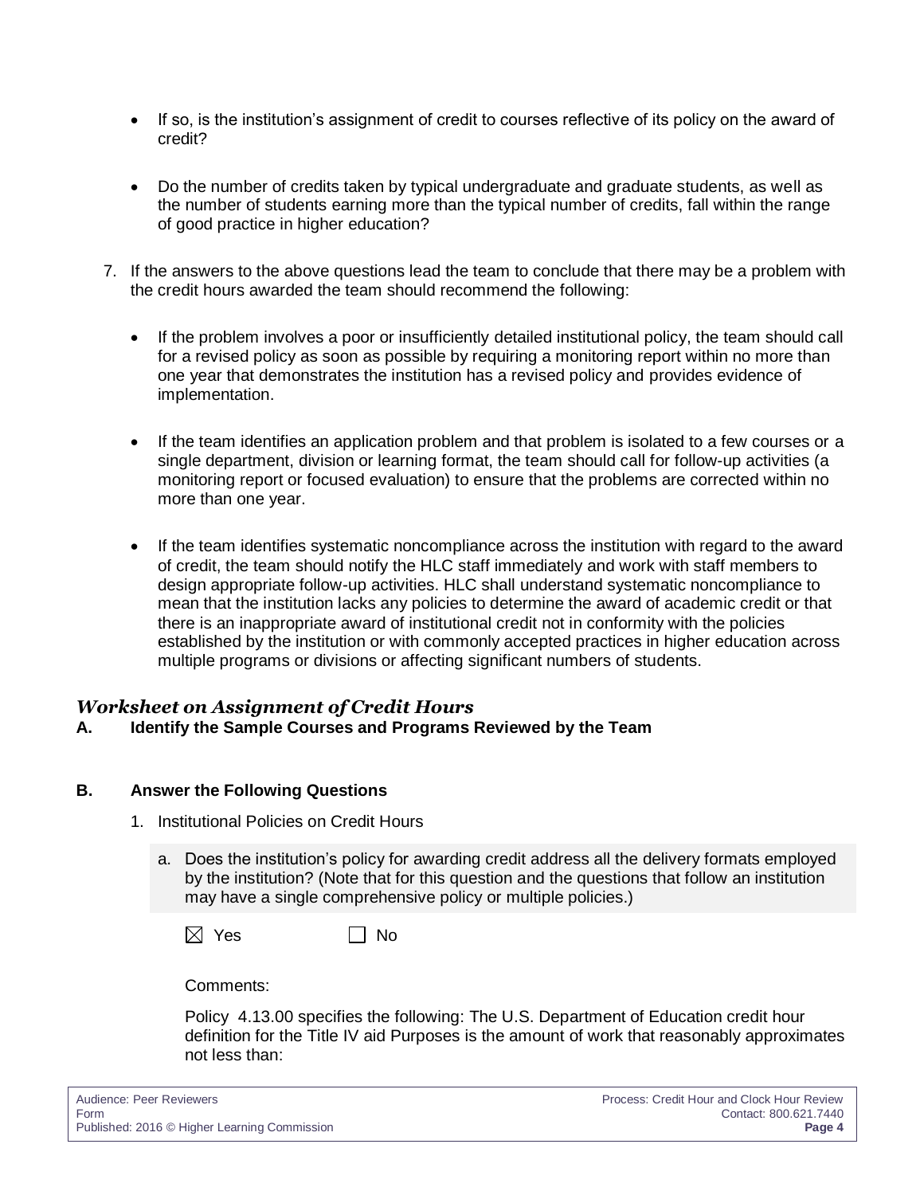- If so, is the institution's assignment of credit to courses reflective of its policy on the award of credit?

- Do the number of credits taken by typical undergraduate and graduate students, as well as the number of students earning more than the typical number of credits, fall within the range of good practice in higher education?

7. If the answers to the above questions lead the team to conclude that there may be a problem with the credit hours awarded the team should recommend the following:

   - If the problem involves a poor or insufficiently detailed institutional policy, the team should call for a revised policy as soon as possible by requiring a monitoring report within no more than one year that demonstrates the institution has a revised policy and provides evidence of implementation.

   - If the team identifies an application problem and that problem is isolated to a few courses or a single department, division or learning format, the team should call for follow-up activities (a monitoring report or focused evaluation) to ensure that the problems are corrected within no more than one year.

   - If the team identifies systematic noncompliance across the institution with regard to the award of credit, the team should notify the HLC staff immediately and work with staff members to design appropriate follow-up activities. HLC shall understand systematic noncompliance to mean that the institution lacks any policies to determine the award of academic credit or that there is an inappropriate award of institutional credit not in conformity with the policies established by the institution or with commonly accepted practices in higher education across multiple programs or divisions or affecting significant numbers of students.

## *Worksheet on Assignment of Credit Hours*

### A. Identify the Sample Courses and Programs Reviewed by the Team

### B. Answer the Following Questions

1. Institutional Policies on Credit Hours

   a. Does the institution's policy for awarding credit address all the delivery formats employed by the institution? (Note that for this question and the questions that follow an institution may have a single comprehensive policy or multiple policies.)

   ☒ Yes ☐ No

   Comments:

   Policy 4.13.00 specifies the following: The U.S. Department of Education credit hour definition for the Title IV aid Purposes is the amount of work that reasonably approximates not less than: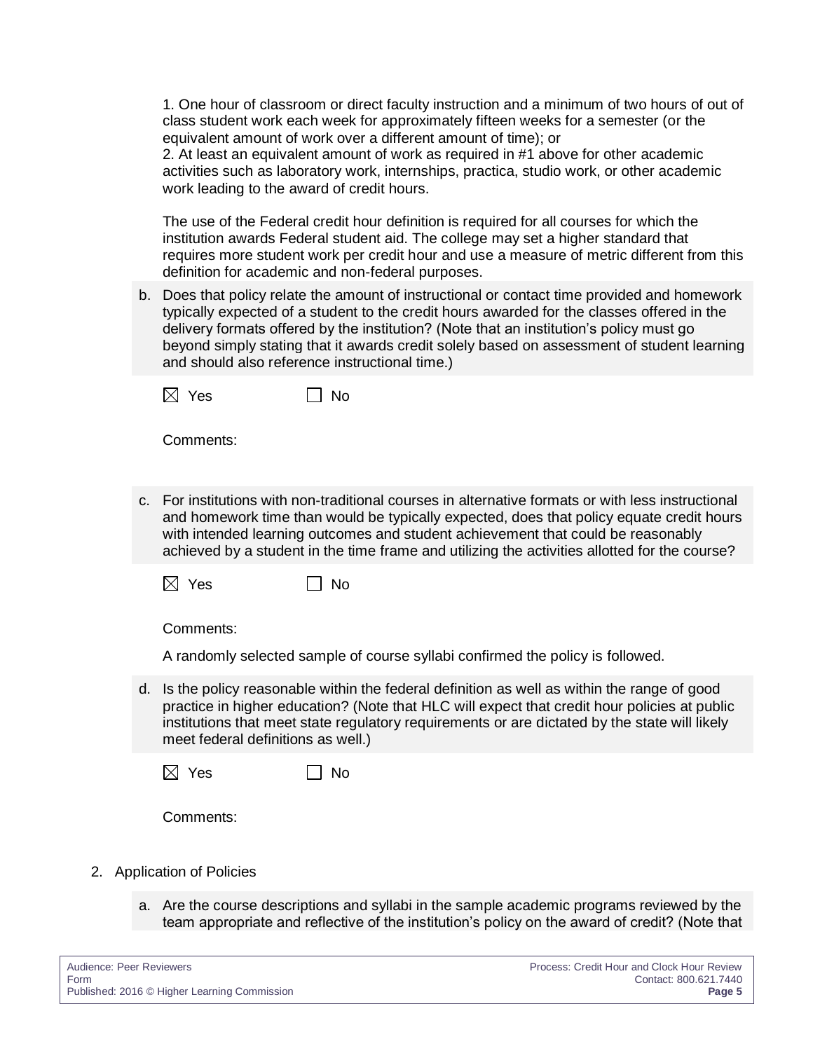1. One hour of classroom or direct faculty instruction and a minimum of two hours of out of class student work each week for approximately fifteen weeks for a semester (or the equivalent amount of work over a different amount of time); or
2. At least an equivalent amount of work as required in #1 above for other academic activities such as laboratory work, internships, practica, studio work, or other academic work leading to the award of credit hours.

The use of the Federal credit hour definition is required for all courses for which the institution awards Federal student aid. The college may set a higher standard that requires more student work per credit hour and use a measure of metric different from this definition for academic and non-federal purposes.

b. Does that policy relate the amount of instructional or contact time provided and homework typically expected of a student to the credit hours awarded for the classes offered in the delivery formats offered by the institution? (Note that an institution's policy must go beyond simply stating that it awards credit solely based on assessment of student learning and should also reference instructional time.)

☒ Yes ☐ No

Comments:

c. For institutions with non-traditional courses in alternative formats or with less instructional and homework time than would be typically expected, does that policy equate credit hours with intended learning outcomes and student achievement that could be reasonably achieved by a student in the time frame and utilizing the activities allotted for the course?

☒ Yes ☐ No

Comments:

A randomly selected sample of course syllabi confirmed the policy is followed.

d. Is the policy reasonable within the federal definition as well as within the range of good practice in higher education? (Note that HLC will expect that credit hour policies at public institutions that meet state regulatory requirements or are dictated by the state will likely meet federal definitions as well.)

☒ Yes ☐ No

Comments:

2. Application of Policies

a. Are the course descriptions and syllabi in the sample academic programs reviewed by the team appropriate and reflective of the institution's policy on the award of credit? (Note that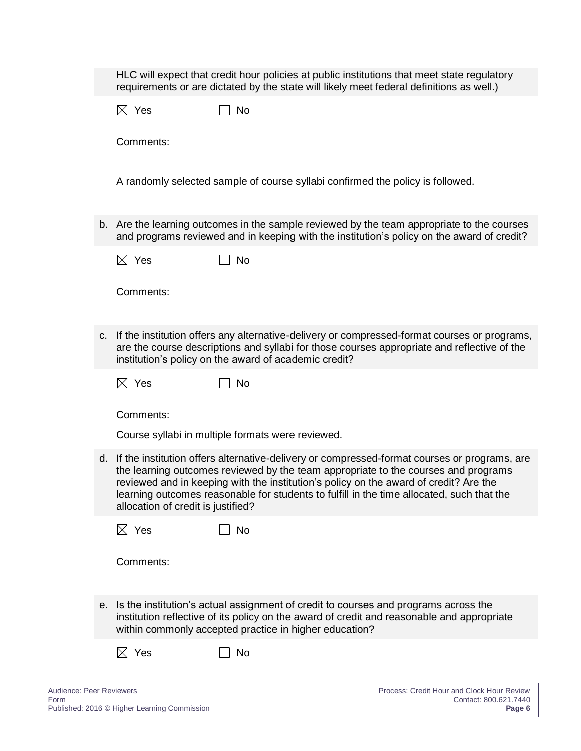HLC will expect that credit hour policies at public institutions that meet state regulatory requirements or are dictated by the state will likely meet federal definitions as well.)

☒ Yes ☐ No

Comments:

A randomly selected sample of course syllabi confirmed the policy is followed.

b. Are the learning outcomes in the sample reviewed by the team appropriate to the courses and programs reviewed and in keeping with the institution's policy on the award of credit?

☒ Yes ☐ No

Comments:

c. If the institution offers any alternative-delivery or compressed-format courses or programs, are the course descriptions and syllabi for those courses appropriate and reflective of the institution's policy on the award of academic credit?

☒ Yes ☐ No

Comments:

Course syllabi in multiple formats were reviewed.

d. If the institution offers alternative-delivery or compressed-format courses or programs, are the learning outcomes reviewed by the team appropriate to the courses and programs reviewed and in keeping with the institution's policy on the award of credit? Are the learning outcomes reasonable for students to fulfill in the time allocated, such that the allocation of credit is justified?

☒ Yes ☐ No

Comments:

e. Is the institution's actual assignment of credit to courses and programs across the institution reflective of its policy on the award of credit and reasonable and appropriate within commonly accepted practice in higher education?

☒ Yes ☐ No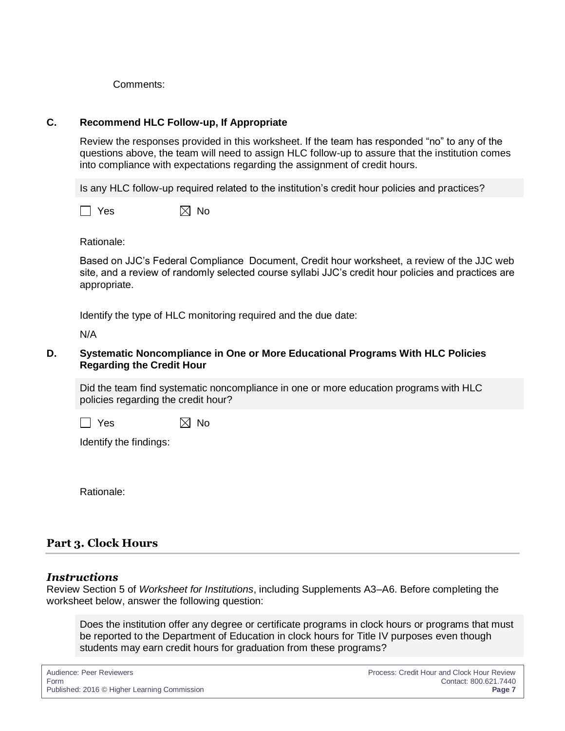Comments:

### C. Recommend HLC Follow-up, If Appropriate

Review the responses provided in this worksheet. If the team has responded "no" to any of the questions above, the team will need to assign HLC follow-up to assure that the institution comes into compliance with expectations regarding the assignment of credit hours.

Is any HLC follow-up required related to the institution's credit hour policies and practices?

☐ Yes ☒ No

Rationale:

Based on JJC's Federal Compliance Document, Credit hour worksheet, a review of the JJC web site, and a review of randomly selected course syllabi JJC's credit hour policies and practices are appropriate.

Identify the type of HLC monitoring required and the due date:

N/A

### D. Systematic Noncompliance in One or More Educational Programs With HLC Policies Regarding the Credit Hour

Did the team find systematic noncompliance in one or more education programs with HLC policies regarding the credit hour?

☐ Yes ☒ No

Identify the findings:

Rationale:

## Part 3. Clock Hours

### *Instructions*

Review Section 5 of *Worksheet for Institutions*, including Supplements A3–A6. Before completing the worksheet below, answer the following question:

Does the institution offer any degree or certificate programs in clock hours or programs that must be reported to the Department of Education in clock hours for Title IV purposes even though students may earn credit hours for graduation from these programs?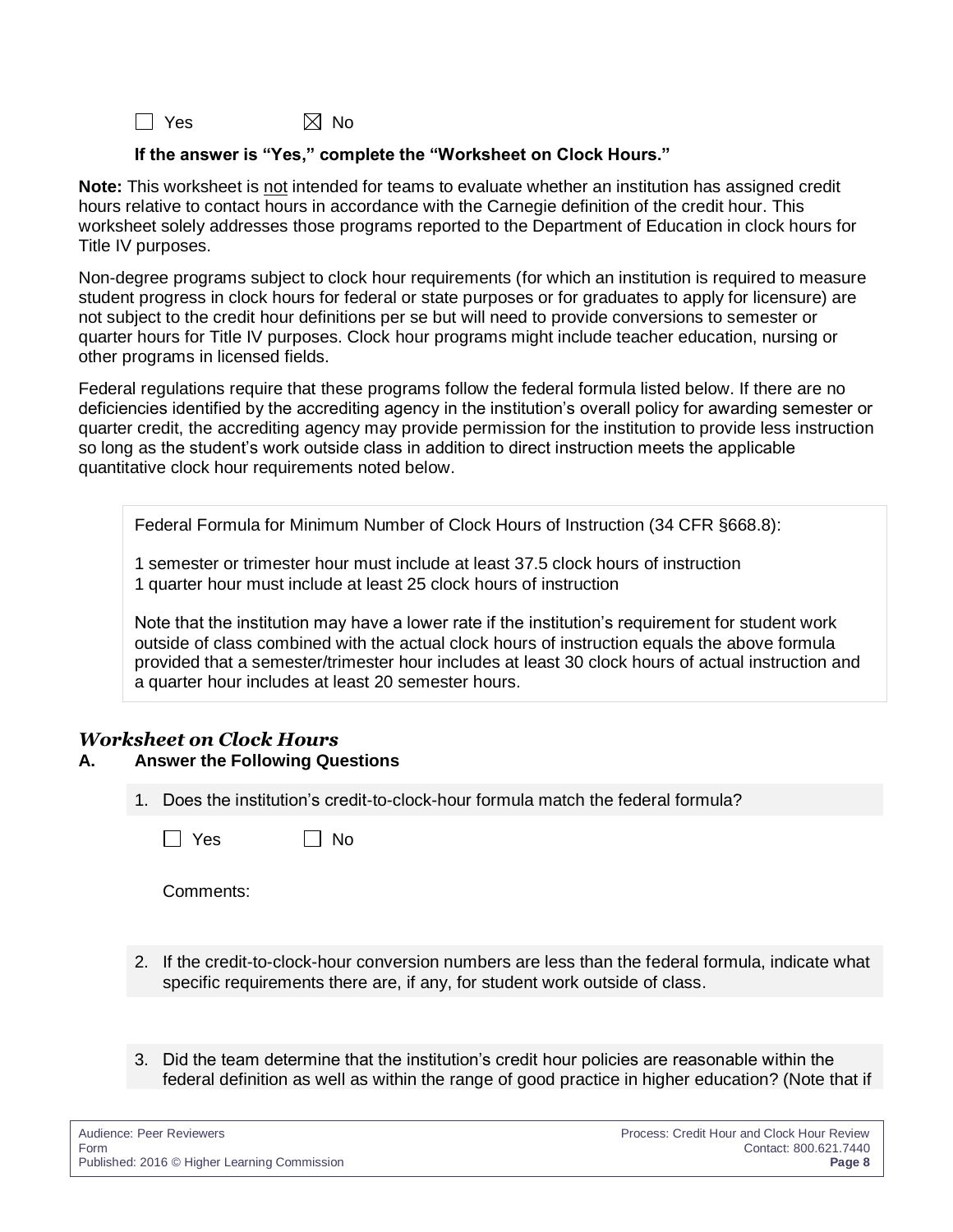☐ Yes ☒ No

**If the answer is "Yes," complete the "Worksheet on Clock Hours."**

**Note:** This worksheet is not intended for teams to evaluate whether an institution has assigned credit hours relative to contact hours in accordance with the Carnegie definition of the credit hour. This worksheet solely addresses those programs reported to the Department of Education in clock hours for Title IV purposes.

Non-degree programs subject to clock hour requirements (for which an institution is required to measure student progress in clock hours for federal or state purposes or for graduates to apply for licensure) are not subject to the credit hour definitions per se but will need to provide conversions to semester or quarter hours for Title IV purposes. Clock hour programs might include teacher education, nursing or other programs in licensed fields.

Federal regulations require that these programs follow the federal formula listed below. If there are no deficiencies identified by the accrediting agency in the institution's overall policy for awarding semester or quarter credit, the accrediting agency may provide permission for the institution to provide less instruction so long as the student's work outside class in addition to direct instruction meets the applicable quantitative clock hour requirements noted below.

> Federal Formula for Minimum Number of Clock Hours of Instruction (34 CFR §668.8):
>
> 1 semester or trimester hour must include at least 37.5 clock hours of instruction
> 1 quarter hour must include at least 25 clock hours of instruction
>
> Note that the institution may have a lower rate if the institution's requirement for student work outside of class combined with the actual clock hours of instruction equals the above formula provided that a semester/trimester hour includes at least 30 clock hours of actual instruction and a quarter hour includes at least 20 semester hours.

## *Worksheet on Clock Hours*

### A. Answer the Following Questions

1. Does the institution's credit-to-clock-hour formula match the federal formula?

   ☐ Yes ☐ No

   Comments:

2. If the credit-to-clock-hour conversion numbers are less than the federal formula, indicate what specific requirements there are, if any, for student work outside of class.

3. Did the team determine that the institution's credit hour policies are reasonable within the federal definition as well as within the range of good practice in higher education? (Note that if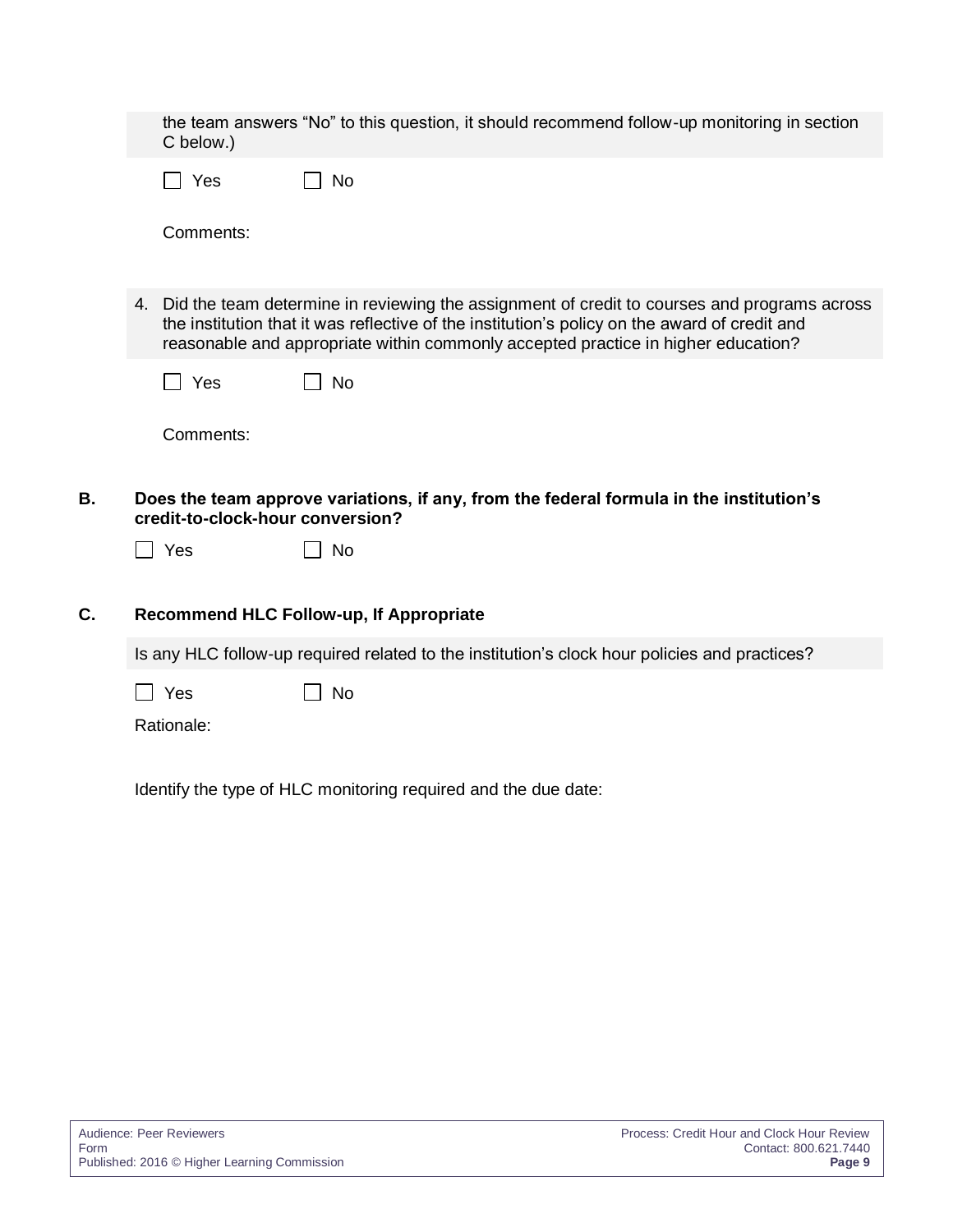the team answers “No” to this question, it should recommend follow-up monitoring in section C below.)

☐ Yes ☐ No

Comments:

4. Did the team determine in reviewing the assignment of credit to courses and programs across the institution that it was reflective of the institution’s policy on the award of credit and reasonable and appropriate within commonly accepted practice in higher education?

☐ Yes ☐ No

Comments:

**B. Does the team approve variations, if any, from the federal formula in the institution’s credit-to-clock-hour conversion?**

☐ Yes ☐ No

**C. Recommend HLC Follow-up, If Appropriate**

Is any HLC follow-up required related to the institution’s clock hour policies and practices?

☐ Yes ☐ No

Rationale:

Identify the type of HLC monitoring required and the due date: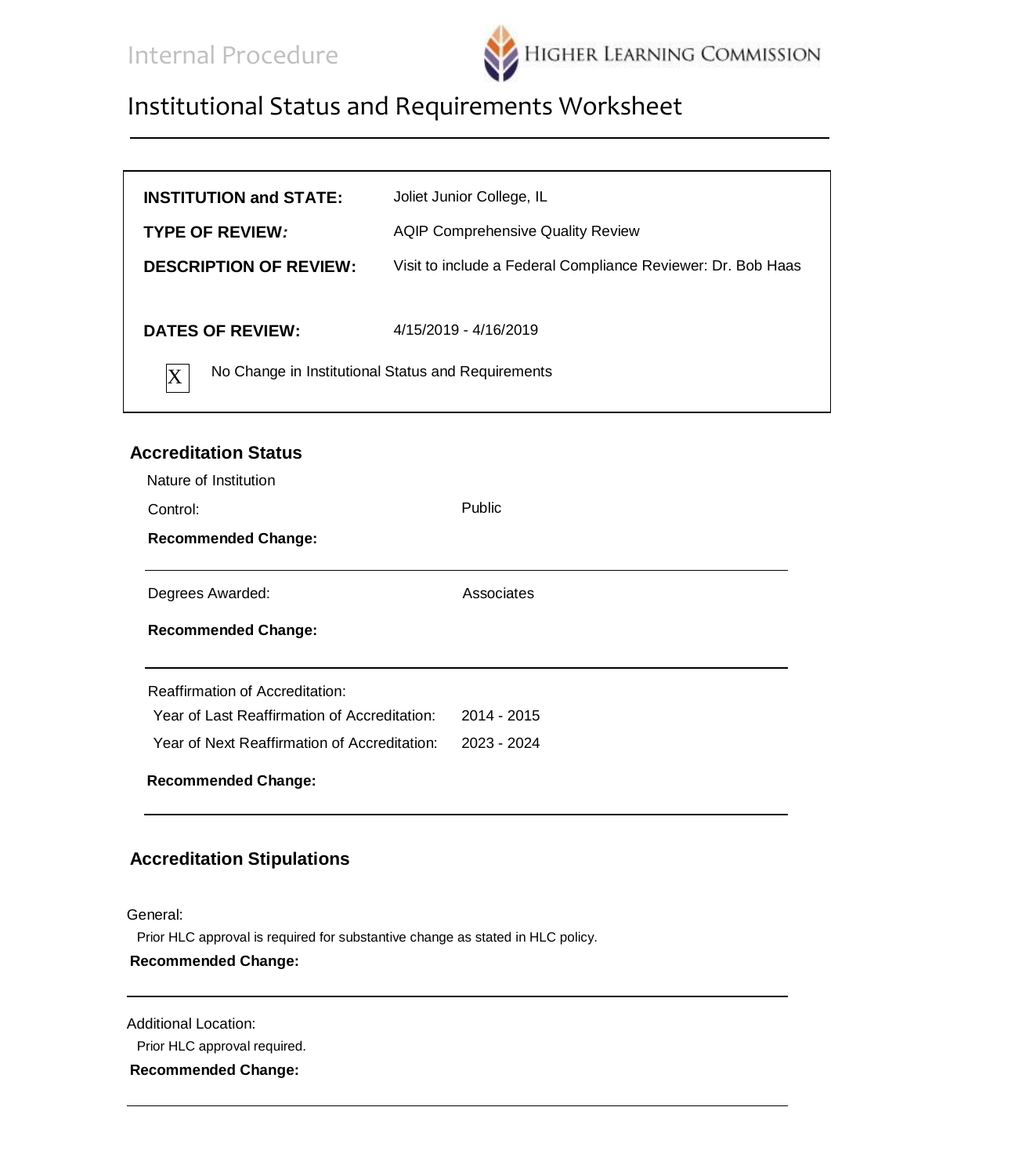Internal Procedure

# Institutional Status and Requirements Worksheet

---

| | |
|---|---|
| **INSTITUTION and STATE:** | Joliet Junior College, IL |
| **TYPE OF REVIEW:** | AQIP Comprehensive Quality Review |
| **DESCRIPTION OF REVIEW:** | Visit to include a Federal Compliance Reviewer: Dr. Bob Haas |
| **DATES OF REVIEW:** | 4/15/2019 - 4/16/2019 |

[X] No Change in Institutional Status and Requirements

## Accreditation Status

Nature of Institution

Control: Public

**Recommended Change:**

---

Degrees Awarded: Associates

**Recommended Change:**

---

Reaffirmation of Accreditation:

Year of Last Reaffirmation of Accreditation: 2014 - 2015

Year of Next Reaffirmation of Accreditation: 2023 - 2024

**Recommended Change:**

---

## Accreditation Stipulations

General:

Prior HLC approval is required for substantive change as stated in HLC policy.

**Recommended Change:**

---

Additional Location:

Prior HLC approval required.

**Recommended Change:**

---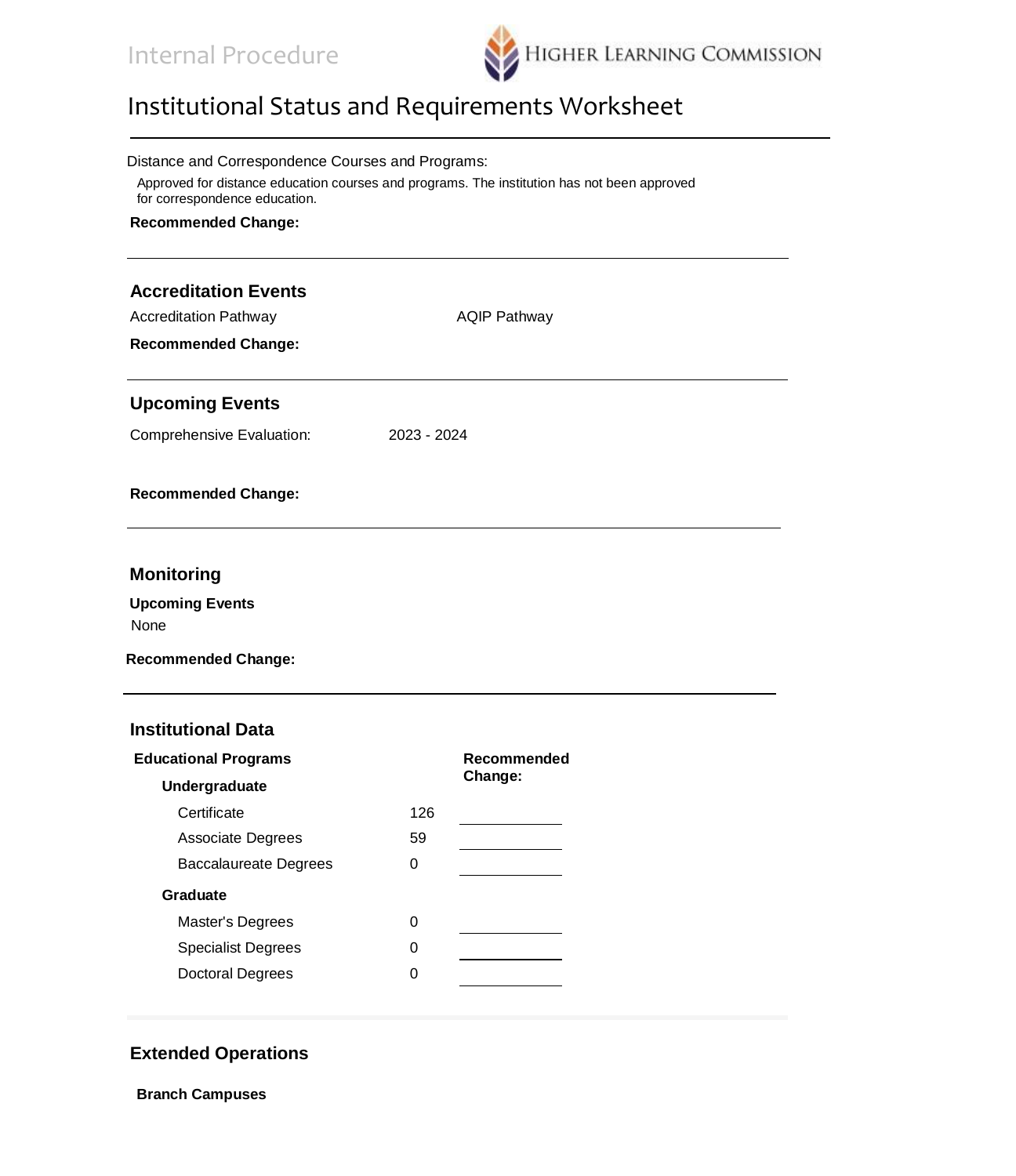Internal Procedure

# Institutional Status and Requirements Worksheet

Distance and Correspondence Courses and Programs:

Approved for distance education courses and programs. The institution has not been approved for correspondence education.

**Recommended Change:**

## Accreditation Events

Accreditation Pathway AQIP Pathway

**Recommended Change:**

## Upcoming Events

Comprehensive Evaluation: 2023 - 2024

**Recommended Change:**

## Monitoring

**Upcoming Events**

None

**Recommended Change:**

## Institutional Data

| **Educational Programs** | | **Recommended Change:** |
|---|---|---|
| **Undergraduate** | | |
| Certificate | 126 | |
| Associate Degrees | 59 | |
| Baccalaureate Degrees | 0 | |
| **Graduate** | | |
| Master's Degrees | 0 | |
| Specialist Degrees | 0 | |
| Doctoral Degrees | 0 | |

## Extended Operations

**Branch Campuses**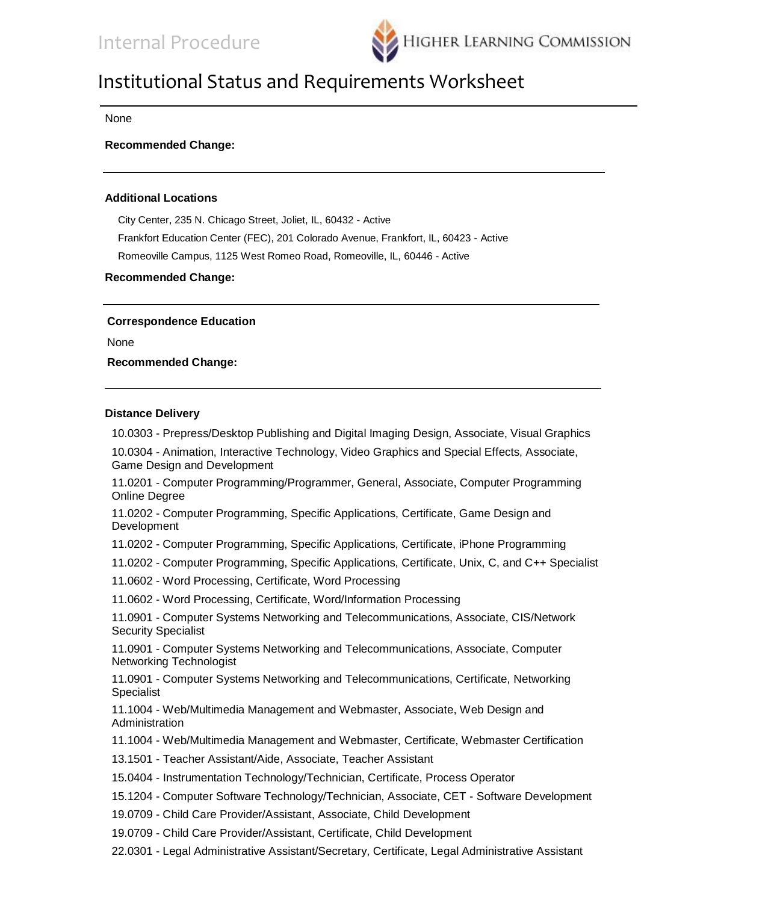None

**Recommended Change:**

---

**Additional Locations**

City Center, 235 N. Chicago Street, Joliet, IL, 60432 - Active

Frankfort Education Center (FEC), 201 Colorado Avenue, Frankfort, IL, 60423 - Active

Romeoville Campus, 1125 West Romeo Road, Romeoville, IL, 60446 - Active

**Recommended Change:**

---

**Correspondence Education**

None

**Recommended Change:**

---

**Distance Delivery**

10.0303 - Prepress/Desktop Publishing and Digital Imaging Design, Associate, Visual Graphics

10.0304 - Animation, Interactive Technology, Video Graphics and Special Effects, Associate, Game Design and Development

11.0201 - Computer Programming/Programmer, General, Associate, Computer Programming Online Degree

11.0202 - Computer Programming, Specific Applications, Certificate, Game Design and Development

11.0202 - Computer Programming, Specific Applications, Certificate, iPhone Programming

11.0202 - Computer Programming, Specific Applications, Certificate, Unix, C, and C++ Specialist

11.0602 - Word Processing, Certificate, Word Processing

11.0602 - Word Processing, Certificate, Word/Information Processing

11.0901 - Computer Systems Networking and Telecommunications, Associate, CIS/Network Security Specialist

11.0901 - Computer Systems Networking and Telecommunications, Associate, Computer Networking Technologist

11.0901 - Computer Systems Networking and Telecommunications, Certificate, Networking Specialist

11.1004 - Web/Multimedia Management and Webmaster, Associate, Web Design and Administration

11.1004 - Web/Multimedia Management and Webmaster, Certificate, Webmaster Certification

13.1501 - Teacher Assistant/Aide, Associate, Teacher Assistant

15.0404 - Instrumentation Technology/Technician, Certificate, Process Operator

15.1204 - Computer Software Technology/Technician, Associate, CET - Software Development

19.0709 - Child Care Provider/Assistant, Associate, Child Development

19.0709 - Child Care Provider/Assistant, Certificate, Child Development

22.0301 - Legal Administrative Assistant/Secretary, Certificate, Legal Administrative Assistant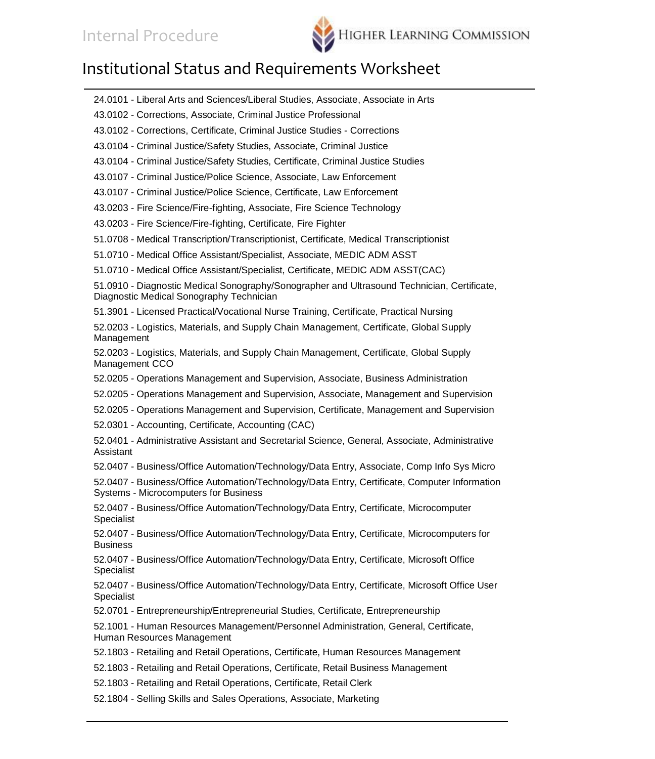# Institutional Status and Requirements Worksheet

24.0101 - Liberal Arts and Sciences/Liberal Studies, Associate, Associate in Arts

43.0102 - Corrections, Associate, Criminal Justice Professional

43.0102 - Corrections, Certificate, Criminal Justice Studies - Corrections

43.0104 - Criminal Justice/Safety Studies, Associate, Criminal Justice

43.0104 - Criminal Justice/Safety Studies, Certificate, Criminal Justice Studies

43.0107 - Criminal Justice/Police Science, Associate, Law Enforcement

43.0107 - Criminal Justice/Police Science, Certificate, Law Enforcement

43.0203 - Fire Science/Fire-fighting, Associate, Fire Science Technology

43.0203 - Fire Science/Fire-fighting, Certificate, Fire Fighter

51.0708 - Medical Transcription/Transcriptionist, Certificate, Medical Transcriptionist

51.0710 - Medical Office Assistant/Specialist, Associate, MEDIC ADM ASST

51.0710 - Medical Office Assistant/Specialist, Certificate, MEDIC ADM ASST(CAC)

51.0910 - Diagnostic Medical Sonography/Sonographer and Ultrasound Technician, Certificate, Diagnostic Medical Sonography Technician

51.3901 - Licensed Practical/Vocational Nurse Training, Certificate, Practical Nursing

52.0203 - Logistics, Materials, and Supply Chain Management, Certificate, Global Supply Management

52.0203 - Logistics, Materials, and Supply Chain Management, Certificate, Global Supply Management CCO

52.0205 - Operations Management and Supervision, Associate, Business Administration

52.0205 - Operations Management and Supervision, Associate, Management and Supervision

52.0205 - Operations Management and Supervision, Certificate, Management and Supervision

52.0301 - Accounting, Certificate, Accounting (CAC)

52.0401 - Administrative Assistant and Secretarial Science, General, Associate, Administrative Assistant

52.0407 - Business/Office Automation/Technology/Data Entry, Associate, Comp Info Sys Micro

52.0407 - Business/Office Automation/Technology/Data Entry, Certificate, Computer Information Systems - Microcomputers for Business

52.0407 - Business/Office Automation/Technology/Data Entry, Certificate, Microcomputer Specialist

52.0407 - Business/Office Automation/Technology/Data Entry, Certificate, Microcomputers for Business

52.0407 - Business/Office Automation/Technology/Data Entry, Certificate, Microsoft Office Specialist

52.0407 - Business/Office Automation/Technology/Data Entry, Certificate, Microsoft Office User Specialist

52.0701 - Entrepreneurship/Entrepreneurial Studies, Certificate, Entrepreneurship

52.1001 - Human Resources Management/Personnel Administration, General, Certificate, Human Resources Management

52.1803 - Retailing and Retail Operations, Certificate, Human Resources Management

52.1803 - Retailing and Retail Operations, Certificate, Retail Business Management

52.1803 - Retailing and Retail Operations, Certificate, Retail Clerk

52.1804 - Selling Skills and Sales Operations, Associate, Marketing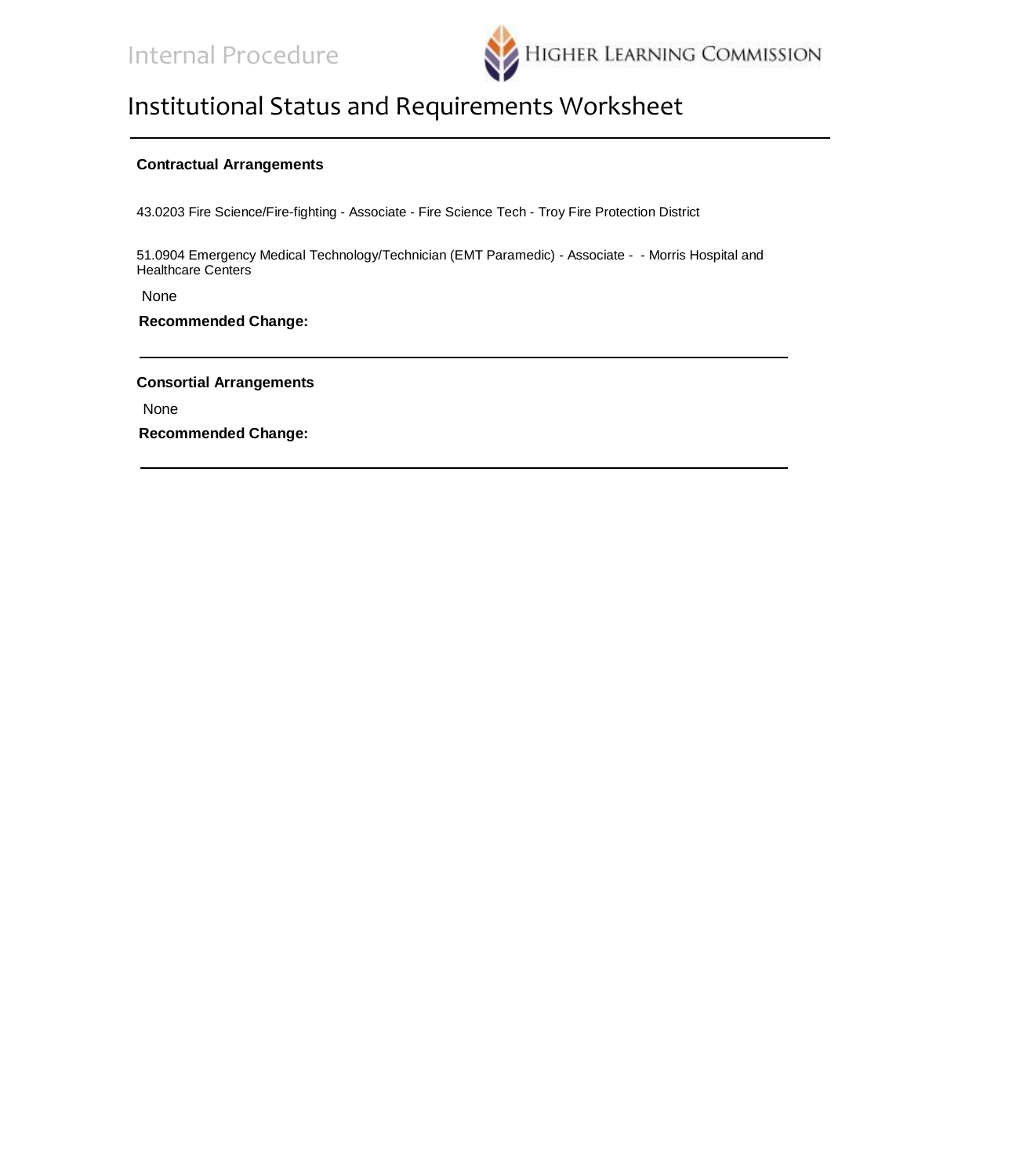Internal Procedure

HIGHER LEARNING COMMISSION

# Institutional Status and Requirements Worksheet

---

**Contractual Arrangements**

43.0203 Fire Science/Fire-fighting - Associate - Fire Science Tech - Troy Fire Protection District

51.0904 Emergency Medical Technology/Technician (EMT Paramedic) - Associate -  - Morris Hospital and Healthcare Centers

None

**Recommended Change:**

---

**Consortial Arrangements**

None

**Recommended Change:**

---